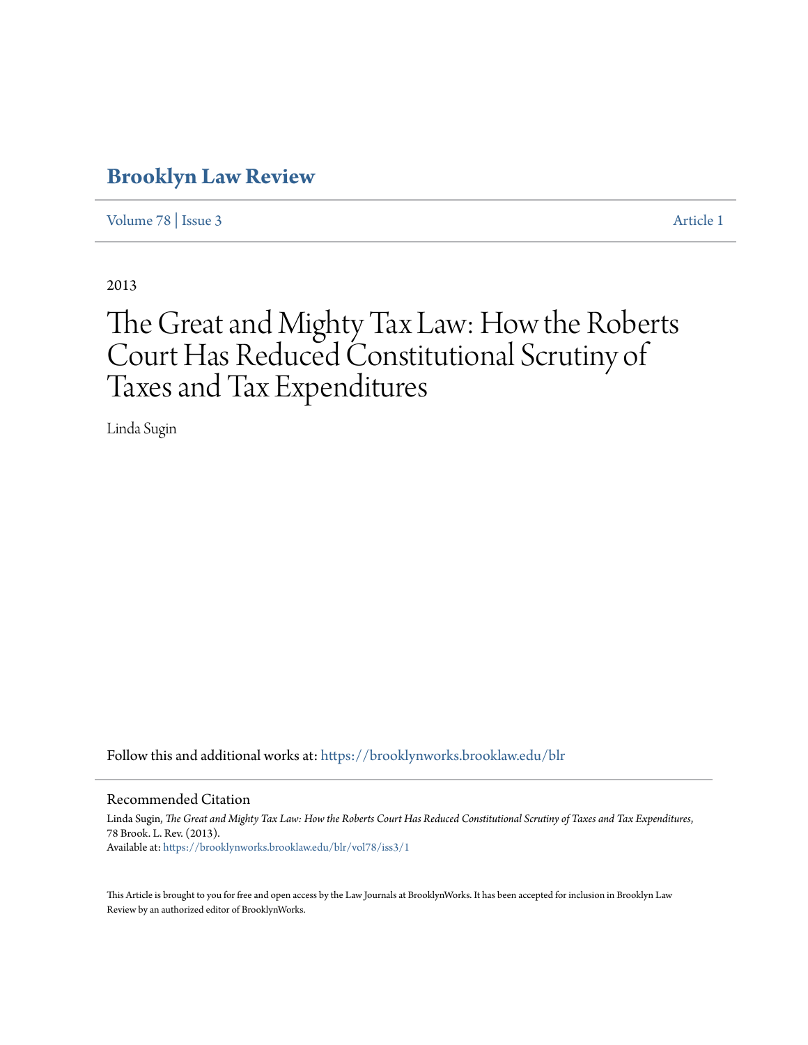# Brooklyn Law Review

Volume 78 | Issue 3 Article 1

2013

# The Great and Mighty Tax Law: How the Roberts Court Has Reduced Constitutional Scrutiny of Taxes and Tax Expenditures

Linda Sugin

Follow this and additional works at: https://brooklynworks.brooklaw.edu/blr

## Recommended Citation

Linda Sugin, *The Great and Mighty Tax Law: How the Roberts Court Has Reduced Constitutional Scrutiny of Taxes and Tax Expenditures*, 78 Brook. L. Rev. (2013).
Available at: https://brooklynworks.brooklaw.edu/blr/vol78/iss3/1

This Article is brought to you for free and open access by the Law Journals at BrooklynWorks. It has been accepted for inclusion in Brooklyn Law Review by an authorized editor of BrooklynWorks.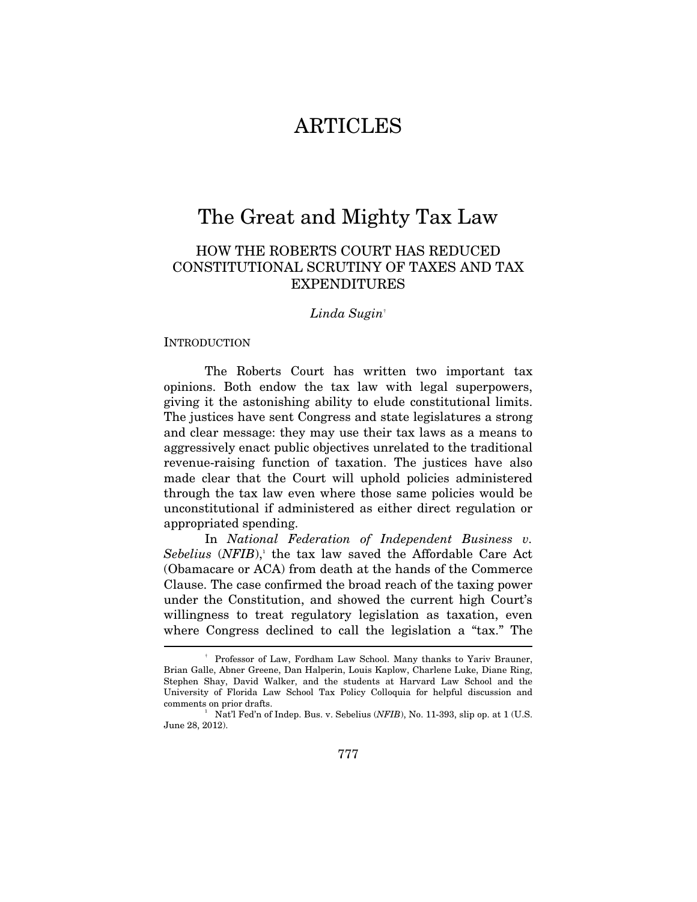# ARTICLES

# The Great and Mighty Tax Law

## HOW THE ROBERTS COURT HAS REDUCED CONSTITUTIONAL SCRUTINY OF TAXES AND TAX EXPENDITURES

*Linda Sugin*[†]

INTRODUCTION

The Roberts Court has written two important tax opinions. Both endow the tax law with legal superpowers, giving it the astonishing ability to elude constitutional limits. The justices have sent Congress and state legislatures a strong and clear message: they may use their tax laws as a means to aggressively enact public objectives unrelated to the traditional revenue-raising function of taxation. The justices have also made clear that the Court will uphold policies administered through the tax law even where those same policies would be unconstitutional if administered as either direct regulation or appropriated spending.

In *National Federation of Independent Business v. Sebelius* (*NFIB*),[1] the tax law saved the Affordable Care Act (Obamacare or ACA) from death at the hands of the Commerce Clause. The case confirmed the broad reach of the taxing power under the Constitution, and showed the current high Court's willingness to treat regulatory legislation as taxation, even where Congress declined to call the legislation a "tax." The

---

[†] Professor of Law, Fordham Law School. Many thanks to Yariv Brauner, Brian Galle, Abner Greene, Dan Halperin, Louis Kaplow, Charlene Luke, Diane Ring, Stephen Shay, David Walker, and the students at Harvard Law School and the University of Florida Law School Tax Policy Colloquia for helpful discussion and comments on prior drafts.

[1] Nat'l Fed'n of Indep. Bus. v. Sebelius (*NFIB*), No. 11-393, slip op. at 1 (U.S. June 28, 2012).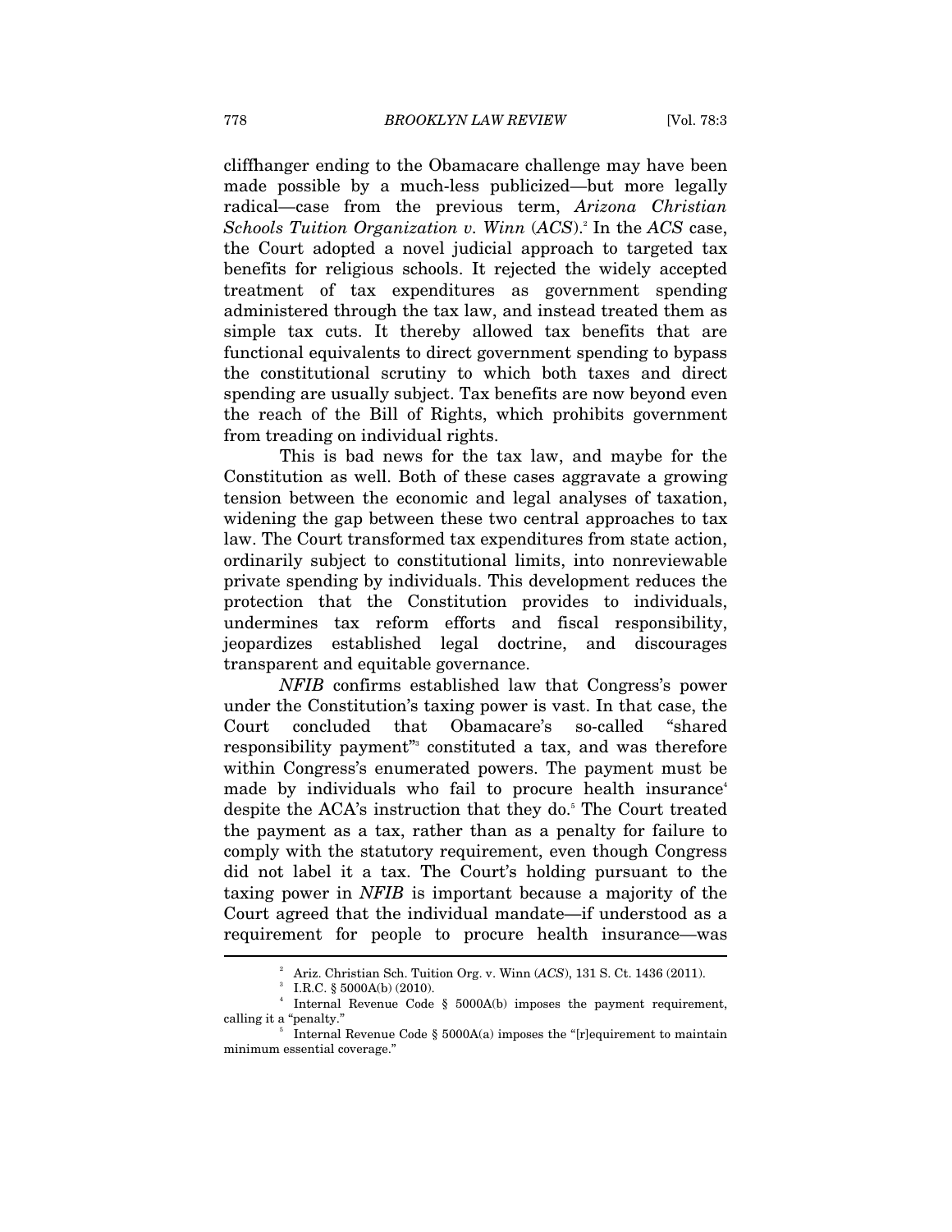cliffhanger ending to the Obamacare challenge may have been made possible by a much-less publicized—but more legally radical—case from the previous term, *Arizona Christian Schools Tuition Organization v. Winn* (*ACS*).[2] In the *ACS* case, the Court adopted a novel judicial approach to targeted tax benefits for religious schools. It rejected the widely accepted treatment of tax expenditures as government spending administered through the tax law, and instead treated them as simple tax cuts. It thereby allowed tax benefits that are functional equivalents to direct government spending to bypass the constitutional scrutiny to which both taxes and direct spending are usually subject. Tax benefits are now beyond even the reach of the Bill of Rights, which prohibits government from treading on individual rights.

This is bad news for the tax law, and maybe for the Constitution as well. Both of these cases aggravate a growing tension between the economic and legal analyses of taxation, widening the gap between these two central approaches to tax law. The Court transformed tax expenditures from state action, ordinarily subject to constitutional limits, into nonreviewable private spending by individuals. This development reduces the protection that the Constitution provides to individuals, undermines tax reform efforts and fiscal responsibility, jeopardizes established legal doctrine, and discourages transparent and equitable governance.

*NFIB* confirms established law that Congress's power under the Constitution's taxing power is vast. In that case, the Court concluded that Obamacare's so-called "shared responsibility payment"[3] constituted a tax, and was therefore within Congress's enumerated powers. The payment must be made by individuals who fail to procure health insurance[4] despite the ACA's instruction that they do.[5] The Court treated the payment as a tax, rather than as a penalty for failure to comply with the statutory requirement, even though Congress did not label it a tax. The Court's holding pursuant to the taxing power in *NFIB* is important because a majority of the Court agreed that the individual mandate—if understood as a requirement for people to procure health insurance—was

---

[2] Ariz. Christian Sch. Tuition Org. v. Winn (*ACS*), 131 S. Ct. 1436 (2011).

[3] I.R.C. § 5000A(b) (2010).

[4] Internal Revenue Code § 5000A(b) imposes the payment requirement, calling it a "penalty."

[5] Internal Revenue Code § 5000A(a) imposes the "[r]equirement to maintain minimum essential coverage."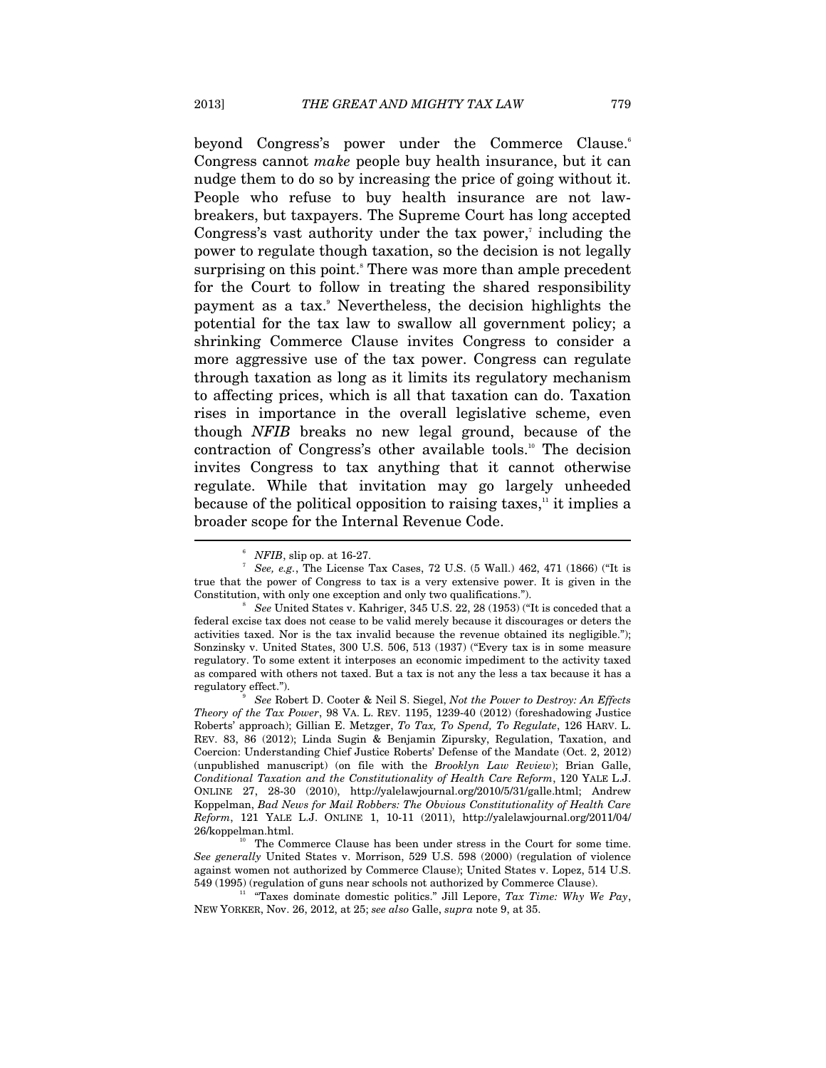beyond Congress's power under the Commerce Clause.[6] Congress cannot *make* people buy health insurance, but it can nudge them to do so by increasing the price of going without it. People who refuse to buy health insurance are not law-breakers, but taxpayers. The Supreme Court has long accepted Congress's vast authority under the tax power,[7] including the power to regulate though taxation, so the decision is not legally surprising on this point.[8] There was more than ample precedent for the Court to follow in treating the shared responsibility payment as a tax.[9] Nevertheless, the decision highlights the potential for the tax law to swallow all government policy; a shrinking Commerce Clause invites Congress to consider a more aggressive use of the tax power. Congress can regulate through taxation as long as it limits its regulatory mechanism to affecting prices, which is all that taxation can do. Taxation rises in importance in the overall legislative scheme, even though *NFIB* breaks no new legal ground, because of the contraction of Congress's other available tools.[10] The decision invites Congress to tax anything that it cannot otherwise regulate. While that invitation may go largely unheeded because of the political opposition to raising taxes,[11] it implies a broader scope for the Internal Revenue Code.

---

[6] *NFIB*, slip op. at 16-27.

[7] *See, e.g.*, The License Tax Cases, 72 U.S. (5 Wall.) 462, 471 (1866) ("It is true that the power of Congress to tax is a very extensive power. It is given in the Constitution, with only one exception and only two qualifications.").

[8] *See* United States v. Kahriger, 345 U.S. 22, 28 (1953) ("It is conceded that a federal excise tax does not cease to be valid merely because it discourages or deters the activities taxed. Nor is the tax invalid because the revenue obtained its negligible."); Sonzinsky v. United States, 300 U.S. 506, 513 (1937) ("Every tax is in some measure regulatory. To some extent it interposes an economic impediment to the activity taxed as compared with others not taxed. But a tax is not any the less a tax because it has a regulatory effect.").

[9] *See* Robert D. Cooter & Neil S. Siegel, *Not the Power to Destroy: An Effects Theory of the Tax Power*, 98 VA. L. REV. 1195, 1239-40 (2012) (foreshadowing Justice Roberts' approach); Gillian E. Metzger, *To Tax, To Spend, To Regulate*, 126 HARV. L. REV. 83, 86 (2012); Linda Sugin & Benjamin Zipursky, Regulation, Taxation, and Coercion: Understanding Chief Justice Roberts' Defense of the Mandate (Oct. 2, 2012) (unpublished manuscript) (on file with the *Brooklyn Law Review*); Brian Galle, *Conditional Taxation and the Constitutionality of Health Care Reform*, 120 YALE L.J. ONLINE 27, 28-30 (2010), http://yalelawjournal.org/2010/5/31/galle.html; Andrew Koppelman, *Bad News for Mail Robbers: The Obvious Constitutionality of Health Care Reform*, 121 YALE L.J. ONLINE 1, 10-11 (2011), http://yalelawjournal.org/2011/04/26/koppelman.html.

[10] The Commerce Clause has been under stress in the Court for some time. *See generally* United States v. Morrison, 529 U.S. 598 (2000) (regulation of violence against women not authorized by Commerce Clause); United States v. Lopez, 514 U.S. 549 (1995) (regulation of guns near schools not authorized by Commerce Clause).

[11] "Taxes dominate domestic politics." Jill Lepore, *Tax Time: Why We Pay*, NEW YORKER, Nov. 26, 2012, at 25; *see also* Galle, *supra* note 9, at 35.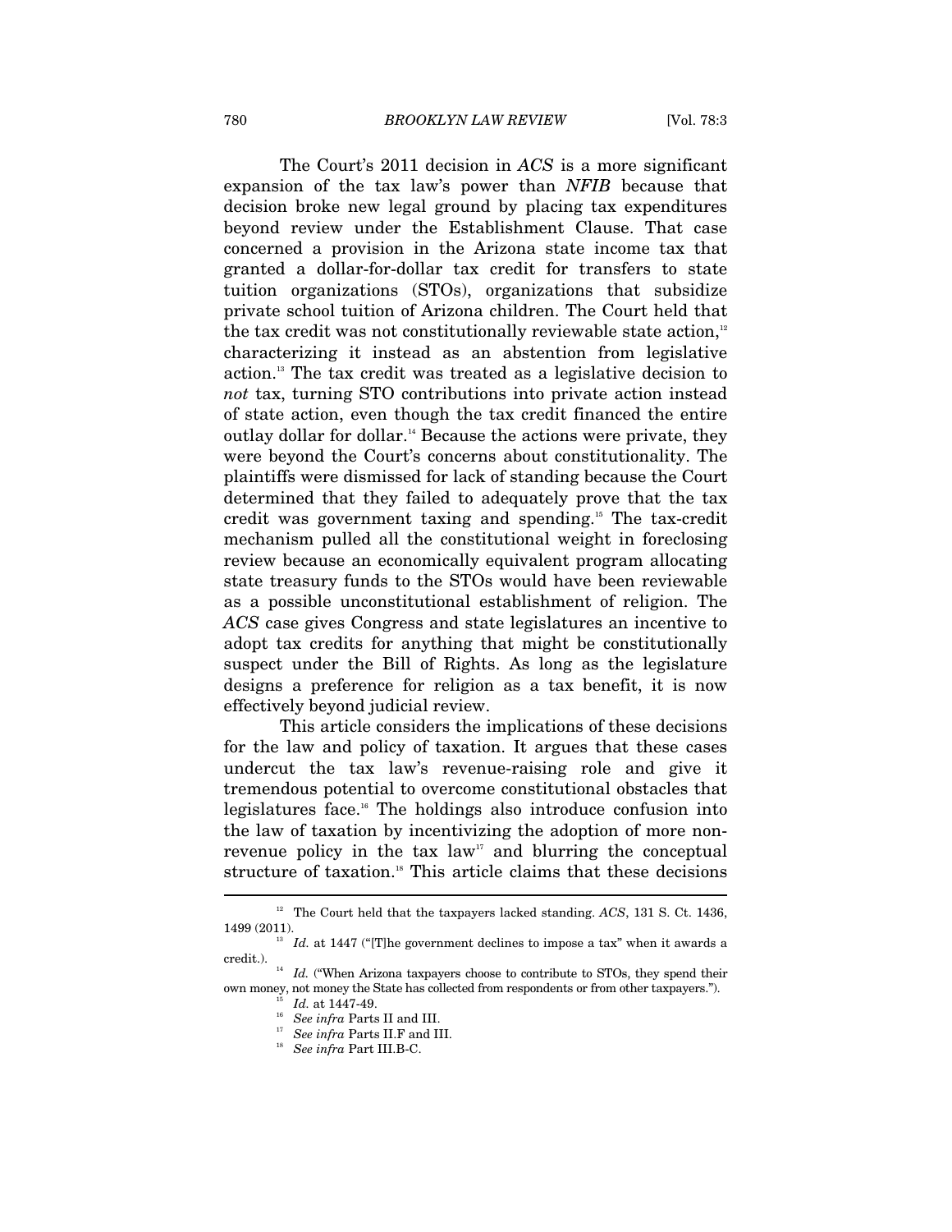The Court's 2011 decision in *ACS* is a more significant expansion of the tax law's power than *NFIB* because that decision broke new legal ground by placing tax expenditures beyond review under the Establishment Clause. That case concerned a provision in the Arizona state income tax that granted a dollar-for-dollar tax credit for transfers to state tuition organizations (STOs), organizations that subsidize private school tuition of Arizona children. The Court held that the tax credit was not constitutionally reviewable state action,[12] characterizing it instead as an abstention from legislative action.[13] The tax credit was treated as a legislative decision to *not* tax, turning STO contributions into private action instead of state action, even though the tax credit financed the entire outlay dollar for dollar.[14] Because the actions were private, they were beyond the Court's concerns about constitutionality. The plaintiffs were dismissed for lack of standing because the Court determined that they failed to adequately prove that the tax credit was government taxing and spending.[15] The tax-credit mechanism pulled all the constitutional weight in foreclosing review because an economically equivalent program allocating state treasury funds to the STOs would have been reviewable as a possible unconstitutional establishment of religion. The *ACS* case gives Congress and state legislatures an incentive to adopt tax credits for anything that might be constitutionally suspect under the Bill of Rights. As long as the legislature designs a preference for religion as a tax benefit, it is now effectively beyond judicial review.

This article considers the implications of these decisions for the law and policy of taxation. It argues that these cases undercut the tax law's revenue-raising role and give it tremendous potential to overcome constitutional obstacles that legislatures face.[16] The holdings also introduce confusion into the law of taxation by incentivizing the adoption of more non-revenue policy in the tax law[17] and blurring the conceptual structure of taxation.[18] This article claims that these decisions

---

[12] The Court held that the taxpayers lacked standing. *ACS*, 131 S. Ct. 1436, 1499 (2011).

[13] *Id.* at 1447 ("[T]he government declines to impose a tax" when it awards a credit.).

[14] *Id.* ("When Arizona taxpayers choose to contribute to STOs, they spend their own money, not money the State has collected from respondents or from other taxpayers.").

[15] *Id.* at 1447-49.

[16] *See infra* Parts II and III.

[17] *See infra* Parts II.F and III.

[18] *See infra* Part III.B-C.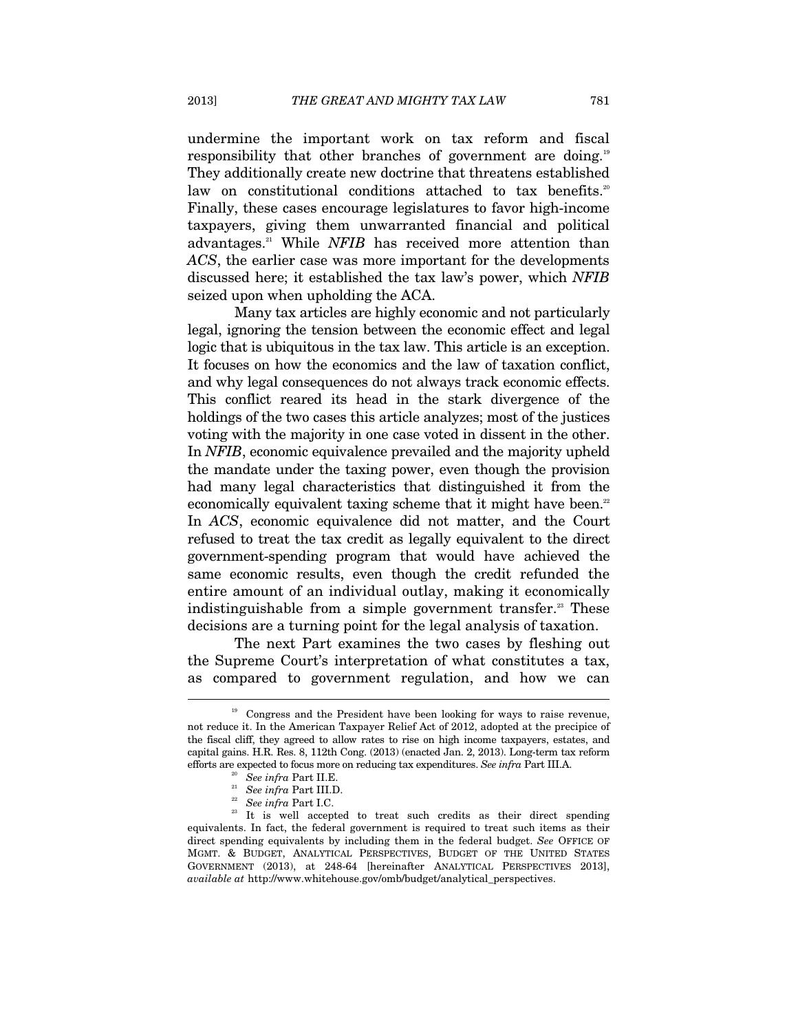undermine the important work on tax reform and fiscal responsibility that other branches of government are doing.[19] They additionally create new doctrine that threatens established law on constitutional conditions attached to tax benefits.[20] Finally, these cases encourage legislatures to favor high-income taxpayers, giving them unwarranted financial and political advantages.[21] While *NFIB* has received more attention than *ACS*, the earlier case was more important for the developments discussed here; it established the tax law's power, which *NFIB* seized upon when upholding the ACA.

Many tax articles are highly economic and not particularly legal, ignoring the tension between the economic effect and legal logic that is ubiquitous in the tax law. This article is an exception. It focuses on how the economics and the law of taxation conflict, and why legal consequences do not always track economic effects. This conflict reared its head in the stark divergence of the holdings of the two cases this article analyzes; most of the justices voting with the majority in one case voted in dissent in the other. In *NFIB*, economic equivalence prevailed and the majority upheld the mandate under the taxing power, even though the provision had many legal characteristics that distinguished it from the economically equivalent taxing scheme that it might have been.[22] In *ACS*, economic equivalence did not matter, and the Court refused to treat the tax credit as legally equivalent to the direct government-spending program that would have achieved the same economic results, even though the credit refunded the entire amount of an individual outlay, making it economically indistinguishable from a simple government transfer.[23] These decisions are a turning point for the legal analysis of taxation.

The next Part examines the two cases by fleshing out the Supreme Court's interpretation of what constitutes a tax, as compared to government regulation, and how we can

---

[19] Congress and the President have been looking for ways to raise revenue, not reduce it. In the American Taxpayer Relief Act of 2012, adopted at the precipice of the fiscal cliff, they agreed to allow rates to rise on high income taxpayers, estates, and capital gains. H.R. Res. 8, 112th Cong. (2013) (enacted Jan. 2, 2013). Long-term tax reform efforts are expected to focus more on reducing tax expenditures. *See infra* Part III.A.

[20] *See infra* Part II.E.

[21] *See infra* Part III.D.

[22] *See infra* Part I.C.

[23] It is well accepted to treat such credits as their direct spending equivalents. In fact, the federal government is required to treat such items as their direct spending equivalents by including them in the federal budget. *See* OFFICE OF MGMT. & BUDGET, ANALYTICAL PERSPECTIVES, BUDGET OF THE UNITED STATES GOVERNMENT (2013), at 248-64 [hereinafter ANALYTICAL PERSPECTIVES 2013], *available at* http://www.whitehouse.gov/omb/budget/analytical_perspectives.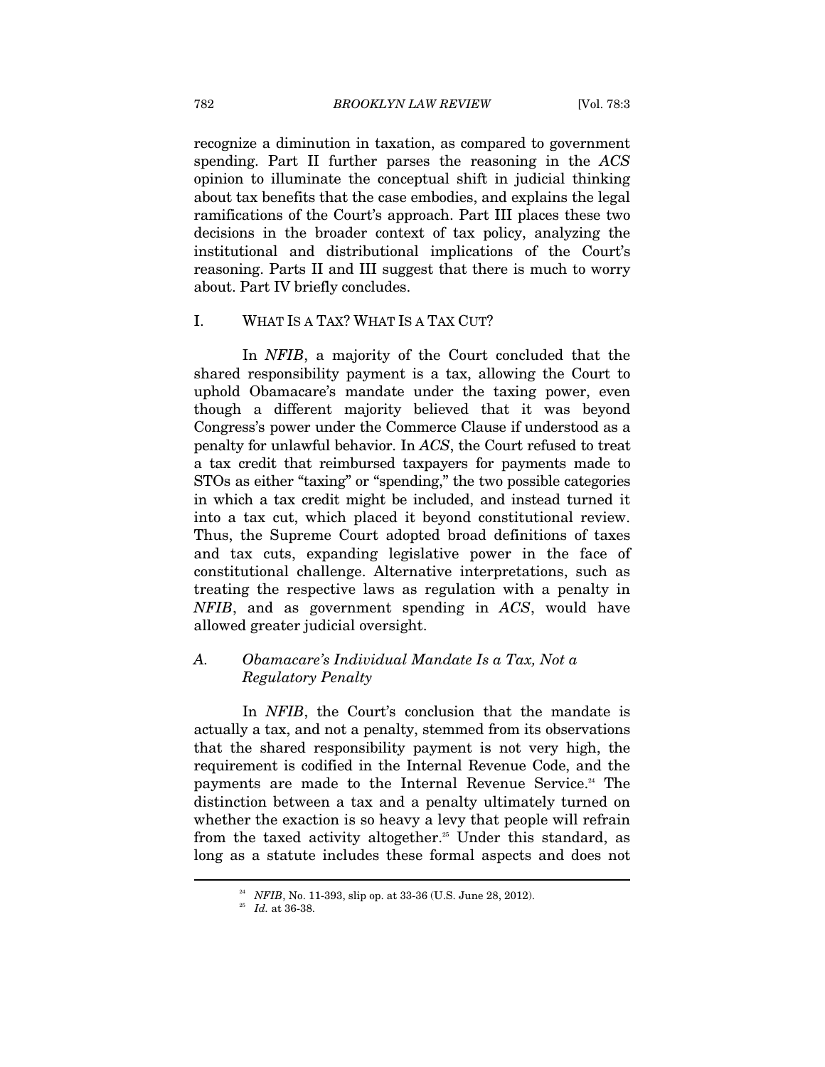recognize a diminution in taxation, as compared to government spending. Part II further parses the reasoning in the *ACS* opinion to illuminate the conceptual shift in judicial thinking about tax benefits that the case embodies, and explains the legal ramifications of the Court's approach. Part III places these two decisions in the broader context of tax policy, analyzing the institutional and distributional implications of the Court's reasoning. Parts II and III suggest that there is much to worry about. Part IV briefly concludes.

## I. WHAT IS A TAX? WHAT IS A TAX CUT?

In *NFIB*, a majority of the Court concluded that the shared responsibility payment is a tax, allowing the Court to uphold Obamacare's mandate under the taxing power, even though a different majority believed that it was beyond Congress's power under the Commerce Clause if understood as a penalty for unlawful behavior. In *ACS*, the Court refused to treat a tax credit that reimbursed taxpayers for payments made to STOs as either "taxing" or "spending," the two possible categories in which a tax credit might be included, and instead turned it into a tax cut, which placed it beyond constitutional review. Thus, the Supreme Court adopted broad definitions of taxes and tax cuts, expanding legislative power in the face of constitutional challenge. Alternative interpretations, such as treating the respective laws as regulation with a penalty in *NFIB*, and as government spending in *ACS*, would have allowed greater judicial oversight.

### A. *Obamacare's Individual Mandate Is a Tax, Not a Regulatory Penalty*

In *NFIB*, the Court's conclusion that the mandate is actually a tax, and not a penalty, stemmed from its observations that the shared responsibility payment is not very high, the requirement is codified in the Internal Revenue Code, and the payments are made to the Internal Revenue Service.[24] The distinction between a tax and a penalty ultimately turned on whether the exaction is so heavy a levy that people will refrain from the taxed activity altogether.[25] Under this standard, as long as a statute includes these formal aspects and does not

---

[24] *NFIB*, No. 11-393, slip op. at 33-36 (U.S. June 28, 2012).

[25] *Id.* at 36-38.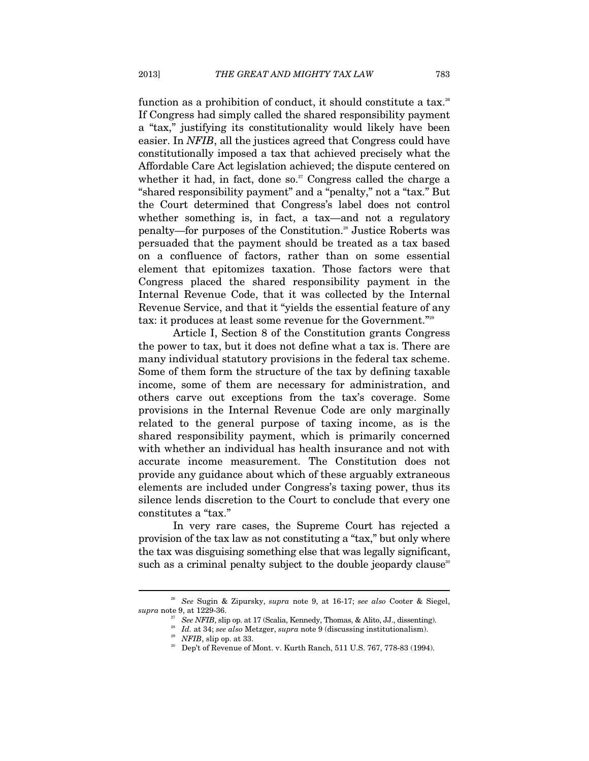function as a prohibition of conduct, it should constitute a tax.[26] If Congress had simply called the shared responsibility payment a "tax," justifying its constitutionality would likely have been easier. In *NFIB*, all the justices agreed that Congress could have constitutionally imposed a tax that achieved precisely what the Affordable Care Act legislation achieved; the dispute centered on whether it had, in fact, done so.[27] Congress called the charge a "shared responsibility payment" and a "penalty," not a "tax." But the Court determined that Congress's label does not control whether something is, in fact, a tax—and not a regulatory penalty—for purposes of the Constitution.[28] Justice Roberts was persuaded that the payment should be treated as a tax based on a confluence of factors, rather than on some essential element that epitomizes taxation. Those factors were that Congress placed the shared responsibility payment in the Internal Revenue Code, that it was collected by the Internal Revenue Service, and that it "yields the essential feature of any tax: it produces at least some revenue for the Government."[29]

Article I, Section 8 of the Constitution grants Congress the power to tax, but it does not define what a tax is. There are many individual statutory provisions in the federal tax scheme. Some of them form the structure of the tax by defining taxable income, some of them are necessary for administration, and others carve out exceptions from the tax's coverage. Some provisions in the Internal Revenue Code are only marginally related to the general purpose of taxing income, as is the shared responsibility payment, which is primarily concerned with whether an individual has health insurance and not with accurate income measurement. The Constitution does not provide any guidance about which of these arguably extraneous elements are included under Congress's taxing power, thus its silence lends discretion to the Court to conclude that every one constitutes a "tax."

In very rare cases, the Supreme Court has rejected a provision of the tax law as not constituting a "tax," but only where the tax was disguising something else that was legally significant, such as a criminal penalty subject to the double jeopardy clause[30]

---

[26] *See* Sugin & Zipursky, *supra* note 9, at 16-17; *see also* Cooter & Siegel, *supra* note 9, at 1229-36.

[27] *See NFIB*, slip op. at 17 (Scalia, Kennedy, Thomas, & Alito, JJ., dissenting).

[28] *Id.* at 34; *see also* Metzger, *supra* note 9 (discussing institutionalism).

[29] *NFIB*, slip op. at 33.

[30] Dep't of Revenue of Mont. v. Kurth Ranch, 511 U.S. 767, 778-83 (1994).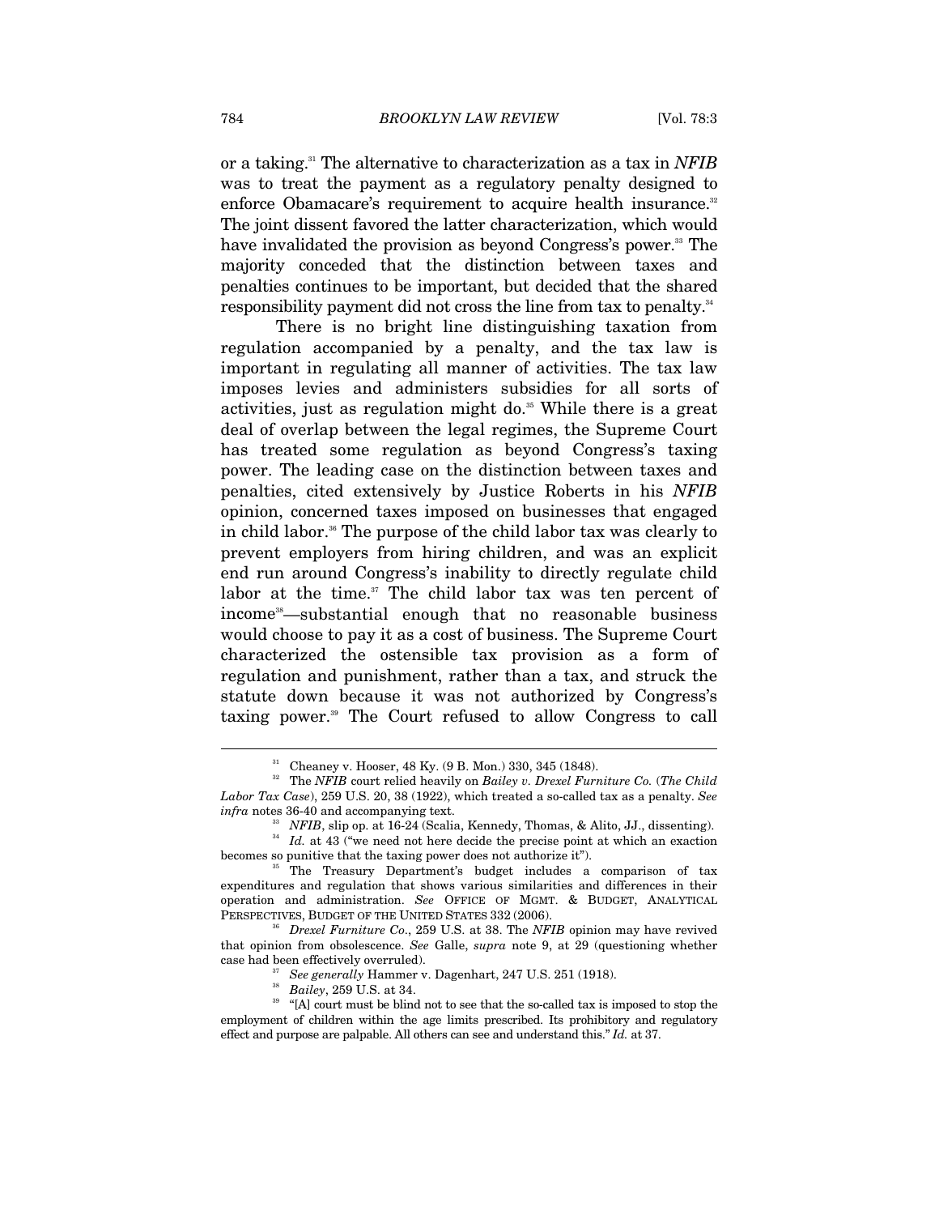or a taking.[31] The alternative to characterization as a tax in *NFIB* was to treat the payment as a regulatory penalty designed to enforce Obamacare's requirement to acquire health insurance.[32] The joint dissent favored the latter characterization, which would have invalidated the provision as beyond Congress's power.[33] The majority conceded that the distinction between taxes and penalties continues to be important, but decided that the shared responsibility payment did not cross the line from tax to penalty.[34]

There is no bright line distinguishing taxation from regulation accompanied by a penalty, and the tax law is important in regulating all manner of activities. The tax law imposes levies and administers subsidies for all sorts of activities, just as regulation might do.[35] While there is a great deal of overlap between the legal regimes, the Supreme Court has treated some regulation as beyond Congress's taxing power. The leading case on the distinction between taxes and penalties, cited extensively by Justice Roberts in his *NFIB* opinion, concerned taxes imposed on businesses that engaged in child labor.[36] The purpose of the child labor tax was clearly to prevent employers from hiring children, and was an explicit end run around Congress's inability to directly regulate child labor at the time.[37] The child labor tax was ten percent of income[38]—substantial enough that no reasonable business would choose to pay it as a cost of business. The Supreme Court characterized the ostensible tax provision as a form of regulation and punishment, rather than a tax, and struck the statute down because it was not authorized by Congress's taxing power.[39] The Court refused to allow Congress to call

---

[31] Cheaney v. Hooser, 48 Ky. (9 B. Mon.) 330, 345 (1848).

[32] The *NFIB* court relied heavily on *Bailey v. Drexel Furniture Co.* (*The Child Labor Tax Case*), 259 U.S. 20, 38 (1922), which treated a so-called tax as a penalty. *See infra* notes 36-40 and accompanying text.

[33] *NFIB*, slip op. at 16-24 (Scalia, Kennedy, Thomas, & Alito, JJ., dissenting).

[34] *Id.* at 43 ("we need not here decide the precise point at which an exaction becomes so punitive that the taxing power does not authorize it").

[35] The Treasury Department's budget includes a comparison of tax expenditures and regulation that shows various similarities and differences in their operation and administration. *See* OFFICE OF MGMT. & BUDGET, ANALYTICAL PERSPECTIVES, BUDGET OF THE UNITED STATES 332 (2006).

[36] *Drexel Furniture Co.*, 259 U.S. at 38. The *NFIB* opinion may have revived that opinion from obsolescence. *See* Galle, *supra* note 9, at 29 (questioning whether case had been effectively overruled).

[37] *See generally* Hammer v. Dagenhart, 247 U.S. 251 (1918).

[38] *Bailey*, 259 U.S. at 34.

[39] "[A] court must be blind not to see that the so-called tax is imposed to stop the employment of children within the age limits prescribed. Its prohibitory and regulatory effect and purpose are palpable. All others can see and understand this." *Id.* at 37.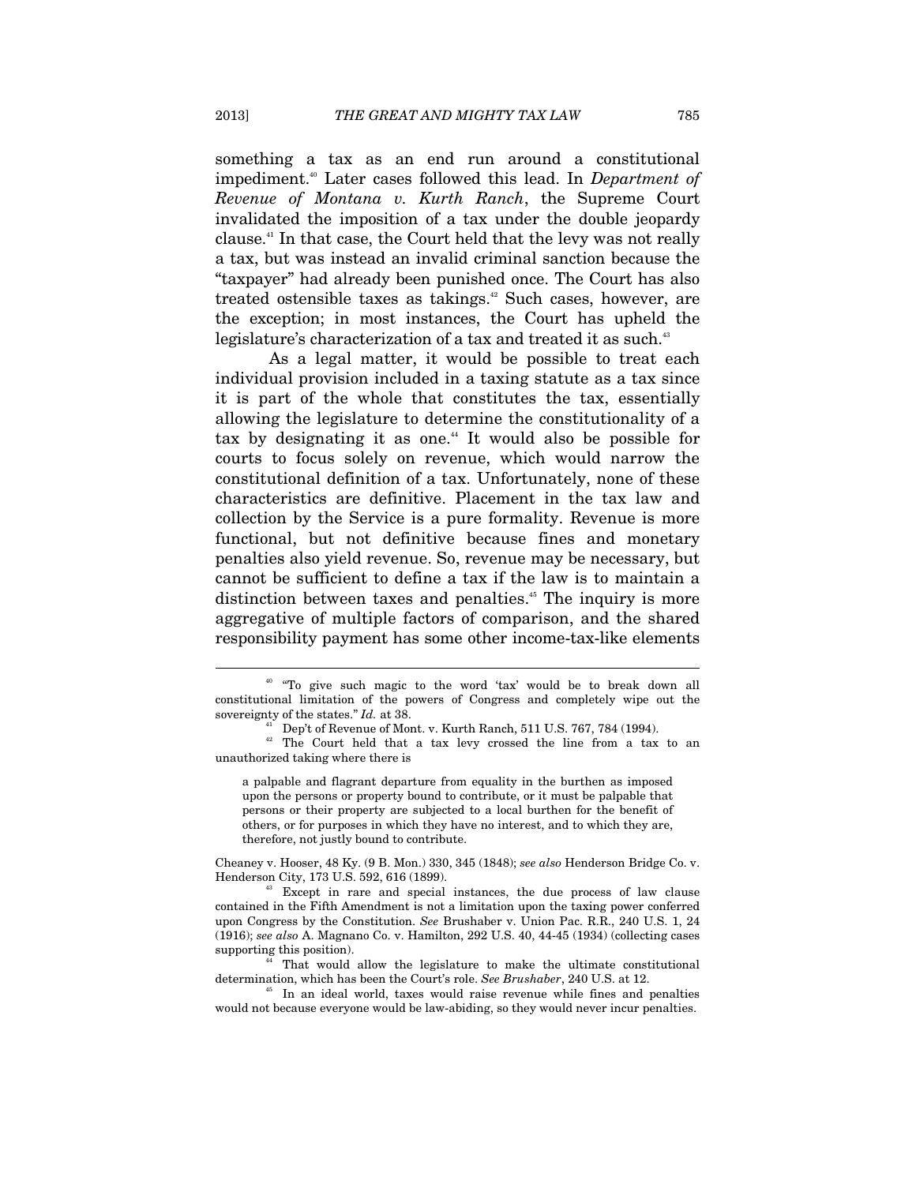something a tax as an end run around a constitutional impediment.[40] Later cases followed this lead. In *Department of Revenue of Montana v. Kurth Ranch*, the Supreme Court invalidated the imposition of a tax under the double jeopardy clause.[41] In that case, the Court held that the levy was not really a tax, but was instead an invalid criminal sanction because the "taxpayer" had already been punished once. The Court has also treated ostensible taxes as takings.[42] Such cases, however, are the exception; in most instances, the Court has upheld the legislature's characterization of a tax and treated it as such.[43]

As a legal matter, it would be possible to treat each individual provision included in a taxing statute as a tax since it is part of the whole that constitutes the tax, essentially allowing the legislature to determine the constitutionality of a tax by designating it as one.[44] It would also be possible for courts to focus solely on revenue, which would narrow the constitutional definition of a tax. Unfortunately, none of these characteristics are definitive. Placement in the tax law and collection by the Service is a pure formality. Revenue is more functional, but not definitive because fines and monetary penalties also yield revenue. So, revenue may be necessary, but cannot be sufficient to define a tax if the law is to maintain a distinction between taxes and penalties.[45] The inquiry is more aggregative of multiple factors of comparison, and the shared responsibility payment has some other income-tax-like elements

---

[40] "To give such magic to the word 'tax' would be to break down all constitutional limitation of the powers of Congress and completely wipe out the sovereignty of the states." *Id.* at 38.

[41] Dep't of Revenue of Mont. v. Kurth Ranch, 511 U.S. 767, 784 (1994).

[42] The Court held that a tax levy crossed the line from a tax to an unauthorized taking where there is

> a palpable and flagrant departure from equality in the burthen as imposed upon the persons or property bound to contribute, or it must be palpable that persons or their property are subjected to a local burthen for the benefit of others, or for purposes in which they have no interest, and to which they are, therefore, not justly bound to contribute.

Cheaney v. Hooser, 48 Ky. (9 B. Mon.) 330, 345 (1848); *see also* Henderson Bridge Co. v. Henderson City, 173 U.S. 592, 616 (1899).

[43] Except in rare and special instances, the due process of law clause contained in the Fifth Amendment is not a limitation upon the taxing power conferred upon Congress by the Constitution. *See* Brushaber v. Union Pac. R.R., 240 U.S. 1, 24 (1916); *see also* A. Magnano Co. v. Hamilton, 292 U.S. 40, 44-45 (1934) (collecting cases supporting this position).

[44] That would allow the legislature to make the ultimate constitutional determination, which has been the Court's role. *See Brushaber*, 240 U.S. at 12.

[45] In an ideal world, taxes would raise revenue while fines and penalties would not because everyone would be law-abiding, so they would never incur penalties.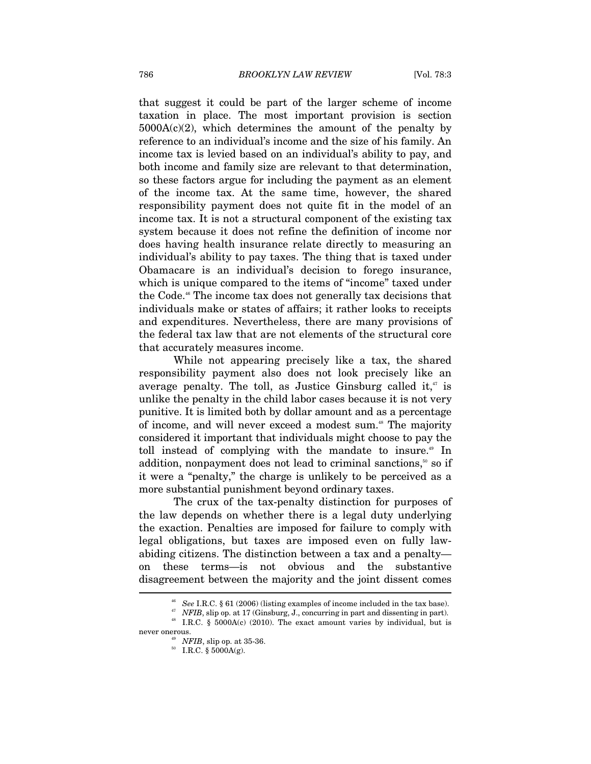that suggest it could be part of the larger scheme of income taxation in place. The most important provision is section 5000A(c)(2), which determines the amount of the penalty by reference to an individual's income and the size of his family. An income tax is levied based on an individual's ability to pay, and both income and family size are relevant to that determination, so these factors argue for including the payment as an element of the income tax. At the same time, however, the shared responsibility payment does not quite fit in the model of an income tax. It is not a structural component of the existing tax system because it does not refine the definition of income nor does having health insurance relate directly to measuring an individual's ability to pay taxes. The thing that is taxed under Obamacare is an individual's decision to forego insurance, which is unique compared to the items of "income" taxed under the Code.[46] The income tax does not generally tax decisions that individuals make or states of affairs; it rather looks to receipts and expenditures. Nevertheless, there are many provisions of the federal tax law that are not elements of the structural core that accurately measures income.

While not appearing precisely like a tax, the shared responsibility payment also does not look precisely like an average penalty. The toll, as Justice Ginsburg called it,[47] is unlike the penalty in the child labor cases because it is not very punitive. It is limited both by dollar amount and as a percentage of income, and will never exceed a modest sum.[48] The majority considered it important that individuals might choose to pay the toll instead of complying with the mandate to insure.[49] In addition, nonpayment does not lead to criminal sanctions,[50] so if it were a "penalty," the charge is unlikely to be perceived as a more substantial punishment beyond ordinary taxes.

The crux of the tax-penalty distinction for purposes of the law depends on whether there is a legal duty underlying the exaction. Penalties are imposed for failure to comply with legal obligations, but taxes are imposed even on fully law-abiding citizens. The distinction between a tax and a penalty—on these terms—is not obvious and the substantive disagreement between the majority and the joint dissent comes

---

[46] *See* I.R.C. § 61 (2006) (listing examples of income included in the tax base).

[47] *NFIB*, slip op. at 17 (Ginsburg, J., concurring in part and dissenting in part).

[48] I.R.C. § 5000A(c) (2010). The exact amount varies by individual, but is never onerous.

[49] *NFIB*, slip op. at 35-36.

[50] I.R.C. § 5000A(g).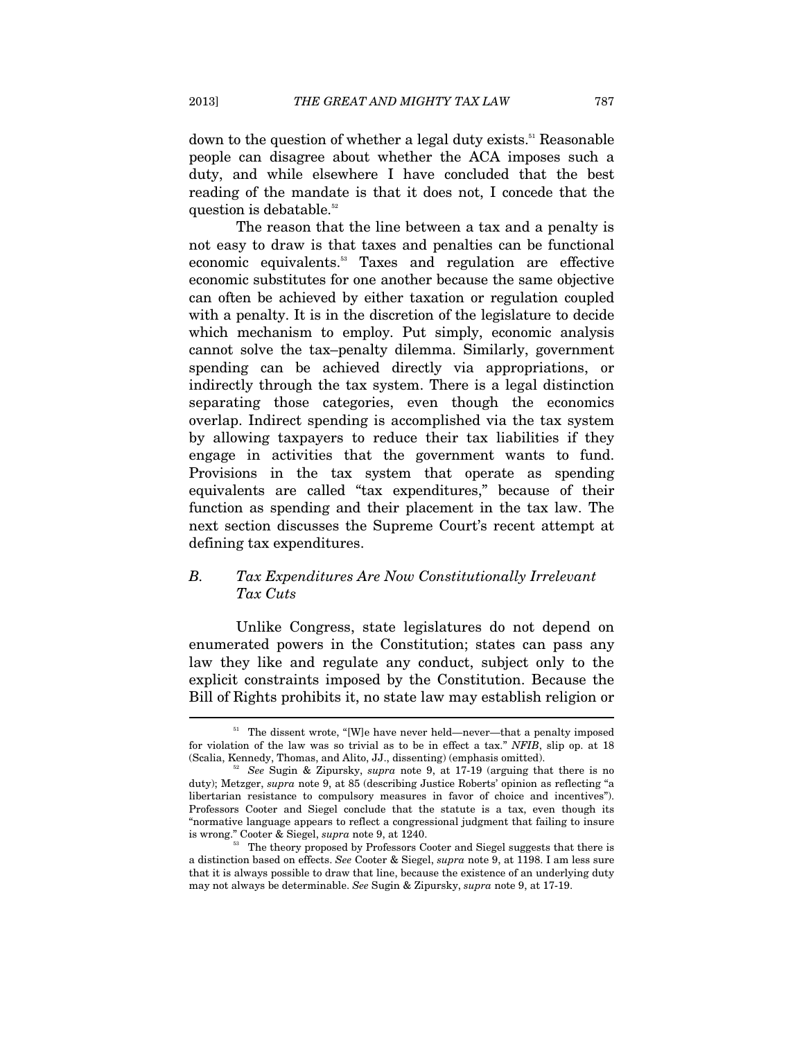down to the question of whether a legal duty exists.[51] Reasonable people can disagree about whether the ACA imposes such a duty, and while elsewhere I have concluded that the best reading of the mandate is that it does not, I concede that the question is debatable.[52]

The reason that the line between a tax and a penalty is not easy to draw is that taxes and penalties can be functional economic equivalents.[53] Taxes and regulation are effective economic substitutes for one another because the same objective can often be achieved by either taxation or regulation coupled with a penalty. It is in the discretion of the legislature to decide which mechanism to employ. Put simply, economic analysis cannot solve the tax–penalty dilemma. Similarly, government spending can be achieved directly via appropriations, or indirectly through the tax system. There is a legal distinction separating those categories, even though the economics overlap. Indirect spending is accomplished via the tax system by allowing taxpayers to reduce their tax liabilities if they engage in activities that the government wants to fund. Provisions in the tax system that operate as spending equivalents are called "tax expenditures," because of their function as spending and their placement in the tax law. The next section discusses the Supreme Court's recent attempt at defining tax expenditures.

## B. *Tax Expenditures Are Now Constitutionally Irrelevant Tax Cuts*

Unlike Congress, state legislatures do not depend on enumerated powers in the Constitution; states can pass any law they like and regulate any conduct, subject only to the explicit constraints imposed by the Constitution. Because the Bill of Rights prohibits it, no state law may establish religion or

---

[51] The dissent wrote, "[W]e have never held—never—that a penalty imposed for violation of the law was so trivial as to be in effect a tax." *NFIB*, slip op. at 18 (Scalia, Kennedy, Thomas, and Alito, JJ., dissenting) (emphasis omitted).

[52] *See* Sugin & Zipursky, *supra* note 9, at 17-19 (arguing that there is no duty); Metzger, *supra* note 9, at 85 (describing Justice Roberts' opinion as reflecting "a libertarian resistance to compulsory measures in favor of choice and incentives"). Professors Cooter and Siegel conclude that the statute is a tax, even though its "normative language appears to reflect a congressional judgment that failing to insure is wrong." Cooter & Siegel, *supra* note 9, at 1240.

[53] The theory proposed by Professors Cooter and Siegel suggests that there is a distinction based on effects. *See* Cooter & Siegel, *supra* note 9, at 1198. I am less sure that it is always possible to draw that line, because the existence of an underlying duty may not always be determinable. *See* Sugin & Zipursky, *supra* note 9, at 17-19.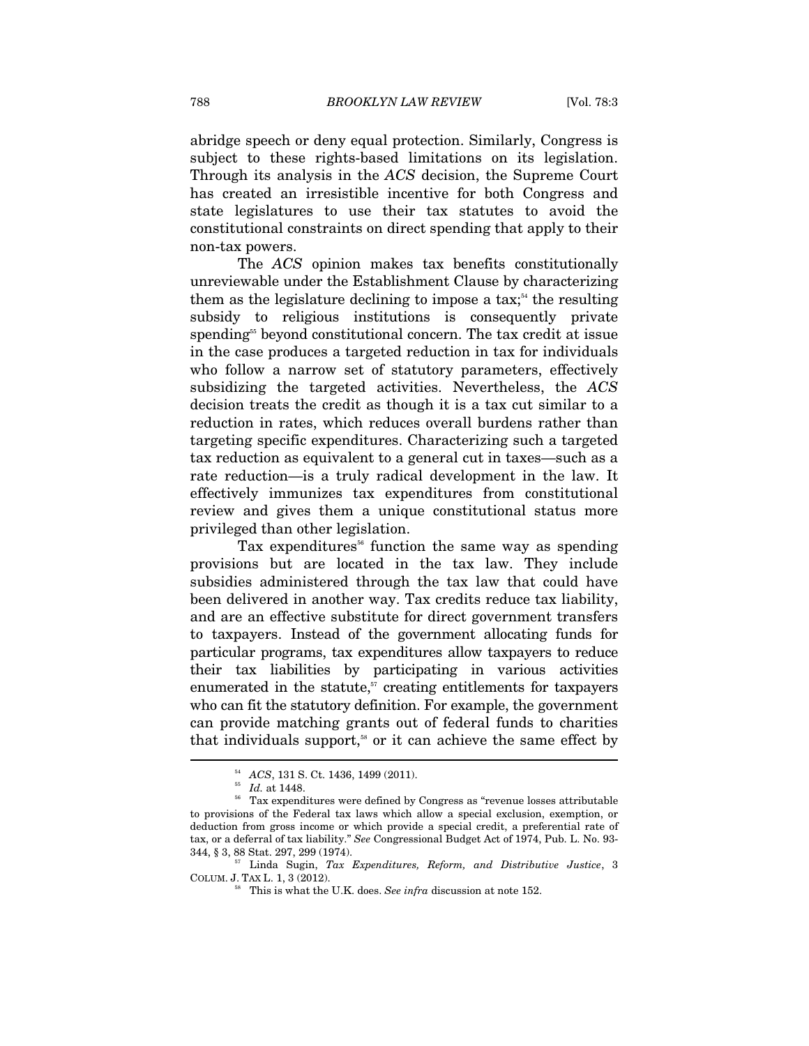abridge speech or deny equal protection. Similarly, Congress is subject to these rights-based limitations on its legislation. Through its analysis in the *ACS* decision, the Supreme Court has created an irresistible incentive for both Congress and state legislatures to use their tax statutes to avoid the constitutional constraints on direct spending that apply to their non-tax powers.

The *ACS* opinion makes tax benefits constitutionally unreviewable under the Establishment Clause by characterizing them as the legislature declining to impose a tax;[54] the resulting subsidy to religious institutions is consequently private spending[55] beyond constitutional concern. The tax credit at issue in the case produces a targeted reduction in tax for individuals who follow a narrow set of statutory parameters, effectively subsidizing the targeted activities. Nevertheless, the *ACS* decision treats the credit as though it is a tax cut similar to a reduction in rates, which reduces overall burdens rather than targeting specific expenditures. Characterizing such a targeted tax reduction as equivalent to a general cut in taxes—such as a rate reduction—is a truly radical development in the law. It effectively immunizes tax expenditures from constitutional review and gives them a unique constitutional status more privileged than other legislation.

Tax expenditures[56] function the same way as spending provisions but are located in the tax law. They include subsidies administered through the tax law that could have been delivered in another way. Tax credits reduce tax liability, and are an effective substitute for direct government transfers to taxpayers. Instead of the government allocating funds for particular programs, tax expenditures allow taxpayers to reduce their tax liabilities by participating in various activities enumerated in the statute,[57] creating entitlements for taxpayers who can fit the statutory definition. For example, the government can provide matching grants out of federal funds to charities that individuals support,[58] or it can achieve the same effect by

---

[54] *ACS*, 131 S. Ct. 1436, 1499 (2011).

[55] *Id.* at 1448.

[56] Tax expenditures were defined by Congress as "revenue losses attributable to provisions of the Federal tax laws which allow a special exclusion, exemption, or deduction from gross income or which provide a special credit, a preferential rate of tax, or a deferral of tax liability." *See* Congressional Budget Act of 1974, Pub. L. No. 93-344, § 3, 88 Stat. 297, 299 (1974).

[57] Linda Sugin, *Tax Expenditures, Reform, and Distributive Justice*, 3 COLUM. J. TAX L. 1, 3 (2012).

[58] This is what the U.K. does. *See infra* discussion at note 152.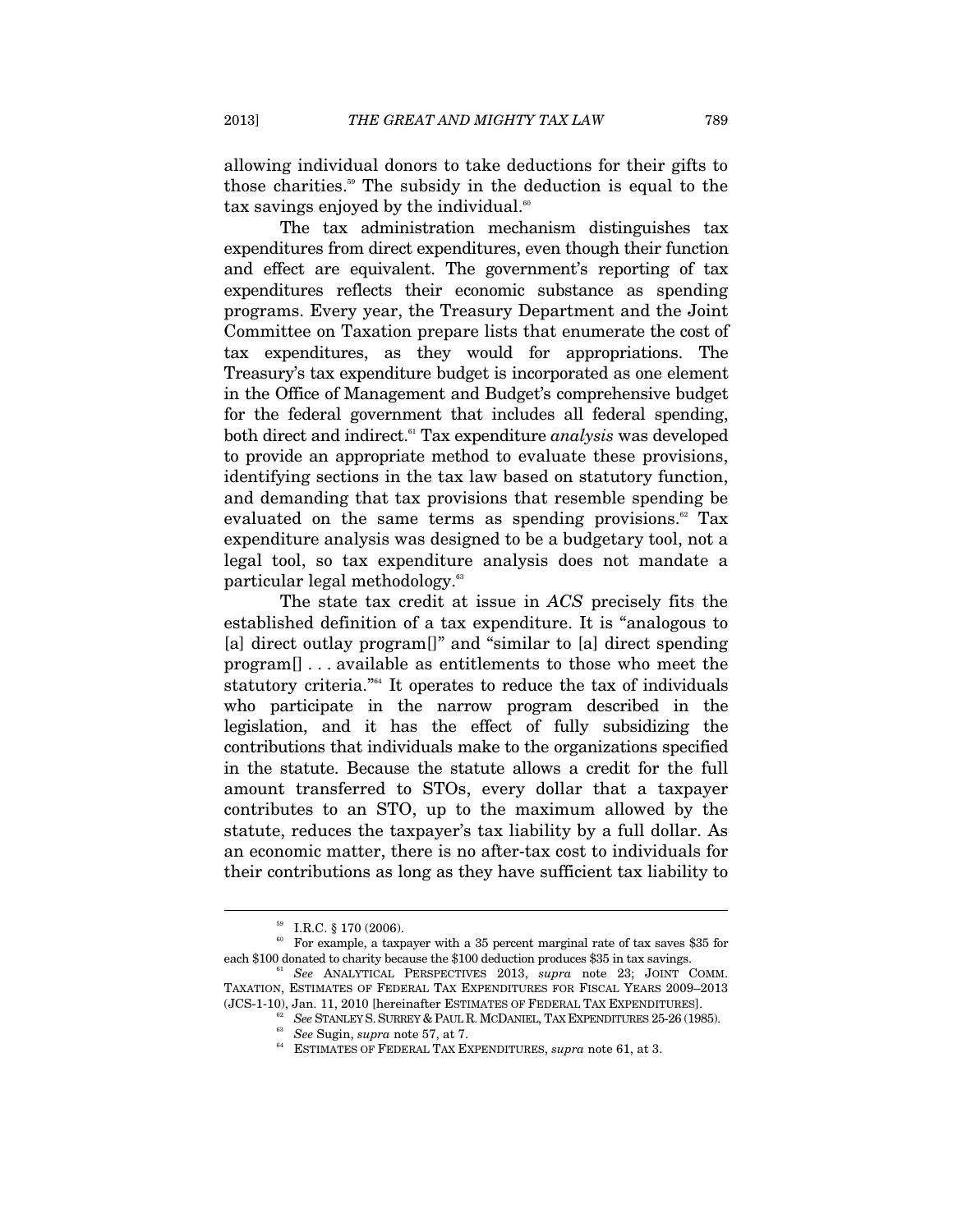allowing individual donors to take deductions for their gifts to those charities.[59] The subsidy in the deduction is equal to the tax savings enjoyed by the individual.[60]

The tax administration mechanism distinguishes tax expenditures from direct expenditures, even though their function and effect are equivalent. The government's reporting of tax expenditures reflects their economic substance as spending programs. Every year, the Treasury Department and the Joint Committee on Taxation prepare lists that enumerate the cost of tax expenditures, as they would for appropriations. The Treasury's tax expenditure budget is incorporated as one element in the Office of Management and Budget's comprehensive budget for the federal government that includes all federal spending, both direct and indirect.[61] Tax expenditure *analysis* was developed to provide an appropriate method to evaluate these provisions, identifying sections in the tax law based on statutory function, and demanding that tax provisions that resemble spending be evaluated on the same terms as spending provisions.[62] Tax expenditure analysis was designed to be a budgetary tool, not a legal tool, so tax expenditure analysis does not mandate a particular legal methodology.[63]

The state tax credit at issue in *ACS* precisely fits the established definition of a tax expenditure. It is "analogous to [a] direct outlay program[]" and "similar to [a] direct spending program[] . . . available as entitlements to those who meet the statutory criteria."[64] It operates to reduce the tax of individuals who participate in the narrow program described in the legislation, and it has the effect of fully subsidizing the contributions that individuals make to the organizations specified in the statute. Because the statute allows a credit for the full amount transferred to STOs, every dollar that a taxpayer contributes to an STO, up to the maximum allowed by the statute, reduces the taxpayer's tax liability by a full dollar. As an economic matter, there is no after-tax cost to individuals for their contributions as long as they have sufficient tax liability to

---

[59] I.R.C. § 170 (2006).

[60] For example, a taxpayer with a 35 percent marginal rate of tax saves $35 for each $100 donated to charity because the $100 deduction produces $35 in tax savings.

[61] *See* ANALYTICAL PERSPECTIVES 2013, *supra* note 23; JOINT COMM. TAXATION, ESTIMATES OF FEDERAL TAX EXPENDITURES FOR FISCAL YEARS 2009–2013 (JCS-1-10), Jan. 11, 2010 [hereinafter ESTIMATES OF FEDERAL TAX EXPENDITURES].

[62] *See* STANLEY S. SURREY & PAUL R. MCDANIEL, TAX EXPENDITURES 25-26 (1985).

[63] *See* Sugin, *supra* note 57, at 7.

[64] ESTIMATES OF FEDERAL TAX EXPENDITURES, *supra* note 61, at 3.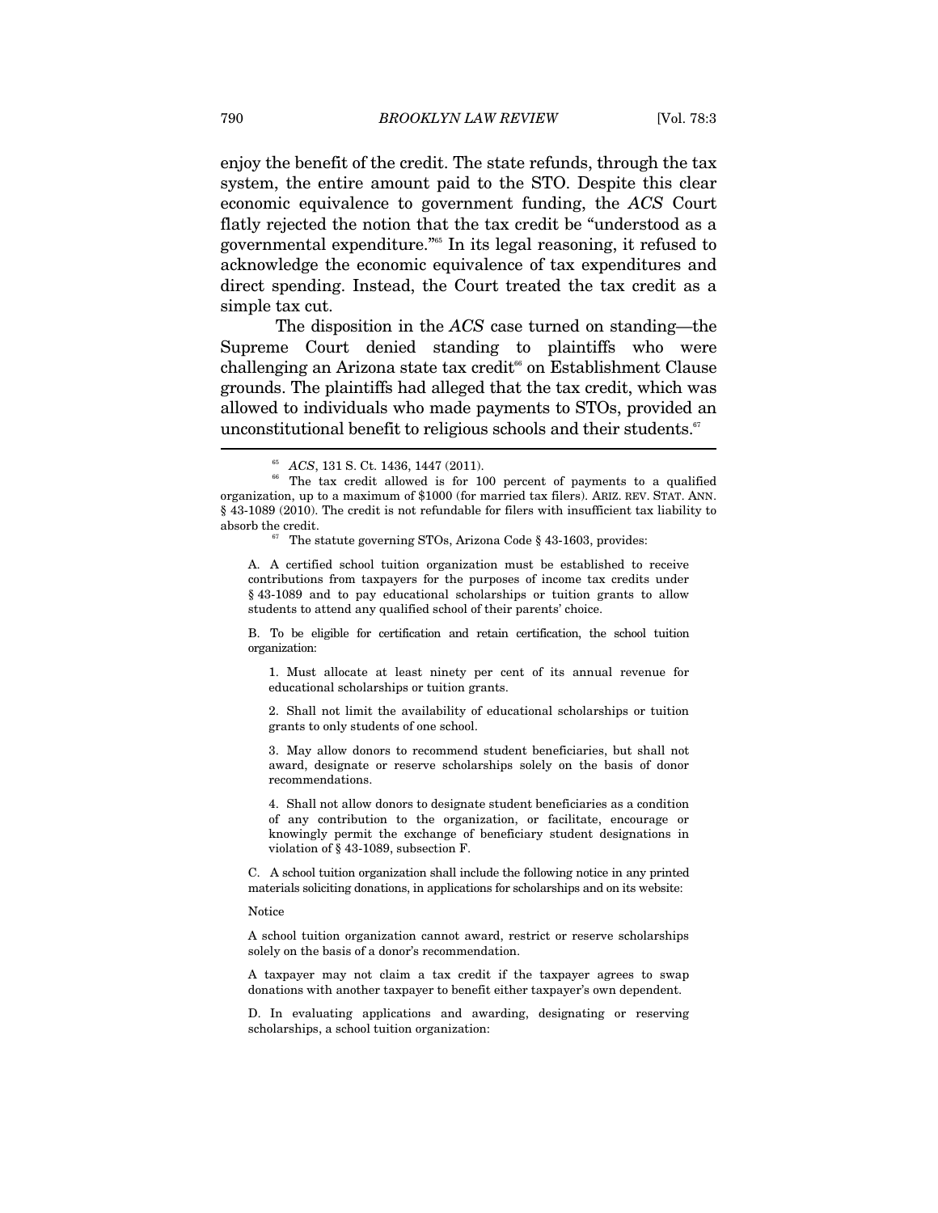enjoy the benefit of the credit. The state refunds, through the tax system, the entire amount paid to the STO. Despite this clear economic equivalence to government funding, the *ACS* Court flatly rejected the notion that the tax credit be "understood as a governmental expenditure."[65] In its legal reasoning, it refused to acknowledge the economic equivalence of tax expenditures and direct spending. Instead, the Court treated the tax credit as a simple tax cut.

The disposition in the *ACS* case turned on standing—the Supreme Court denied standing to plaintiffs who were challenging an Arizona state tax credit[66] on Establishment Clause grounds. The plaintiffs had alleged that the tax credit, which was allowed to individuals who made payments to STOs, provided an unconstitutional benefit to religious schools and their students.[67]

---

[65] *ACS*, 131 S. Ct. 1436, 1447 (2011).

[66] The tax credit allowed is for 100 percent of payments to a qualified organization, up to a maximum of $1000 (for married tax filers). ARIZ. REV. STAT. ANN. § 43-1089 (2010). The credit is not refundable for filers with insufficient tax liability to absorb the credit.

[67] The statute governing STOs, Arizona Code § 43-1603, provides:

> A. A certified school tuition organization must be established to receive contributions from taxpayers for the purposes of income tax credits under § 43-1089 and to pay educational scholarships or tuition grants to allow students to attend any qualified school of their parents' choice.
>
> B. To be eligible for certification and retain certification, the school tuition organization:
>
> 1. Must allocate at least ninety per cent of its annual revenue for educational scholarships or tuition grants.
>
> 2. Shall not limit the availability of educational scholarships or tuition grants to only students of one school.
>
> 3. May allow donors to recommend student beneficiaries, but shall not award, designate or reserve scholarships solely on the basis of donor recommendations.
>
> 4. Shall not allow donors to designate student beneficiaries as a condition of any contribution to the organization, or facilitate, encourage or knowingly permit the exchange of beneficiary student designations in violation of § 43-1089, subsection F.
>
> C. A school tuition organization shall include the following notice in any printed materials soliciting donations, in applications for scholarships and on its website:
>
> Notice
>
> A school tuition organization cannot award, restrict or reserve scholarships solely on the basis of a donor's recommendation.
>
> A taxpayer may not claim a tax credit if the taxpayer agrees to swap donations with another taxpayer to benefit either taxpayer's own dependent.
>
> D. In evaluating applications and awarding, designating or reserving scholarships, a school tuition organization: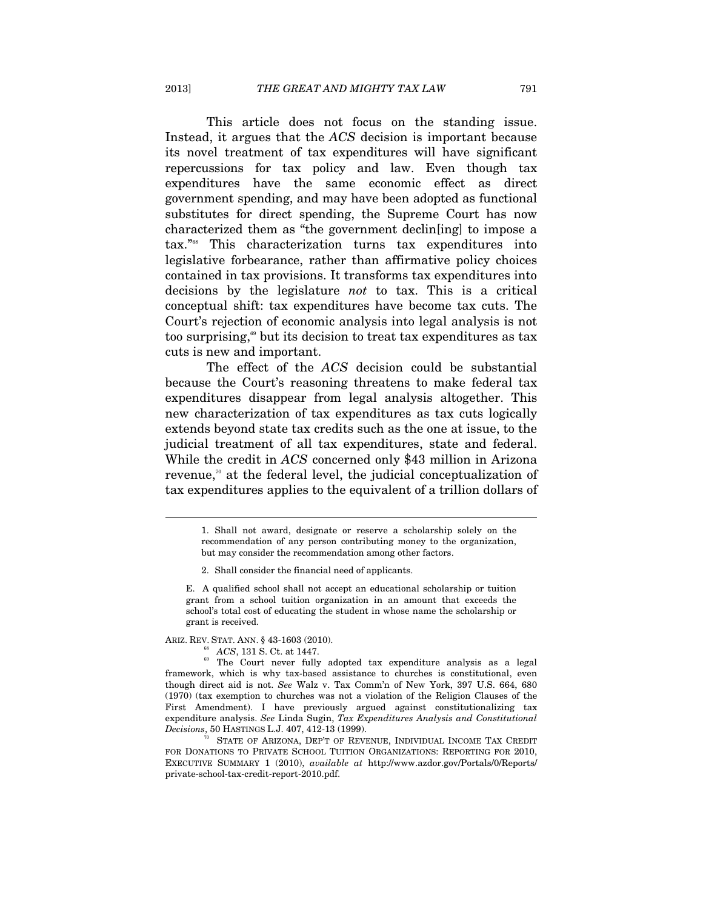This article does not focus on the standing issue. Instead, it argues that the *ACS* decision is important because its novel treatment of tax expenditures will have significant repercussions for tax policy and law. Even though tax expenditures have the same economic effect as direct government spending, and may have been adopted as functional substitutes for direct spending, the Supreme Court has now characterized them as "the government declin[ing] to impose a tax."[68] This characterization turns tax expenditures into legislative forbearance, rather than affirmative policy choices contained in tax provisions. It transforms tax expenditures into decisions by the legislature *not* to tax. This is a critical conceptual shift: tax expenditures have become tax cuts. The Court's rejection of economic analysis into legal analysis is not too surprising,[69] but its decision to treat tax expenditures as tax cuts is new and important.

The effect of the *ACS* decision could be substantial because the Court's reasoning threatens to make federal tax expenditures disappear from legal analysis altogether. This new characterization of tax expenditures as tax cuts logically extends beyond state tax credits such as the one at issue, to the judicial treatment of all tax expenditures, state and federal. While the credit in *ACS* concerned only $43 million in Arizona revenue,[70] at the federal level, the judicial conceptualization of tax expenditures applies to the equivalent of a trillion dollars of

---

> 1. Shall not award, designate or reserve a scholarship solely on the recommendation of any person contributing money to the organization, but may consider the recommendation among other factors.
>
> 2. Shall consider the financial need of applicants.
>
> E. A qualified school shall not accept an educational scholarship or tuition grant from a school tuition organization in an amount that exceeds the school's total cost of educating the student in whose name the scholarship or grant is received.

ARIZ. REV. STAT. ANN. § 43-1603 (2010).

[68] *ACS*, 131 S. Ct. at 1447.

[69] The Court never fully adopted tax expenditure analysis as a legal framework, which is why tax-based assistance to churches is constitutional, even though direct aid is not. *See* Walz v. Tax Comm'n of New York, 397 U.S. 664, 680 (1970) (tax exemption to churches was not a violation of the Religion Clauses of the First Amendment). I have previously argued against constitutionalizing tax expenditure analysis. *See* Linda Sugin, *Tax Expenditures Analysis and Constitutional Decisions*, 50 HASTINGS L.J. 407, 412-13 (1999).

[70] STATE OF ARIZONA, DEP'T OF REVENUE, INDIVIDUAL INCOME TAX CREDIT FOR DONATIONS TO PRIVATE SCHOOL TUITION ORGANIZATIONS: REPORTING FOR 2010, EXECUTIVE SUMMARY 1 (2010), *available at* http://www.azdor.gov/Portals/0/Reports/private-school-tax-credit-report-2010.pdf.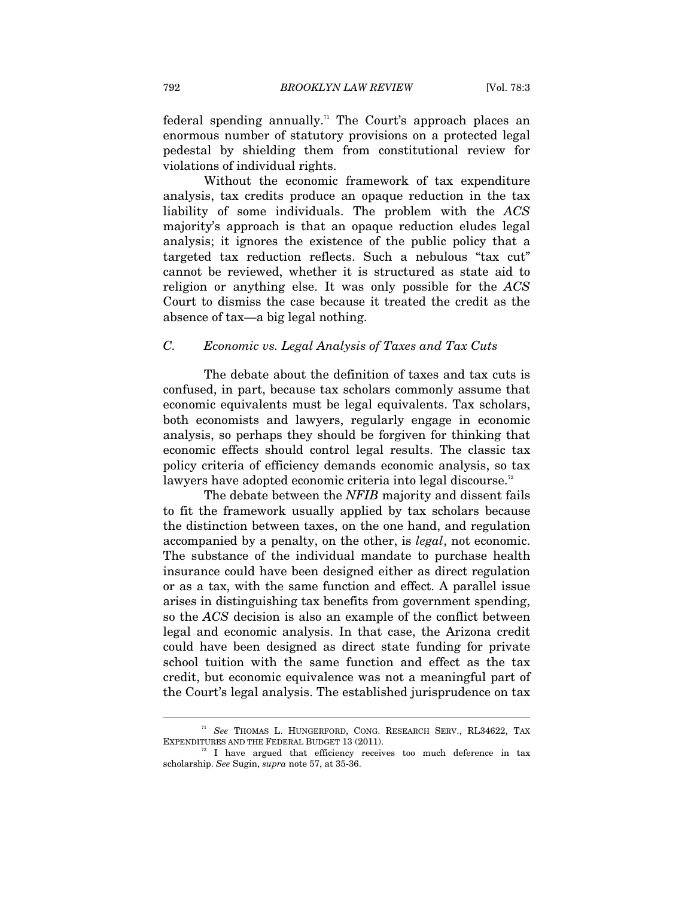federal spending annually.[71] The Court's approach places an enormous number of statutory provisions on a protected legal pedestal by shielding them from constitutional review for violations of individual rights.

Without the economic framework of tax expenditure analysis, tax credits produce an opaque reduction in the tax liability of some individuals. The problem with the *ACS* majority's approach is that an opaque reduction eludes legal analysis; it ignores the existence of the public policy that a targeted tax reduction reflects. Such a nebulous "tax cut" cannot be reviewed, whether it is structured as state aid to religion or anything else. It was only possible for the *ACS* Court to dismiss the case because it treated the credit as the absence of tax—a big legal nothing.

### *C. Economic vs. Legal Analysis of Taxes and Tax Cuts*

The debate about the definition of taxes and tax cuts is confused, in part, because tax scholars commonly assume that economic equivalents must be legal equivalents. Tax scholars, both economists and lawyers, regularly engage in economic analysis, so perhaps they should be forgiven for thinking that economic effects should control legal results. The classic tax policy criteria of efficiency demands economic analysis, so tax lawyers have adopted economic criteria into legal discourse.[72]

The debate between the *NFIB* majority and dissent fails to fit the framework usually applied by tax scholars because the distinction between taxes, on the one hand, and regulation accompanied by a penalty, on the other, is *legal*, not economic. The substance of the individual mandate to purchase health insurance could have been designed either as direct regulation or as a tax, with the same function and effect. A parallel issue arises in distinguishing tax benefits from government spending, so the *ACS* decision is also an example of the conflict between legal and economic analysis. In that case, the Arizona credit could have been designed as direct state funding for private school tuition with the same function and effect as the tax credit, but economic equivalence was not a meaningful part of the Court's legal analysis. The established jurisprudence on tax

---

[71] *See* THOMAS L. HUNGERFORD, CONG. RESEARCH SERV., RL34622, TAX EXPENDITURES AND THE FEDERAL BUDGET 13 (2011).

[72] I have argued that efficiency receives too much deference in tax scholarship. *See* Sugin, *supra* note 57, at 35-36.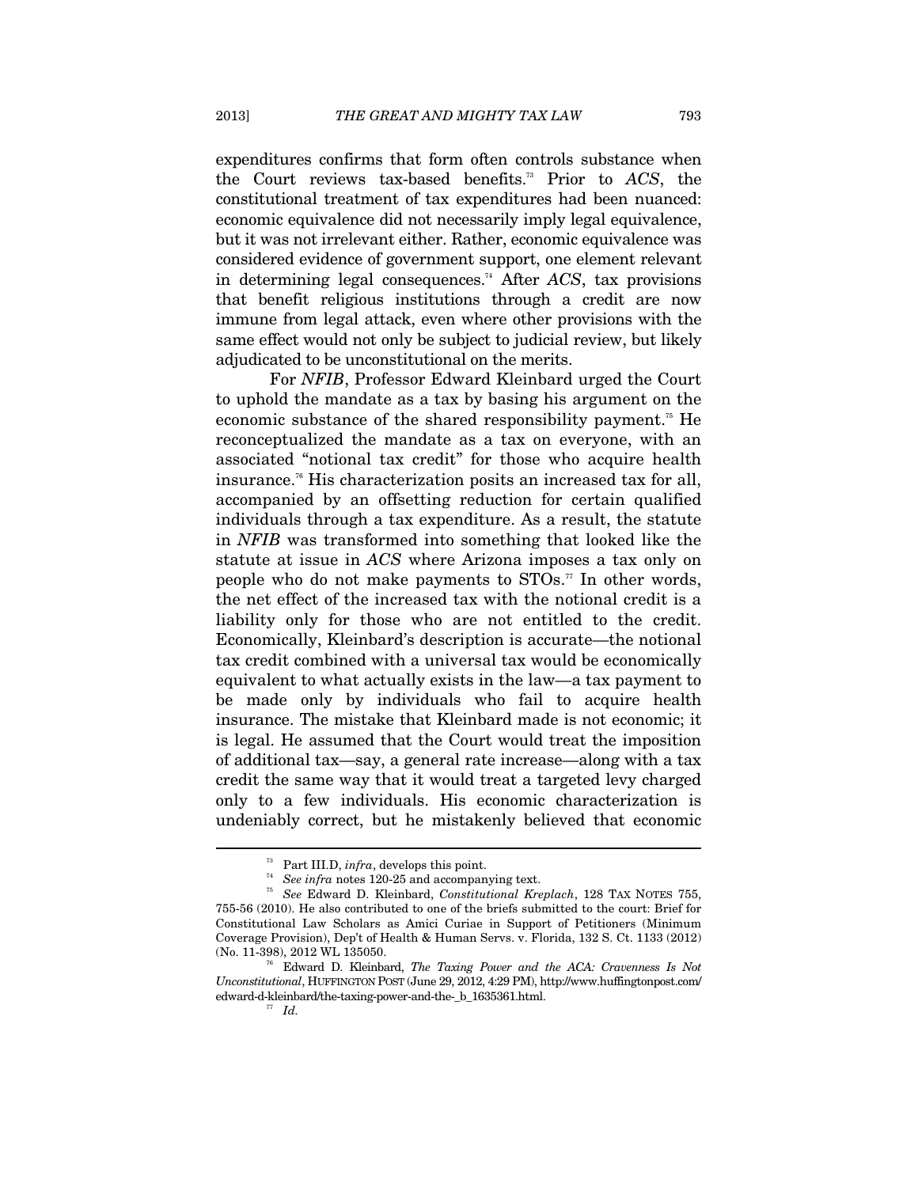expenditures confirms that form often controls substance when the Court reviews tax-based benefits.[73] Prior to *ACS*, the constitutional treatment of tax expenditures had been nuanced: economic equivalence did not necessarily imply legal equivalence, but it was not irrelevant either. Rather, economic equivalence was considered evidence of government support, one element relevant in determining legal consequences.[74] After *ACS*, tax provisions that benefit religious institutions through a credit are now immune from legal attack, even where other provisions with the same effect would not only be subject to judicial review, but likely adjudicated to be unconstitutional on the merits.

For *NFIB*, Professor Edward Kleinbard urged the Court to uphold the mandate as a tax by basing his argument on the economic substance of the shared responsibility payment.[75] He reconceptualized the mandate as a tax on everyone, with an associated "notional tax credit" for those who acquire health insurance.[76] His characterization posits an increased tax for all, accompanied by an offsetting reduction for certain qualified individuals through a tax expenditure. As a result, the statute in *NFIB* was transformed into something that looked like the statute at issue in *ACS* where Arizona imposes a tax only on people who do not make payments to STOs.[77] In other words, the net effect of the increased tax with the notional credit is a liability only for those who are not entitled to the credit. Economically, Kleinbard's description is accurate—the notional tax credit combined with a universal tax would be economically equivalent to what actually exists in the law—a tax payment to be made only by individuals who fail to acquire health insurance. The mistake that Kleinbard made is not economic; it is legal. He assumed that the Court would treat the imposition of additional tax—say, a general rate increase—along with a tax credit the same way that it would treat a targeted levy charged only to a few individuals. His economic characterization is undeniably correct, but he mistakenly believed that economic

---

[73] Part III.D, *infra*, develops this point.

[74] *See infra* notes 120-25 and accompanying text.

[75] *See* Edward D. Kleinbard, *Constitutional Kreplach*, 128 TAX NOTES 755, 755-56 (2010). He also contributed to one of the briefs submitted to the court: Brief for Constitutional Law Scholars as Amici Curiae in Support of Petitioners (Minimum Coverage Provision), Dep't of Health & Human Servs. v. Florida, 132 S. Ct. 1133 (2012) (No. 11-398), 2012 WL 135050.

[76] Edward D. Kleinbard, *The Taxing Power and the ACA: Cravenness Is Not Unconstitutional*, HUFFINGTON POST (June 29, 2012, 4:29 PM), http://www.huffingtonpost.com/edward-d-kleinbard/the-taxing-power-and-the-_b_1635361.html.

[77] *Id.*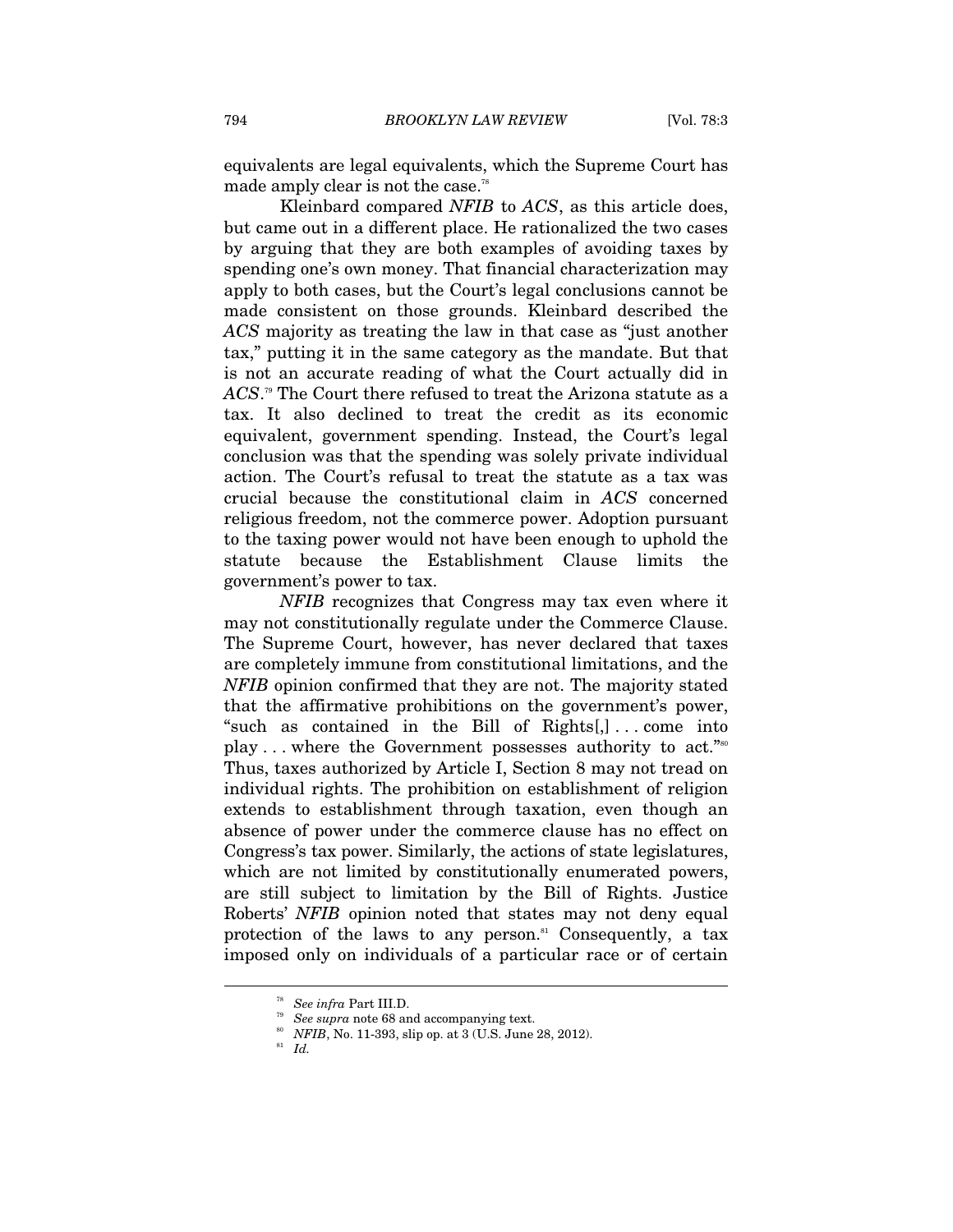equivalents are legal equivalents, which the Supreme Court has made amply clear is not the case.[78]

Kleinbard compared *NFIB* to *ACS*, as this article does, but came out in a different place. He rationalized the two cases by arguing that they are both examples of avoiding taxes by spending one's own money. That financial characterization may apply to both cases, but the Court's legal conclusions cannot be made consistent on those grounds. Kleinbard described the *ACS* majority as treating the law in that case as "just another tax," putting it in the same category as the mandate. But that is not an accurate reading of what the Court actually did in *ACS*.[79] The Court there refused to treat the Arizona statute as a tax. It also declined to treat the credit as its economic equivalent, government spending. Instead, the Court's legal conclusion was that the spending was solely private individual action. The Court's refusal to treat the statute as a tax was crucial because the constitutional claim in *ACS* concerned religious freedom, not the commerce power. Adoption pursuant to the taxing power would not have been enough to uphold the statute because the Establishment Clause limits the government's power to tax.

*NFIB* recognizes that Congress may tax even where it may not constitutionally regulate under the Commerce Clause. The Supreme Court, however, has never declared that taxes are completely immune from constitutional limitations, and the *NFIB* opinion confirmed that they are not. The majority stated that the affirmative prohibitions on the government's power, "such as contained in the Bill of Rights[,] . . . come into play . . . where the Government possesses authority to act."[80] Thus, taxes authorized by Article I, Section 8 may not tread on individual rights. The prohibition on establishment of religion extends to establishment through taxation, even though an absence of power under the commerce clause has no effect on Congress's tax power. Similarly, the actions of state legislatures, which are not limited by constitutionally enumerated powers, are still subject to limitation by the Bill of Rights. Justice Roberts' *NFIB* opinion noted that states may not deny equal protection of the laws to any person.[81] Consequently, a tax imposed only on individuals of a particular race or of certain

---

[78] *See infra* Part III.D.

[79] *See supra* note 68 and accompanying text.

[80] *NFIB*, No. 11-393, slip op. at 3 (U.S. June 28, 2012).

[81] *Id.*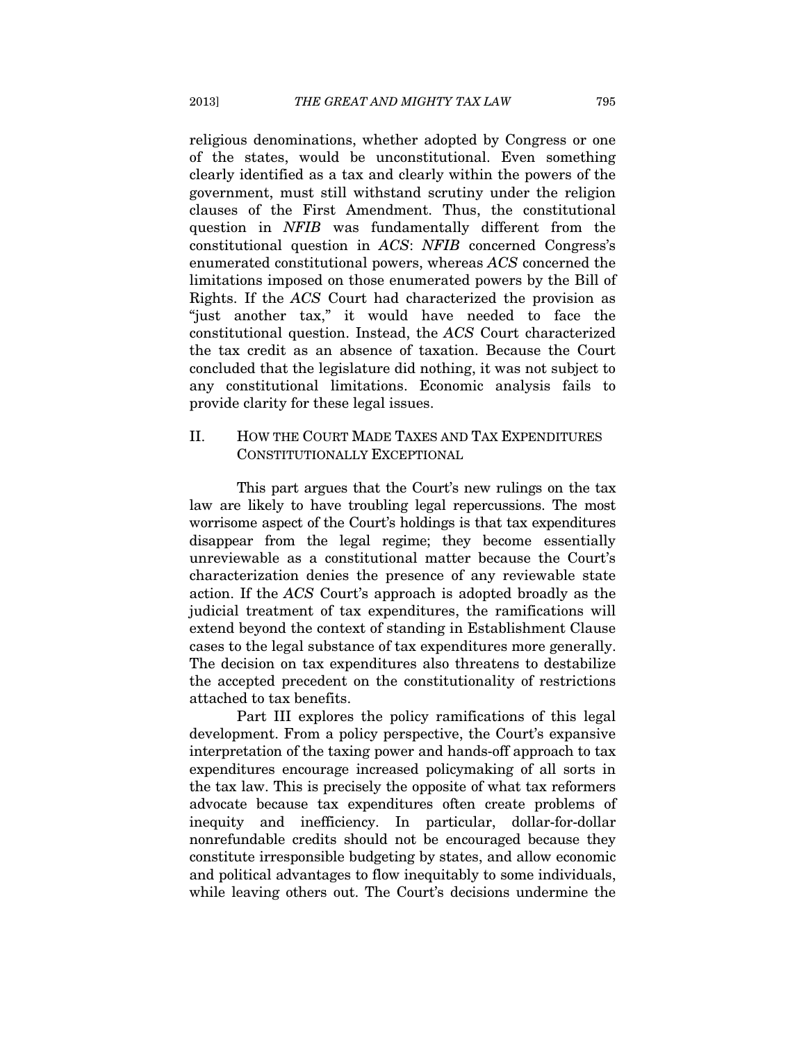religious denominations, whether adopted by Congress or one of the states, would be unconstitutional. Even something clearly identified as a tax and clearly within the powers of the government, must still withstand scrutiny under the religion clauses of the First Amendment. Thus, the constitutional question in *NFIB* was fundamentally different from the constitutional question in *ACS*: *NFIB* concerned Congress's enumerated constitutional powers, whereas *ACS* concerned the limitations imposed on those enumerated powers by the Bill of Rights. If the *ACS* Court had characterized the provision as "just another tax," it would have needed to face the constitutional question. Instead, the *ACS* Court characterized the tax credit as an absence of taxation. Because the Court concluded that the legislature did nothing, it was not subject to any constitutional limitations. Economic analysis fails to provide clarity for these legal issues.

## II. HOW THE COURT MADE TAXES AND TAX EXPENDITURES CONSTITUTIONALLY EXCEPTIONAL

This part argues that the Court's new rulings on the tax law are likely to have troubling legal repercussions. The most worrisome aspect of the Court's holdings is that tax expenditures disappear from the legal regime; they become essentially unreviewable as a constitutional matter because the Court's characterization denies the presence of any reviewable state action. If the *ACS* Court's approach is adopted broadly as the judicial treatment of tax expenditures, the ramifications will extend beyond the context of standing in Establishment Clause cases to the legal substance of tax expenditures more generally. The decision on tax expenditures also threatens to destabilize the accepted precedent on the constitutionality of restrictions attached to tax benefits.

Part III explores the policy ramifications of this legal development. From a policy perspective, the Court's expansive interpretation of the taxing power and hands-off approach to tax expenditures encourage increased policymaking of all sorts in the tax law. This is precisely the opposite of what tax reformers advocate because tax expenditures often create problems of inequity and inefficiency. In particular, dollar-for-dollar nonrefundable credits should not be encouraged because they constitute irresponsible budgeting by states, and allow economic and political advantages to flow inequitably to some individuals, while leaving others out. The Court's decisions undermine the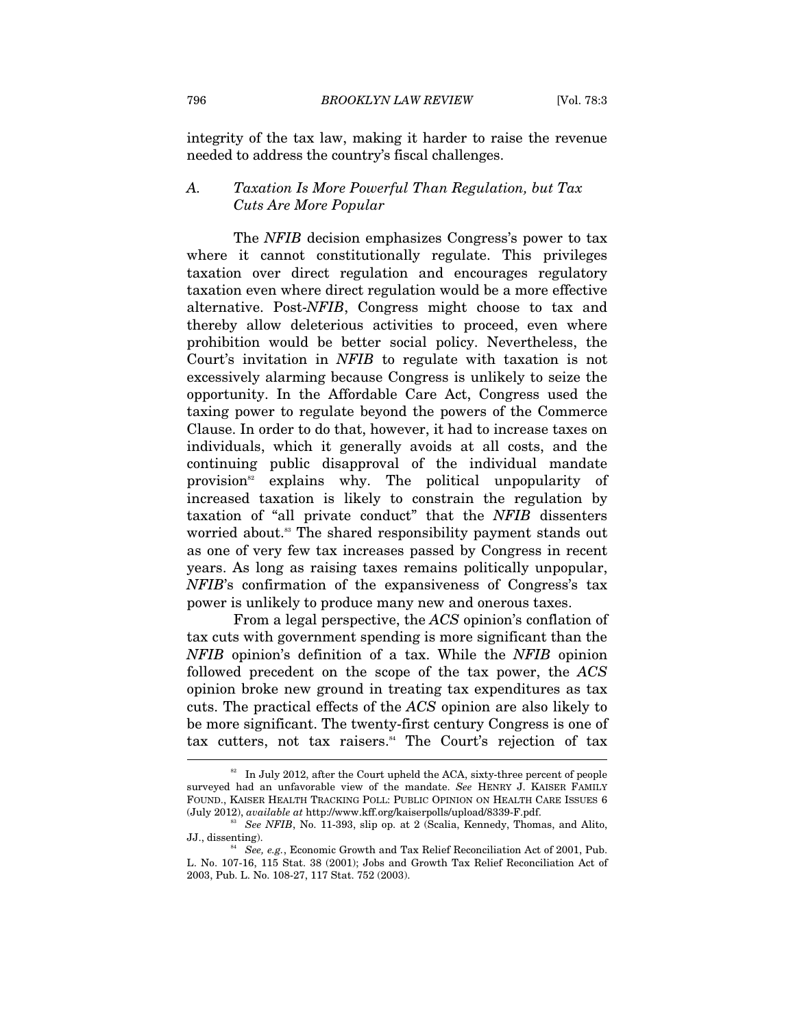integrity of the tax law, making it harder to raise the revenue needed to address the country's fiscal challenges.

### A. *Taxation Is More Powerful Than Regulation, but Tax Cuts Are More Popular*

The *NFIB* decision emphasizes Congress's power to tax where it cannot constitutionally regulate. This privileges taxation over direct regulation and encourages regulatory taxation even where direct regulation would be a more effective alternative. Post-*NFIB*, Congress might choose to tax and thereby allow deleterious activities to proceed, even where prohibition would be better social policy. Nevertheless, the Court's invitation in *NFIB* to regulate with taxation is not excessively alarming because Congress is unlikely to seize the opportunity. In the Affordable Care Act, Congress used the taxing power to regulate beyond the powers of the Commerce Clause. In order to do that, however, it had to increase taxes on individuals, which it generally avoids at all costs, and the continuing public disapproval of the individual mandate provision[82] explains why. The political unpopularity of increased taxation is likely to constrain the regulation by taxation of "all private conduct" that the *NFIB* dissenters worried about.[83] The shared responsibility payment stands out as one of very few tax increases passed by Congress in recent years. As long as raising taxes remains politically unpopular, *NFIB*'s confirmation of the expansiveness of Congress's tax power is unlikely to produce many new and onerous taxes.

From a legal perspective, the *ACS* opinion's conflation of tax cuts with government spending is more significant than the *NFIB* opinion's definition of a tax. While the *NFIB* opinion followed precedent on the scope of the tax power, the *ACS* opinion broke new ground in treating tax expenditures as tax cuts. The practical effects of the *ACS* opinion are also likely to be more significant. The twenty-first century Congress is one of tax cutters, not tax raisers.[84] The Court's rejection of tax

---

[82] In July 2012, after the Court upheld the ACA, sixty-three percent of people surveyed had an unfavorable view of the mandate. *See* HENRY J. KAISER FAMILY FOUND., KAISER HEALTH TRACKING POLL: PUBLIC OPINION ON HEALTH CARE ISSUES 6 (July 2012), *available at* http://www.kff.org/kaiserpolls/upload/8339-F.pdf.

[83] *See NFIB*, No. 11-393, slip op. at 2 (Scalia, Kennedy, Thomas, and Alito, JJ., dissenting).

[84] *See, e.g.*, Economic Growth and Tax Relief Reconciliation Act of 2001, Pub. L. No. 107-16, 115 Stat. 38 (2001); Jobs and Growth Tax Relief Reconciliation Act of 2003, Pub. L. No. 108-27, 117 Stat. 752 (2003).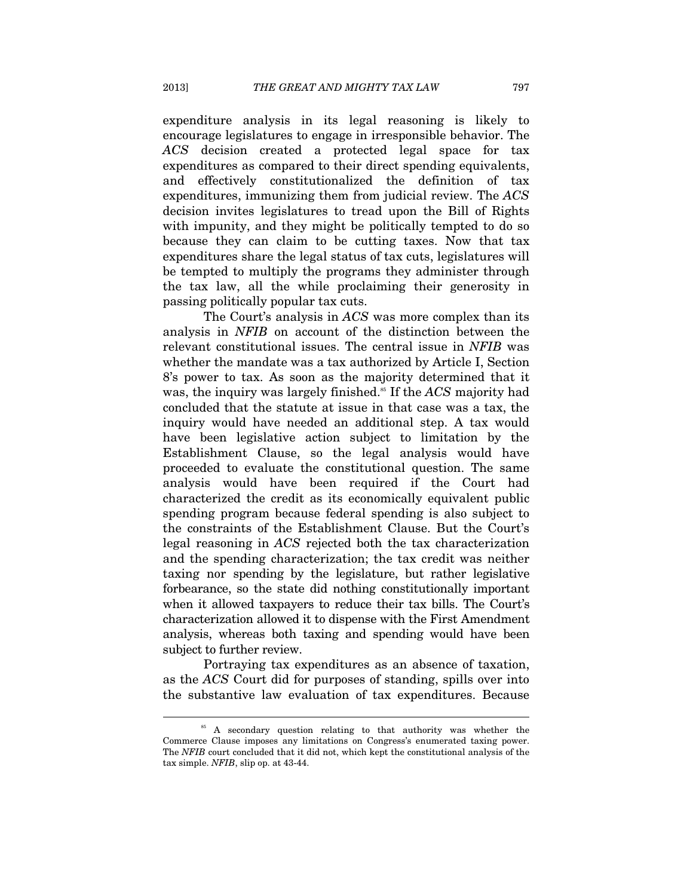expenditure analysis in its legal reasoning is likely to encourage legislatures to engage in irresponsible behavior. The *ACS* decision created a protected legal space for tax expenditures as compared to their direct spending equivalents, and effectively constitutionalized the definition of tax expenditures, immunizing them from judicial review. The *ACS* decision invites legislatures to tread upon the Bill of Rights with impunity, and they might be politically tempted to do so because they can claim to be cutting taxes. Now that tax expenditures share the legal status of tax cuts, legislatures will be tempted to multiply the programs they administer through the tax law, all the while proclaiming their generosity in passing politically popular tax cuts.

The Court's analysis in *ACS* was more complex than its analysis in *NFIB* on account of the distinction between the relevant constitutional issues. The central issue in *NFIB* was whether the mandate was a tax authorized by Article I, Section 8's power to tax. As soon as the majority determined that it was, the inquiry was largely finished.[85] If the *ACS* majority had concluded that the statute at issue in that case was a tax, the inquiry would have needed an additional step. A tax would have been legislative action subject to limitation by the Establishment Clause, so the legal analysis would have proceeded to evaluate the constitutional question. The same analysis would have been required if the Court had characterized the credit as its economically equivalent public spending program because federal spending is also subject to the constraints of the Establishment Clause. But the Court's legal reasoning in *ACS* rejected both the tax characterization and the spending characterization; the tax credit was neither taxing nor spending by the legislature, but rather legislative forbearance, so the state did nothing constitutionally important when it allowed taxpayers to reduce their tax bills. The Court's characterization allowed it to dispense with the First Amendment analysis, whereas both taxing and spending would have been subject to further review.

Portraying tax expenditures as an absence of taxation, as the *ACS* Court did for purposes of standing, spills over into the substantive law evaluation of tax expenditures. Because

---

[85] A secondary question relating to that authority was whether the Commerce Clause imposes any limitations on Congress's enumerated taxing power. The *NFIB* court concluded that it did not, which kept the constitutional analysis of the tax simple. *NFIB*, slip op. at 43-44.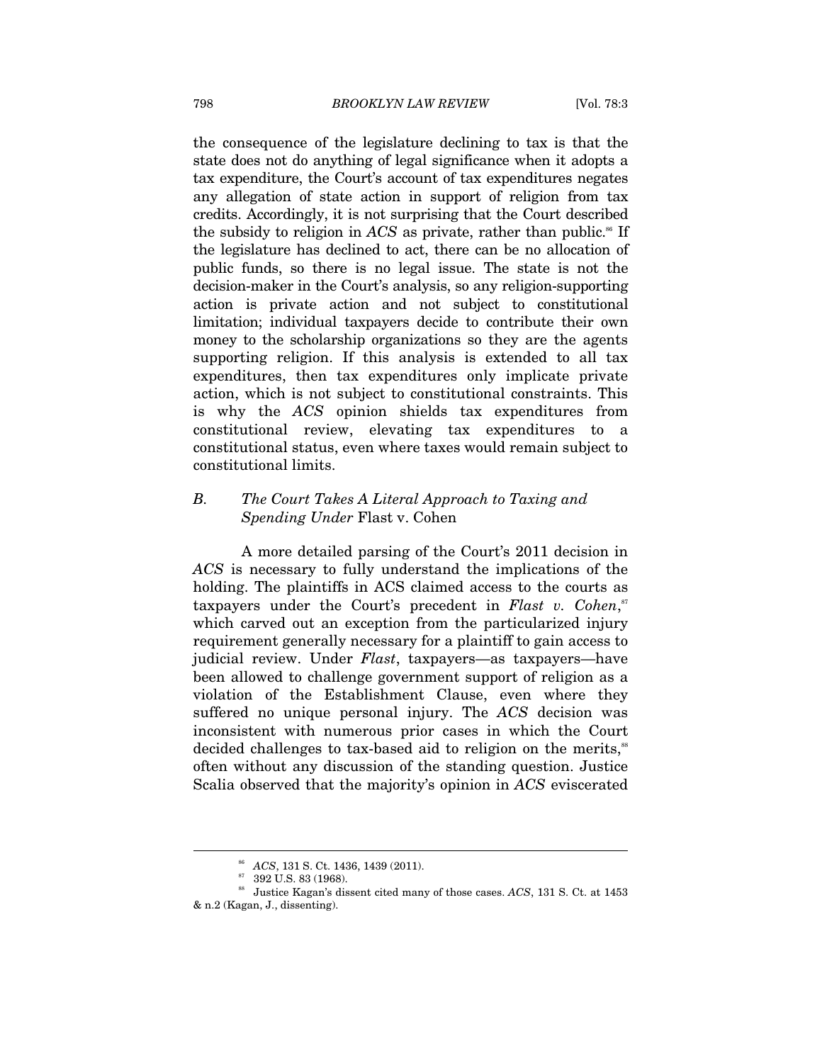the consequence of the legislature declining to tax is that the state does not do anything of legal significance when it adopts a tax expenditure, the Court's account of tax expenditures negates any allegation of state action in support of religion from tax credits. Accordingly, it is not surprising that the Court described the subsidy to religion in *ACS* as private, rather than public.[86] If the legislature has declined to act, there can be no allocation of public funds, so there is no legal issue. The state is not the decision-maker in the Court's analysis, so any religion-supporting action is private action and not subject to constitutional limitation; individual taxpayers decide to contribute their own money to the scholarship organizations so they are the agents supporting religion. If this analysis is extended to all tax expenditures, then tax expenditures only implicate private action, which is not subject to constitutional constraints. This is why the *ACS* opinion shields tax expenditures from constitutional review, elevating tax expenditures to a constitutional status, even where taxes would remain subject to constitutional limits.

### *B. The Court Takes A Literal Approach to Taxing and Spending Under* Flast v. Cohen

A more detailed parsing of the Court's 2011 decision in *ACS* is necessary to fully understand the implications of the holding. The plaintiffs in ACS claimed access to the courts as taxpayers under the Court's precedent in *Flast v. Cohen*,[87] which carved out an exception from the particularized injury requirement generally necessary for a plaintiff to gain access to judicial review. Under *Flast*, taxpayers—as taxpayers—have been allowed to challenge government support of religion as a violation of the Establishment Clause, even where they suffered no unique personal injury. The *ACS* decision was inconsistent with numerous prior cases in which the Court decided challenges to tax-based aid to religion on the merits,[88] often without any discussion of the standing question. Justice Scalia observed that the majority's opinion in *ACS* eviscerated

---

[86] *ACS*, 131 S. Ct. 1436, 1439 (2011).

[87] 392 U.S. 83 (1968).

[88] Justice Kagan's dissent cited many of those cases. *ACS*, 131 S. Ct. at 1453 & n.2 (Kagan, J., dissenting).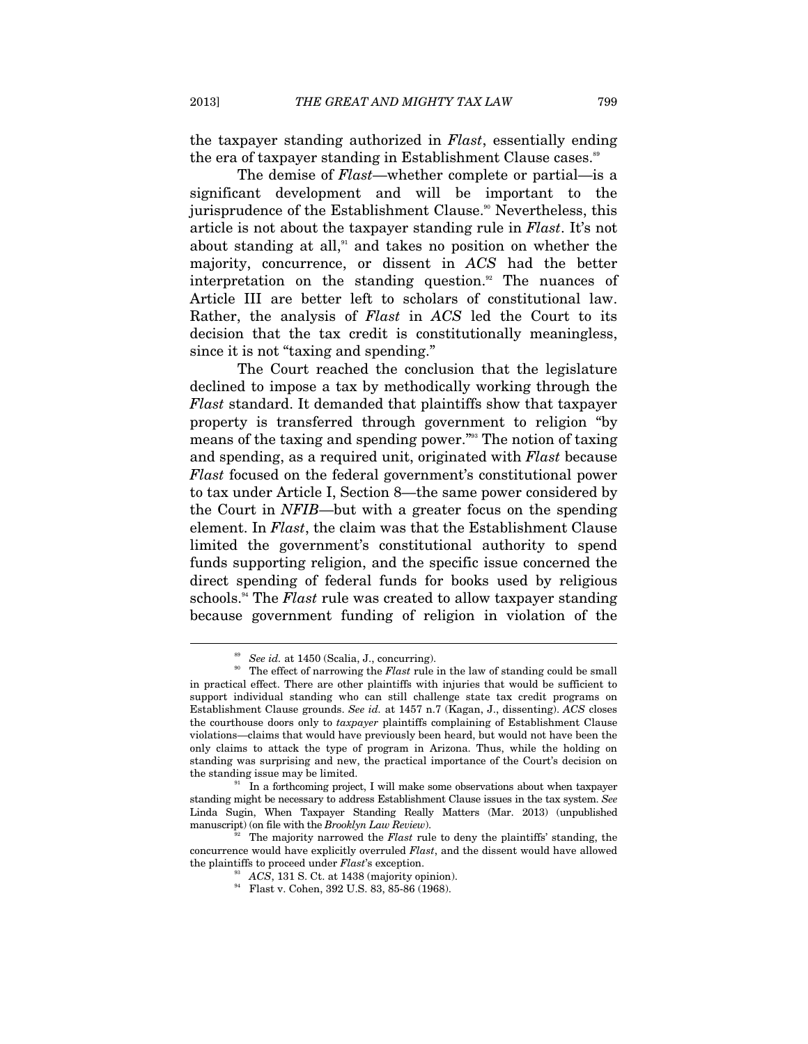the taxpayer standing authorized in *Flast*, essentially ending the era of taxpayer standing in Establishment Clause cases.[89]

The demise of *Flast*—whether complete or partial—is a significant development and will be important to the jurisprudence of the Establishment Clause.[90] Nevertheless, this article is not about the taxpayer standing rule in *Flast*. It's not about standing at all,[91] and takes no position on whether the majority, concurrence, or dissent in *ACS* had the better interpretation on the standing question.[92] The nuances of Article III are better left to scholars of constitutional law. Rather, the analysis of *Flast* in *ACS* led the Court to its decision that the tax credit is constitutionally meaningless, since it is not "taxing and spending."

The Court reached the conclusion that the legislature declined to impose a tax by methodically working through the *Flast* standard. It demanded that plaintiffs show that taxpayer property is transferred through government to religion "by means of the taxing and spending power."[93] The notion of taxing and spending, as a required unit, originated with *Flast* because *Flast* focused on the federal government's constitutional power to tax under Article I, Section 8—the same power considered by the Court in *NFIB*—but with a greater focus on the spending element. In *Flast*, the claim was that the Establishment Clause limited the government's constitutional authority to spend funds supporting religion, and the specific issue concerned the direct spending of federal funds for books used by religious schools.[94] The *Flast* rule was created to allow taxpayer standing because government funding of religion in violation of the

---

[89] *See id.* at 1450 (Scalia, J., concurring).

[90] The effect of narrowing the *Flast* rule in the law of standing could be small in practical effect. There are other plaintiffs with injuries that would be sufficient to support individual standing who can still challenge state tax credit programs on Establishment Clause grounds. *See id.* at 1457 n.7 (Kagan, J., dissenting). *ACS* closes the courthouse doors only to *taxpayer* plaintiffs complaining of Establishment Clause violations—claims that would have previously been heard, but would not have been the only claims to attack the type of program in Arizona. Thus, while the holding on standing was surprising and new, the practical importance of the Court's decision on the standing issue may be limited.

[91] In a forthcoming project, I will make some observations about when taxpayer standing might be necessary to address Establishment Clause issues in the tax system. *See* Linda Sugin, When Taxpayer Standing Really Matters (Mar. 2013) (unpublished manuscript) (on file with the *Brooklyn Law Review*).

[92] The majority narrowed the *Flast* rule to deny the plaintiffs' standing, the concurrence would have explicitly overruled *Flast*, and the dissent would have allowed the plaintiffs to proceed under *Flast*'s exception.

[93] *ACS*, 131 S. Ct. at 1438 (majority opinion).

[94] Flast v. Cohen, 392 U.S. 83, 85-86 (1968).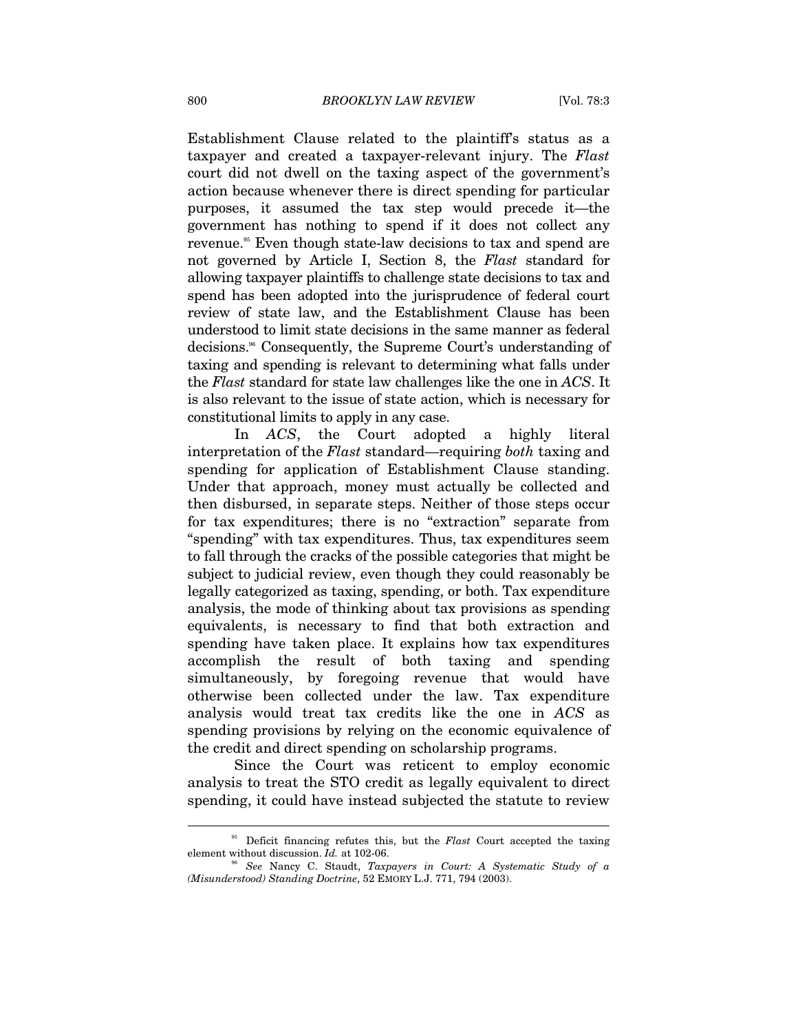Establishment Clause related to the plaintiff's status as a taxpayer and created a taxpayer-relevant injury. The *Flast* court did not dwell on the taxing aspect of the government's action because whenever there is direct spending for particular purposes, it assumed the tax step would precede it—the government has nothing to spend if it does not collect any revenue.[95] Even though state-law decisions to tax and spend are not governed by Article I, Section 8, the *Flast* standard for allowing taxpayer plaintiffs to challenge state decisions to tax and spend has been adopted into the jurisprudence of federal court review of state law, and the Establishment Clause has been understood to limit state decisions in the same manner as federal decisions.[96] Consequently, the Supreme Court's understanding of taxing and spending is relevant to determining what falls under the *Flast* standard for state law challenges like the one in *ACS*. It is also relevant to the issue of state action, which is necessary for constitutional limits to apply in any case.

In *ACS*, the Court adopted a highly literal interpretation of the *Flast* standard—requiring *both* taxing and spending for application of Establishment Clause standing. Under that approach, money must actually be collected and then disbursed, in separate steps. Neither of those steps occur for tax expenditures; there is no "extraction" separate from "spending" with tax expenditures. Thus, tax expenditures seem to fall through the cracks of the possible categories that might be subject to judicial review, even though they could reasonably be legally categorized as taxing, spending, or both. Tax expenditure analysis, the mode of thinking about tax provisions as spending equivalents, is necessary to find that both extraction and spending have taken place. It explains how tax expenditures accomplish the result of both taxing and spending simultaneously, by foregoing revenue that would have otherwise been collected under the law. Tax expenditure analysis would treat tax credits like the one in *ACS* as spending provisions by relying on the economic equivalence of the credit and direct spending on scholarship programs.

Since the Court was reticent to employ economic analysis to treat the STO credit as legally equivalent to direct spending, it could have instead subjected the statute to review

---

[95] Deficit financing refutes this, but the *Flast* Court accepted the taxing element without discussion. *Id.* at 102-06.

[96] *See* Nancy C. Staudt, *Taxpayers in Court: A Systematic Study of a (Misunderstood) Standing Doctrine*, 52 EMORY L.J. 771, 794 (2003).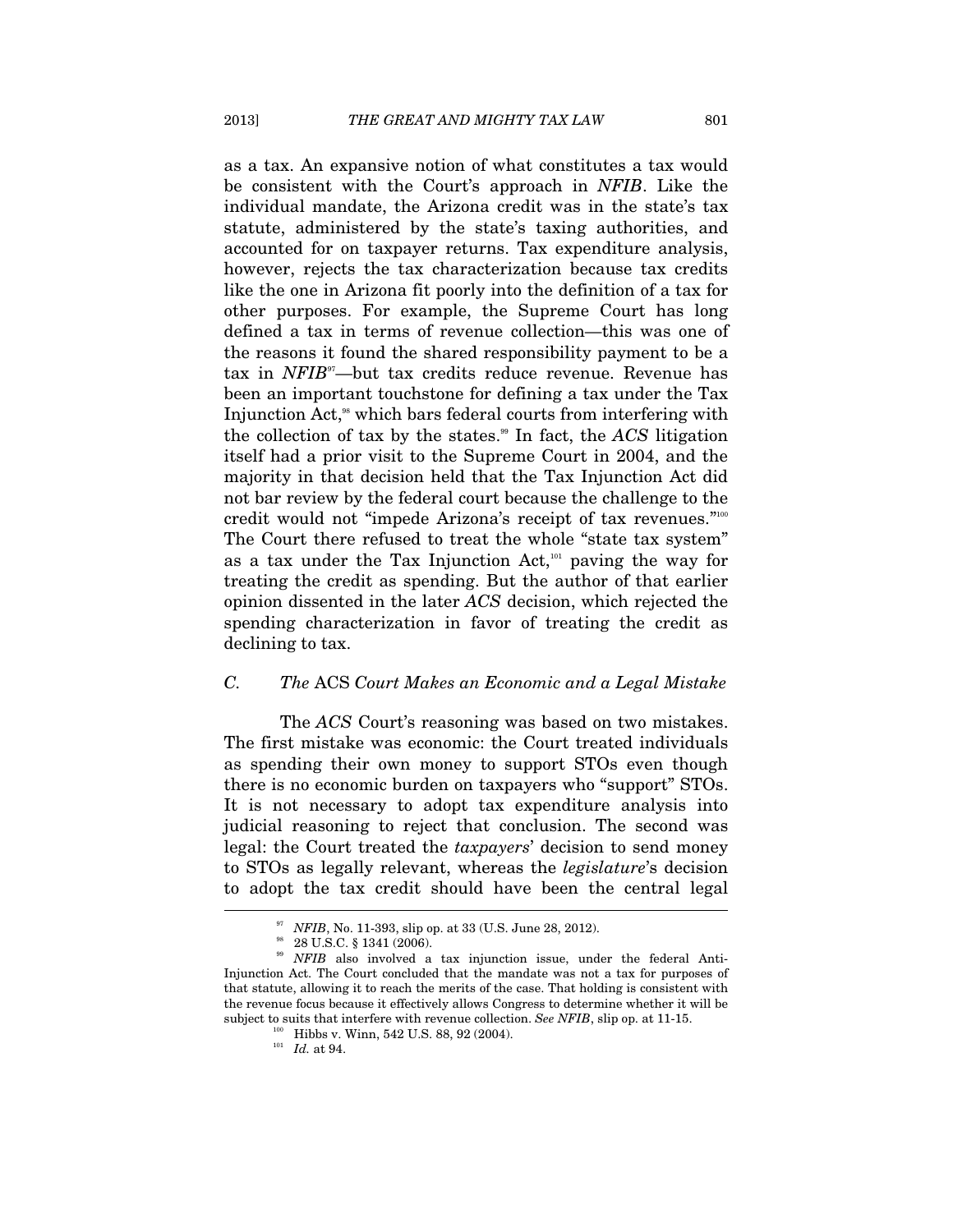as a tax. An expansive notion of what constitutes a tax would be consistent with the Court's approach in *NFIB*. Like the individual mandate, the Arizona credit was in the state's tax statute, administered by the state's taxing authorities, and accounted for on taxpayer returns. Tax expenditure analysis, however, rejects the tax characterization because tax credits like the one in Arizona fit poorly into the definition of a tax for other purposes. For example, the Supreme Court has long defined a tax in terms of revenue collection—this was one of the reasons it found the shared responsibility payment to be a tax in *NFIB*[97]—but tax credits reduce revenue. Revenue has been an important touchstone for defining a tax under the Tax Injunction Act,[98] which bars federal courts from interfering with the collection of tax by the states.[99] In fact, the *ACS* litigation itself had a prior visit to the Supreme Court in 2004, and the majority in that decision held that the Tax Injunction Act did not bar review by the federal court because the challenge to the credit would not "impede Arizona's receipt of tax revenues."[100] The Court there refused to treat the whole "state tax system" as a tax under the Tax Injunction Act,[101] paving the way for treating the credit as spending. But the author of that earlier opinion dissented in the later *ACS* decision, which rejected the spending characterization in favor of treating the credit as declining to tax.

### C. The ACS Court Makes an Economic and a Legal Mistake

The *ACS* Court's reasoning was based on two mistakes. The first mistake was economic: the Court treated individuals as spending their own money to support STOs even though there is no economic burden on taxpayers who "support" STOs. It is not necessary to adopt tax expenditure analysis into judicial reasoning to reject that conclusion. The second was legal: the Court treated the *taxpayers*' decision to send money to STOs as legally relevant, whereas the *legislature*'s decision to adopt the tax credit should have been the central legal

---

[97] *NFIB*, No. 11-393, slip op. at 33 (U.S. June 28, 2012).

[98] 28 U.S.C. § 1341 (2006).

[99] *NFIB* also involved a tax injunction issue, under the federal Anti-Injunction Act. The Court concluded that the mandate was not a tax for purposes of that statute, allowing it to reach the merits of the case. That holding is consistent with the revenue focus because it effectively allows Congress to determine whether it will be subject to suits that interfere with revenue collection. *See NFIB*, slip op. at 11-15.

[100] Hibbs v. Winn, 542 U.S. 88, 92 (2004).

[101] *Id.* at 94.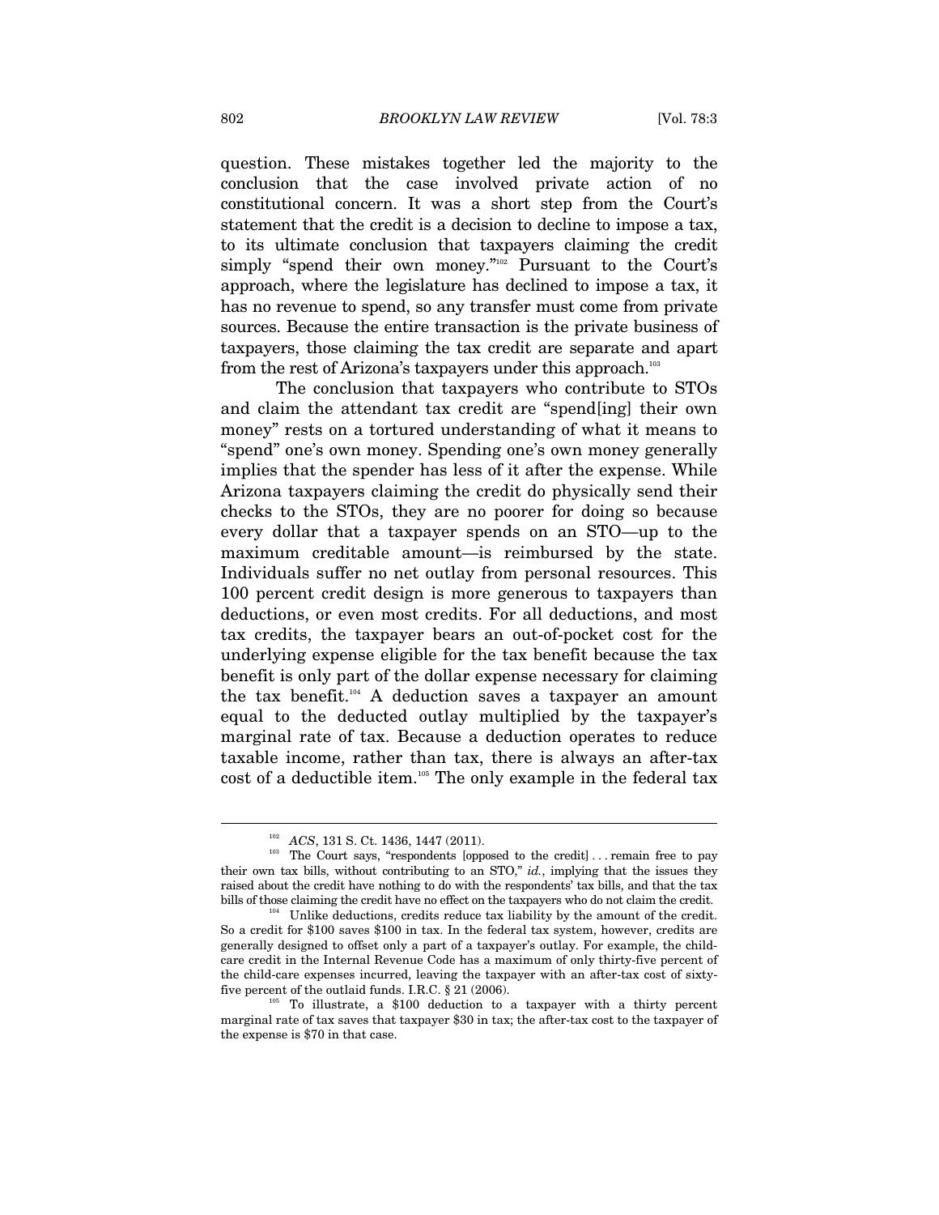question. These mistakes together led the majority to the conclusion that the case involved private action of no constitutional concern. It was a short step from the Court's statement that the credit is a decision to decline to impose a tax, to its ultimate conclusion that taxpayers claiming the credit simply "spend their own money."[102] Pursuant to the Court's approach, where the legislature has declined to impose a tax, it has no revenue to spend, so any transfer must come from private sources. Because the entire transaction is the private business of taxpayers, those claiming the tax credit are separate and apart from the rest of Arizona's taxpayers under this approach.[103]

The conclusion that taxpayers who contribute to STOs and claim the attendant tax credit are "spend[ing] their own money" rests on a tortured understanding of what it means to "spend" one's own money. Spending one's own money generally implies that the spender has less of it after the expense. While Arizona taxpayers claiming the credit do physically send their checks to the STOs, they are no poorer for doing so because every dollar that a taxpayer spends on an STO—up to the maximum creditable amount—is reimbursed by the state. Individuals suffer no net outlay from personal resources. This 100 percent credit design is more generous to taxpayers than deductions, or even most credits. For all deductions, and most tax credits, the taxpayer bears an out-of-pocket cost for the underlying expense eligible for the tax benefit because the tax benefit is only part of the dollar expense necessary for claiming the tax benefit.[104] A deduction saves a taxpayer an amount equal to the deducted outlay multiplied by the taxpayer's marginal rate of tax. Because a deduction operates to reduce taxable income, rather than tax, there is always an after-tax cost of a deductible item.[105] The only example in the federal tax

---

[102] *ACS*, 131 S. Ct. 1436, 1447 (2011).

[103] The Court says, "respondents [opposed to the credit] . . . remain free to pay their own tax bills, without contributing to an STO," *id.*, implying that the issues they raised about the credit have nothing to do with the respondents' tax bills, and that the tax bills of those claiming the credit have no effect on the taxpayers who do not claim the credit.

[104] Unlike deductions, credits reduce tax liability by the amount of the credit. So a credit for $100 saves $100 in tax. In the federal tax system, however, credits are generally designed to offset only a part of a taxpayer's outlay. For example, the child-care credit in the Internal Revenue Code has a maximum of only thirty-five percent of the child-care expenses incurred, leaving the taxpayer with an after-tax cost of sixty-five percent of the outlaid funds. I.R.C. § 21 (2006).

[105] To illustrate, a $100 deduction to a taxpayer with a thirty percent marginal rate of tax saves that taxpayer $30 in tax; the after-tax cost to the taxpayer of the expense is $70 in that case.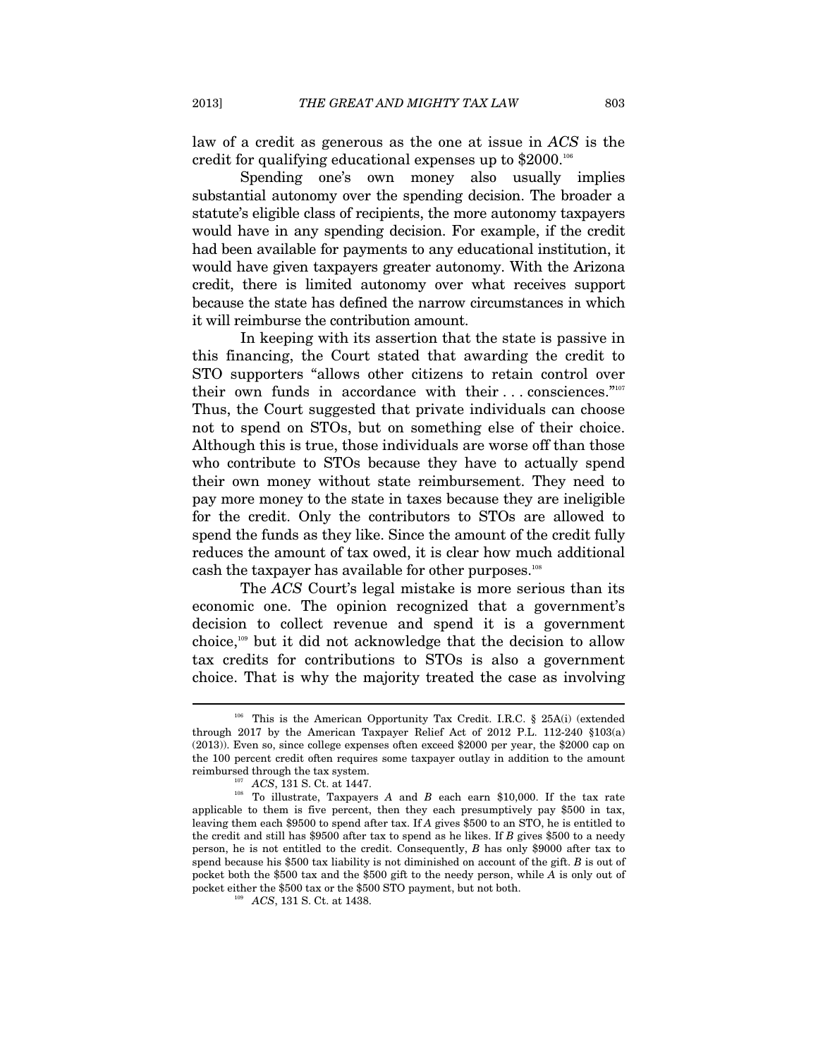law of a credit as generous as the one at issue in *ACS* is the credit for qualifying educational expenses up to $2000.[106]

Spending one's own money also usually implies substantial autonomy over the spending decision. The broader a statute's eligible class of recipients, the more autonomy taxpayers would have in any spending decision. For example, if the credit had been available for payments to any educational institution, it would have given taxpayers greater autonomy. With the Arizona credit, there is limited autonomy over what receives support because the state has defined the narrow circumstances in which it will reimburse the contribution amount.

In keeping with its assertion that the state is passive in this financing, the Court stated that awarding the credit to STO supporters "allows other citizens to retain control over their own funds in accordance with their . . . consciences."[107] Thus, the Court suggested that private individuals can choose not to spend on STOs, but on something else of their choice. Although this is true, those individuals are worse off than those who contribute to STOs because they have to actually spend their own money without state reimbursement. They need to pay more money to the state in taxes because they are ineligible for the credit. Only the contributors to STOs are allowed to spend the funds as they like. Since the amount of the credit fully reduces the amount of tax owed, it is clear how much additional cash the taxpayer has available for other purposes.[108]

The *ACS* Court's legal mistake is more serious than its economic one. The opinion recognized that a government's decision to collect revenue and spend it is a government choice,[109] but it did not acknowledge that the decision to allow tax credits for contributions to STOs is also a government choice. That is why the majority treated the case as involving

---

[106] This is the American Opportunity Tax Credit. I.R.C. § 25A(i) (extended through 2017 by the American Taxpayer Relief Act of 2012 P.L. 112-240 §103(a) (2013)). Even so, since college expenses often exceed $2000 per year, the $2000 cap on the 100 percent credit often requires some taxpayer outlay in addition to the amount reimbursed through the tax system.

[107] *ACS*, 131 S. Ct. at 1447.

[108] To illustrate, Taxpayers *A* and *B* each earn $10,000. If the tax rate applicable to them is five percent, then they each presumptively pay $500 in tax, leaving them each $9500 to spend after tax. If *A* gives $500 to an STO, he is entitled to the credit and still has $9500 after tax to spend as he likes. If *B* gives $500 to a needy person, he is not entitled to the credit. Consequently, *B* has only $9000 after tax to spend because his $500 tax liability is not diminished on account of the gift. *B* is out of pocket both the $500 tax and the $500 gift to the needy person, while *A* is only out of pocket either the $500 tax or the $500 STO payment, but not both.

[109] *ACS*, 131 S. Ct. at 1438.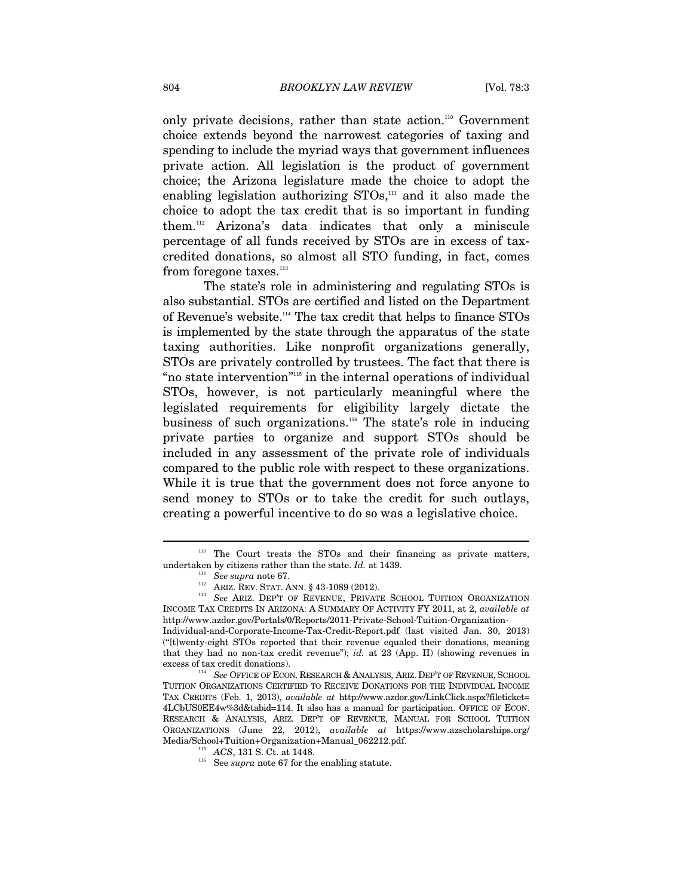only private decisions, rather than state action.[110] Government choice extends beyond the narrowest categories of taxing and spending to include the myriad ways that government influences private action. All legislation is the product of government choice; the Arizona legislature made the choice to adopt the enabling legislation authorizing STOs,[111] and it also made the choice to adopt the tax credit that is so important in funding them.[112] Arizona's data indicates that only a miniscule percentage of all funds received by STOs are in excess of tax-credited donations, so almost all STO funding, in fact, comes from foregone taxes.[113]

The state's role in administering and regulating STOs is also substantial. STOs are certified and listed on the Department of Revenue's website.[114] The tax credit that helps to finance STOs is implemented by the state through the apparatus of the state taxing authorities. Like nonprofit organizations generally, STOs are privately controlled by trustees. The fact that there is "no state intervention"[115] in the internal operations of individual STOs, however, is not particularly meaningful where the legislated requirements for eligibility largely dictate the business of such organizations.[116] The state's role in inducing private parties to organize and support STOs should be included in any assessment of the private role of individuals compared to the public role with respect to these organizations. While it is true that the government does not force anyone to send money to STOs or to take the credit for such outlays, creating a powerful incentive to do so was a legislative choice.

---

[110] The Court treats the STOs and their financing as private matters, undertaken by citizens rather than the state. *Id.* at 1439.

[111] *See supra* note 67.

[112] ARIZ. REV. STAT. ANN. § 43-1089 (2012).

[113] *See* ARIZ. DEP'T OF REVENUE, PRIVATE SCHOOL TUITION ORGANIZATION INCOME TAX CREDITS IN ARIZONA: A SUMMARY OF ACTIVITY FY 2011, at 2, *available at* http://www.azdor.gov/Portals/0/Reports/2011-Private-School-Tuition-Organization-Individual-and-Corporate-Income-Tax-Credit-Report.pdf (last visited Jan. 30, 2013) ("[t]wenty-eight STOs reported that their revenue equaled their donations, meaning that they had no non-tax credit revenue"); *id.* at 23 (App. II) (showing revenues in excess of tax credit donations).

[114] *See* OFFICE OF ECON. RESEARCH & ANALYSIS, ARIZ. DEP'T OF REVENUE, SCHOOL TUITION ORGANIZATIONS CERTIFIED TO RECEIVE DONATIONS FOR THE INDIVIDUAL INCOME TAX CREDITS (Feb. 1, 2013), *available at* http://www.azdor.gov/LinkClick.aspx?fileticket=4LCbUS0EE4w%3d&tabid=114. It also has a manual for participation. OFFICE OF ECON. RESEARCH & ANALYSIS, ARIZ. DEP'T OF REVENUE, MANUAL FOR SCHOOL TUITION ORGANIZATIONS (June 22, 2012), *available at* https://www.azscholarships.org/Media/School+Tuition+Organization+Manual_062212.pdf.

[115] *ACS*, 131 S. Ct. at 1448.

[116] See *supra* note 67 for the enabling statute.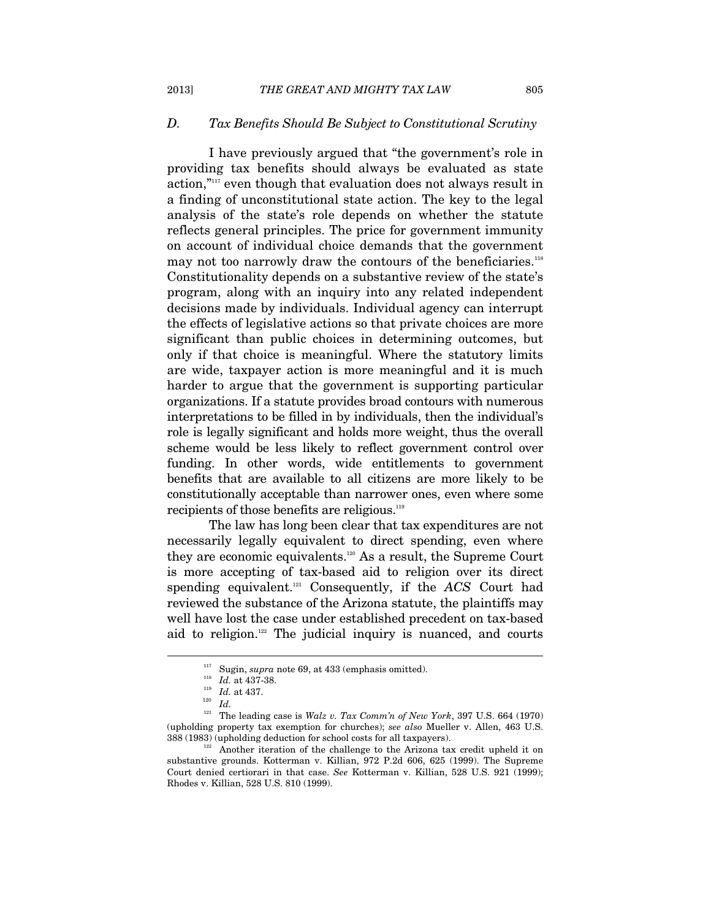### *D. Tax Benefits Should Be Subject to Constitutional Scrutiny*

I have previously argued that "the government's role in providing tax benefits should always be evaluated as state action,"[117] even though that evaluation does not always result in a finding of unconstitutional state action. The key to the legal analysis of the state's role depends on whether the statute reflects general principles. The price for government immunity on account of individual choice demands that the government may not too narrowly draw the contours of the beneficiaries.[118] Constitutionality depends on a substantive review of the state's program, along with an inquiry into any related independent decisions made by individuals. Individual agency can interrupt the effects of legislative actions so that private choices are more significant than public choices in determining outcomes, but only if that choice is meaningful. Where the statutory limits are wide, taxpayer action is more meaningful and it is much harder to argue that the government is supporting particular organizations. If a statute provides broad contours with numerous interpretations to be filled in by individuals, then the individual's role is legally significant and holds more weight, thus the overall scheme would be less likely to reflect government control over funding. In other words, wide entitlements to government benefits that are available to all citizens are more likely to be constitutionally acceptable than narrower ones, even where some recipients of those benefits are religious.[119]

The law has long been clear that tax expenditures are not necessarily legally equivalent to direct spending, even where they are economic equivalents.[120] As a result, the Supreme Court is more accepting of tax-based aid to religion over its direct spending equivalent.[121] Consequently, if the *ACS* Court had reviewed the substance of the Arizona statute, the plaintiffs may well have lost the case under established precedent on tax-based aid to religion.[122] The judicial inquiry is nuanced, and courts

---

[117] Sugin, *supra* note 69, at 433 (emphasis omitted).

[118] *Id.* at 437-38.

[119] *Id.* at 437.

[120] *Id.*

[121] The leading case is *Walz v. Tax Comm'n of New York*, 397 U.S. 664 (1970) (upholding property tax exemption for churches); *see also* Mueller v. Allen, 463 U.S. 388 (1983) (upholding deduction for school costs for all taxpayers).

[122] Another iteration of the challenge to the Arizona tax credit upheld it on substantive grounds. Kotterman v. Killian, 972 P.2d 606, 625 (1999). The Supreme Court denied certiorari in that case. *See* Kotterman v. Killian, 528 U.S. 921 (1999); Rhodes v. Killian, 528 U.S. 810 (1999).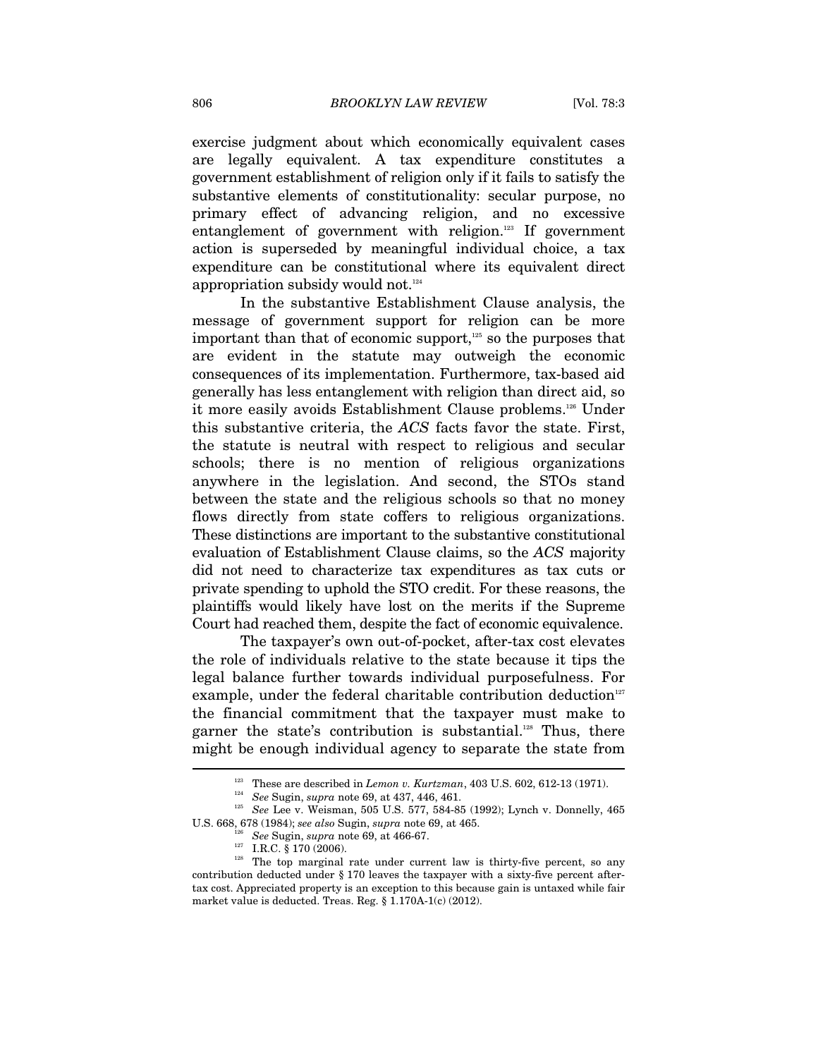exercise judgment about which economically equivalent cases are legally equivalent. A tax expenditure constitutes a government establishment of religion only if it fails to satisfy the substantive elements of constitutionality: secular purpose, no primary effect of advancing religion, and no excessive entanglement of government with religion.[123] If government action is superseded by meaningful individual choice, a tax expenditure can be constitutional where its equivalent direct appropriation subsidy would not.[124]

In the substantive Establishment Clause analysis, the message of government support for religion can be more important than that of economic support,[125] so the purposes that are evident in the statute may outweigh the economic consequences of its implementation. Furthermore, tax-based aid generally has less entanglement with religion than direct aid, so it more easily avoids Establishment Clause problems.[126] Under this substantive criteria, the *ACS* facts favor the state. First, the statute is neutral with respect to religious and secular schools; there is no mention of religious organizations anywhere in the legislation. And second, the STOs stand between the state and the religious schools so that no money flows directly from state coffers to religious organizations. These distinctions are important to the substantive constitutional evaluation of Establishment Clause claims, so the *ACS* majority did not need to characterize tax expenditures as tax cuts or private spending to uphold the STO credit. For these reasons, the plaintiffs would likely have lost on the merits if the Supreme Court had reached them, despite the fact of economic equivalence.

The taxpayer's own out-of-pocket, after-tax cost elevates the role of individuals relative to the state because it tips the legal balance further towards individual purposefulness. For example, under the federal charitable contribution deduction[127] the financial commitment that the taxpayer must make to garner the state's contribution is substantial.[128] Thus, there might be enough individual agency to separate the state from

---

[123] These are described in *Lemon v. Kurtzman*, 403 U.S. 602, 612-13 (1971).

[124] *See* Sugin, *supra* note 69, at 437, 446, 461.

[125] *See* Lee v. Weisman, 505 U.S. 577, 584-85 (1992); Lynch v. Donnelly, 465 U.S. 668, 678 (1984); *see also* Sugin, *supra* note 69, at 465.

[126] *See* Sugin, *supra* note 69, at 466-67.

[127] I.R.C. § 170 (2006).

[128] The top marginal rate under current law is thirty-five percent, so any contribution deducted under § 170 leaves the taxpayer with a sixty-five percent after-tax cost. Appreciated property is an exception to this because gain is untaxed while fair market value is deducted. Treas. Reg. § 1.170A-1(c) (2012).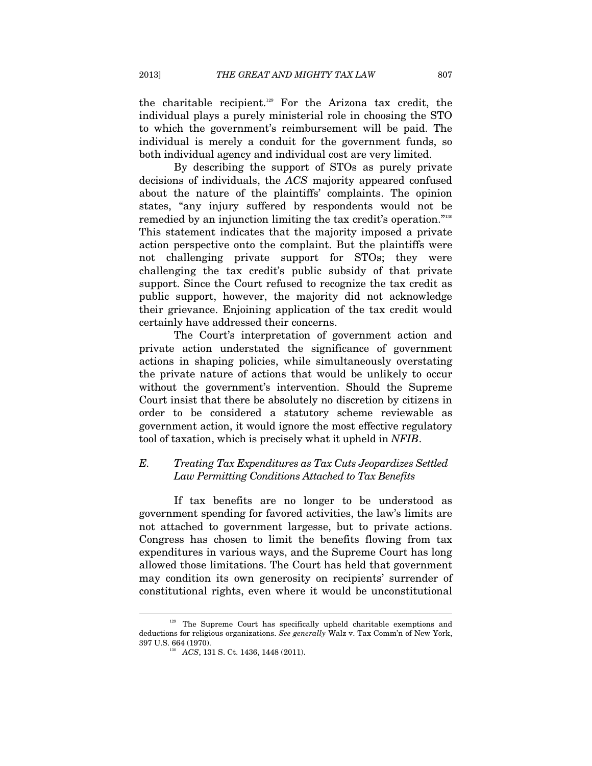the charitable recipient.[129] For the Arizona tax credit, the individual plays a purely ministerial role in choosing the STO to which the government's reimbursement will be paid. The individual is merely a conduit for the government funds, so both individual agency and individual cost are very limited.

By describing the support of STOs as purely private decisions of individuals, the *ACS* majority appeared confused about the nature of the plaintiffs' complaints. The opinion states, "any injury suffered by respondents would not be remedied by an injunction limiting the tax credit's operation."[130] This statement indicates that the majority imposed a private action perspective onto the complaint. But the plaintiffs were not challenging private support for STOs; they were challenging the tax credit's public subsidy of that private support. Since the Court refused to recognize the tax credit as public support, however, the majority did not acknowledge their grievance. Enjoining application of the tax credit would certainly have addressed their concerns.

The Court's interpretation of government action and private action understated the significance of government actions in shaping policies, while simultaneously overstating the private nature of actions that would be unlikely to occur without the government's intervention. Should the Supreme Court insist that there be absolutely no discretion by citizens in order to be considered a statutory scheme reviewable as government action, it would ignore the most effective regulatory tool of taxation, which is precisely what it upheld in *NFIB*.

### *E. Treating Tax Expenditures as Tax Cuts Jeopardizes Settled Law Permitting Conditions Attached to Tax Benefits*

If tax benefits are no longer to be understood as government spending for favored activities, the law's limits are not attached to government largesse, but to private actions. Congress has chosen to limit the benefits flowing from tax expenditures in various ways, and the Supreme Court has long allowed those limitations. The Court has held that government may condition its own generosity on recipients' surrender of constitutional rights, even where it would be unconstitutional

---

[129] The Supreme Court has specifically upheld charitable exemptions and deductions for religious organizations. *See generally* Walz v. Tax Comm'n of New York, 397 U.S. 664 (1970).

[130] *ACS*, 131 S. Ct. 1436, 1448 (2011).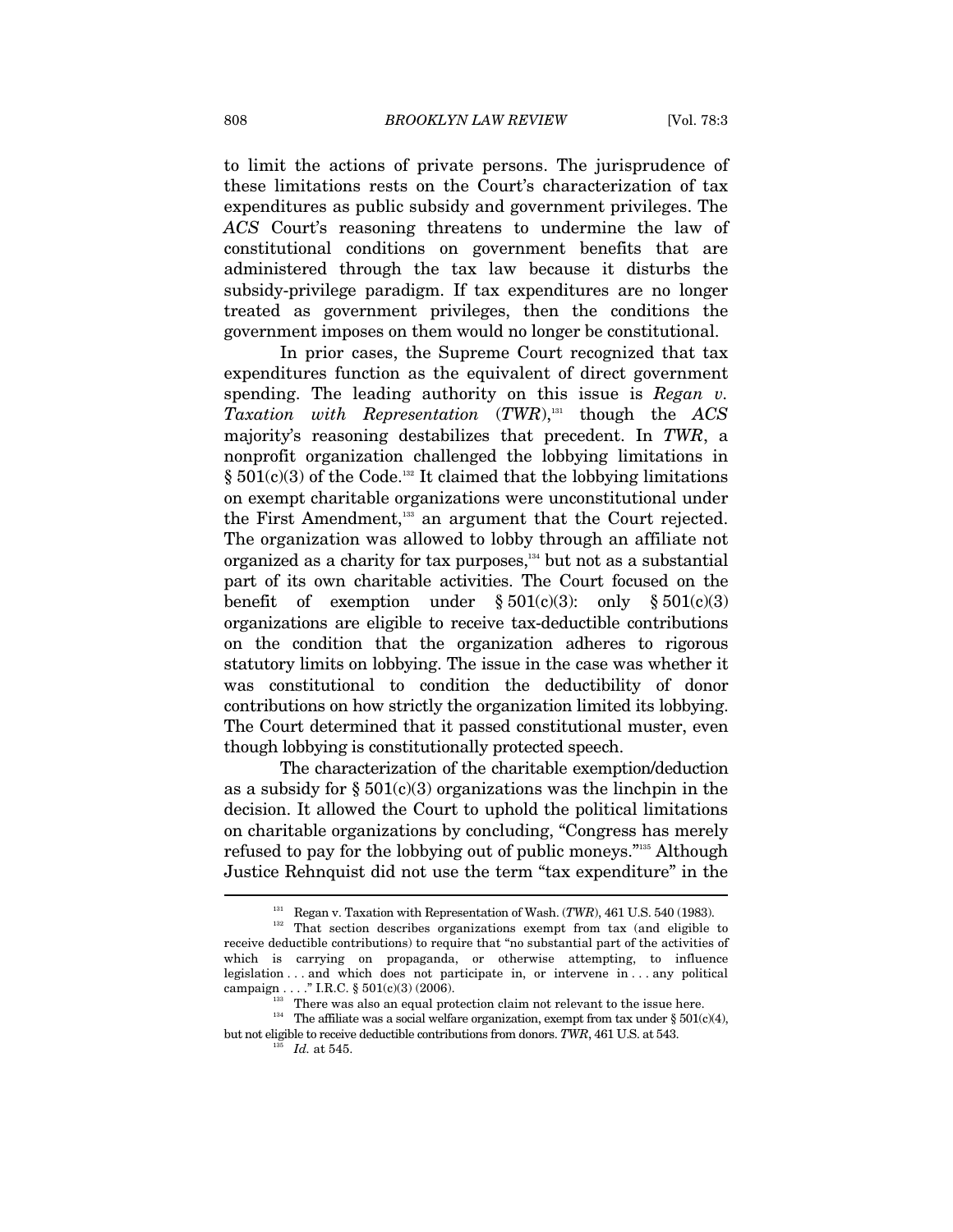to limit the actions of private persons. The jurisprudence of these limitations rests on the Court's characterization of tax expenditures as public subsidy and government privileges. The *ACS* Court's reasoning threatens to undermine the law of constitutional conditions on government benefits that are administered through the tax law because it disturbs the subsidy-privilege paradigm. If tax expenditures are no longer treated as government privileges, then the conditions the government imposes on them would no longer be constitutional.

In prior cases, the Supreme Court recognized that tax expenditures function as the equivalent of direct government spending. The leading authority on this issue is *Regan v. Taxation with Representation* (*TWR*),[131] though the *ACS* majority's reasoning destabilizes that precedent. In *TWR*, a nonprofit organization challenged the lobbying limitations in § 501(c)(3) of the Code.[132] It claimed that the lobbying limitations on exempt charitable organizations were unconstitutional under the First Amendment,[133] an argument that the Court rejected. The organization was allowed to lobby through an affiliate not organized as a charity for tax purposes,[134] but not as a substantial part of its own charitable activities. The Court focused on the benefit of exemption under § 501(c)(3): only § 501(c)(3) organizations are eligible to receive tax-deductible contributions on the condition that the organization adheres to rigorous statutory limits on lobbying. The issue in the case was whether it was constitutional to condition the deductibility of donor contributions on how strictly the organization limited its lobbying. The Court determined that it passed constitutional muster, even though lobbying is constitutionally protected speech.

The characterization of the charitable exemption/deduction as a subsidy for § 501(c)(3) organizations was the linchpin in the decision. It allowed the Court to uphold the political limitations on charitable organizations by concluding, "Congress has merely refused to pay for the lobbying out of public moneys."[135] Although Justice Rehnquist did not use the term "tax expenditure" in the

---

[131] Regan v. Taxation with Representation of Wash. (*TWR*), 461 U.S. 540 (1983).

[132] That section describes organizations exempt from tax (and eligible to receive deductible contributions) to require that "no substantial part of the activities of which is carrying on propaganda, or otherwise attempting, to influence legislation . . . and which does not participate in, or intervene in . . . any political campaign . . . ." I.R.C. § 501(c)(3) (2006).

[133] There was also an equal protection claim not relevant to the issue here.

[134] The affiliate was a social welfare organization, exempt from tax under § 501(c)(4), but not eligible to receive deductible contributions from donors. *TWR*, 461 U.S. at 543.

[135] *Id.* at 545.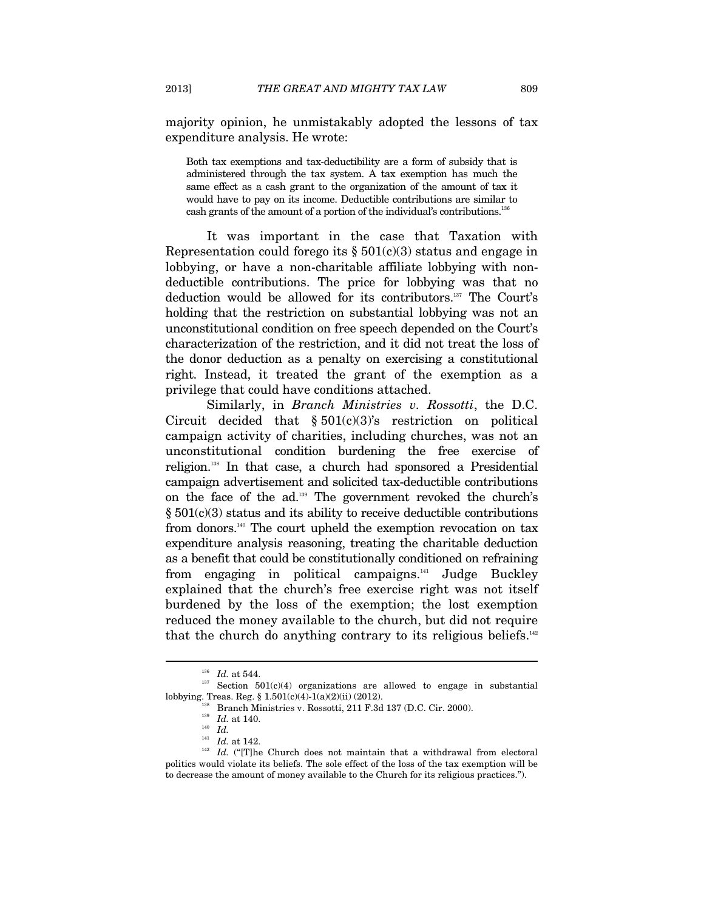majority opinion, he unmistakably adopted the lessons of tax expenditure analysis. He wrote:

> Both tax exemptions and tax-deductibility are a form of subsidy that is administered through the tax system. A tax exemption has much the same effect as a cash grant to the organization of the amount of tax it would have to pay on its income. Deductible contributions are similar to cash grants of the amount of a portion of the individual's contributions.[136]

It was important in the case that Taxation with Representation could forego its § 501(c)(3) status and engage in lobbying, or have a non-charitable affiliate lobbying with non-deductible contributions. The price for lobbying was that no deduction would be allowed for its contributors.[137] The Court's holding that the restriction on substantial lobbying was not an unconstitutional condition on free speech depended on the Court's characterization of the restriction, and it did not treat the loss of the donor deduction as a penalty on exercising a constitutional right. Instead, it treated the grant of the exemption as a privilege that could have conditions attached.

Similarly, in *Branch Ministries v. Rossotti*, the D.C. Circuit decided that § 501(c)(3)'s restriction on political campaign activity of charities, including churches, was not an unconstitutional condition burdening the free exercise of religion.[138] In that case, a church had sponsored a Presidential campaign advertisement and solicited tax-deductible contributions on the face of the ad.[139] The government revoked the church's § 501(c)(3) status and its ability to receive deductible contributions from donors.[140] The court upheld the exemption revocation on tax expenditure analysis reasoning, treating the charitable deduction as a benefit that could be constitutionally conditioned on refraining from engaging in political campaigns.[141] Judge Buckley explained that the church's free exercise right was not itself burdened by the loss of the exemption; the lost exemption reduced the money available to the church, but did not require that the church do anything contrary to its religious beliefs.[142]

---

[136] *Id.* at 544.

[137] Section 501(c)(4) organizations are allowed to engage in substantial lobbying. Treas. Reg. § 1.501(c)(4)-1(a)(2)(ii) (2012).

[138] Branch Ministries v. Rossotti, 211 F.3d 137 (D.C. Cir. 2000).

[139] *Id.* at 140.

[140] *Id.*

[141] *Id.* at 142.

[142] *Id.* ("[T]he Church does not maintain that a withdrawal from electoral politics would violate its beliefs. The sole effect of the loss of the tax exemption will be to decrease the amount of money available to the Church for its religious practices.").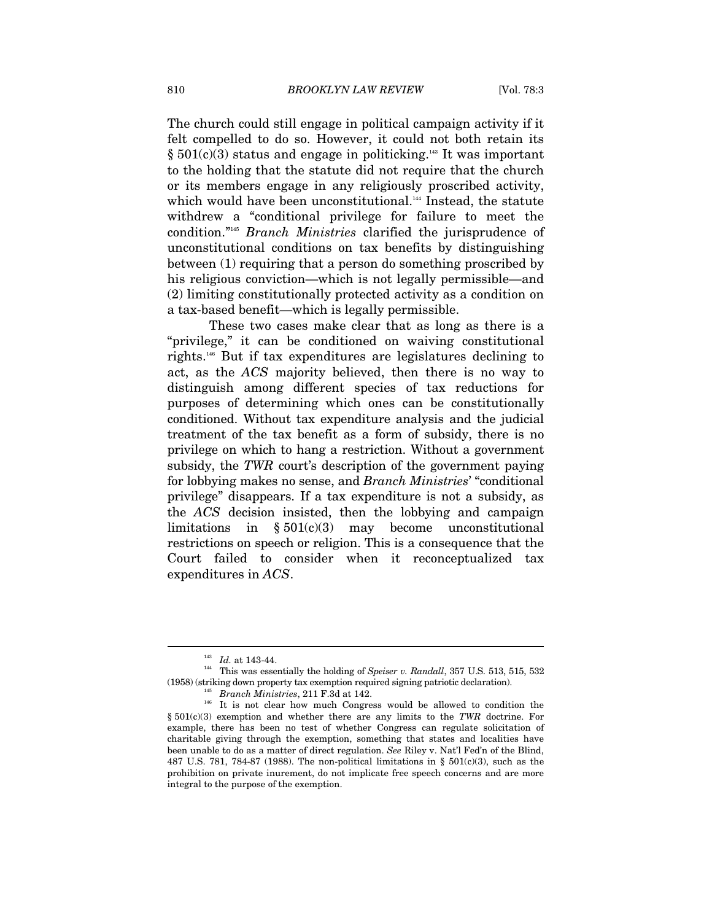The church could still engage in political campaign activity if it felt compelled to do so. However, it could not both retain its § 501(c)(3) status and engage in politicking.[143] It was important to the holding that the statute did not require that the church or its members engage in any religiously proscribed activity, which would have been unconstitutional.[144] Instead, the statute withdrew a "conditional privilege for failure to meet the condition."[145] *Branch Ministries* clarified the jurisprudence of unconstitutional conditions on tax benefits by distinguishing between (1) requiring that a person do something proscribed by his religious conviction—which is not legally permissible—and (2) limiting constitutionally protected activity as a condition on a tax-based benefit—which is legally permissible.

These two cases make clear that as long as there is a "privilege," it can be conditioned on waiving constitutional rights.[146] But if tax expenditures are legislatures declining to act, as the *ACS* majority believed, then there is no way to distinguish among different species of tax reductions for purposes of determining which ones can be constitutionally conditioned. Without tax expenditure analysis and the judicial treatment of the tax benefit as a form of subsidy, there is no privilege on which to hang a restriction. Without a government subsidy, the *TWR* court's description of the government paying for lobbying makes no sense, and *Branch Ministries*' "conditional privilege" disappears. If a tax expenditure is not a subsidy, as the *ACS* decision insisted, then the lobbying and campaign limitations in § 501(c)(3) may become unconstitutional restrictions on speech or religion. This is a consequence that the Court failed to consider when it reconceptualized tax expenditures in *ACS*.

---

[143] *Id.* at 143-44.

[144] This was essentially the holding of *Speiser v. Randall*, 357 U.S. 513, 515, 532 (1958) (striking down property tax exemption required signing patriotic declaration).

[145] *Branch Ministries*, 211 F.3d at 142.

[146] It is not clear how much Congress would be allowed to condition the § 501(c)(3) exemption and whether there are any limits to the *TWR* doctrine. For example, there has been no test of whether Congress can regulate solicitation of charitable giving through the exemption, something that states and localities have been unable to do as a matter of direct regulation. *See* Riley v. Nat'l Fed'n of the Blind, 487 U.S. 781, 784-87 (1988). The non-political limitations in § 501(c)(3), such as the prohibition on private inurement, do not implicate free speech concerns and are more integral to the purpose of the exemption.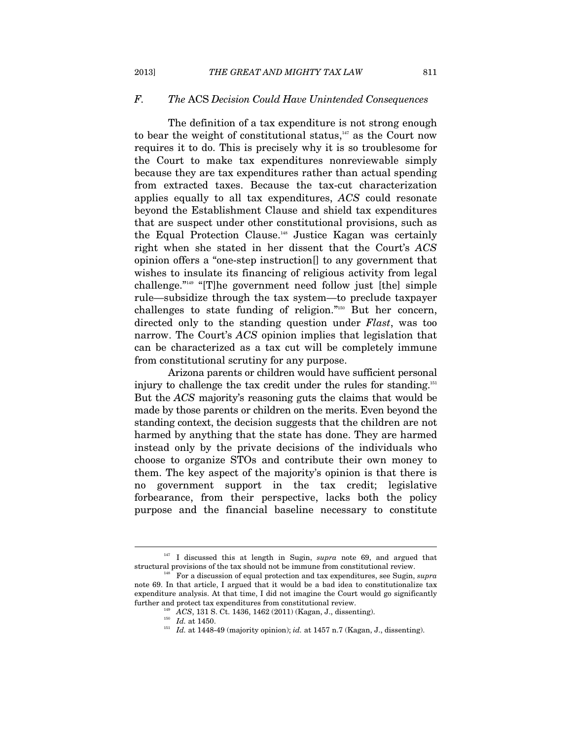### *F. The* ACS *Decision Could Have Unintended Consequences*

The definition of a tax expenditure is not strong enough to bear the weight of constitutional status,[147] as the Court now requires it to do. This is precisely why it is so troublesome for the Court to make tax expenditures nonreviewable simply because they are tax expenditures rather than actual spending from extracted taxes. Because the tax-cut characterization applies equally to all tax expenditures, *ACS* could resonate beyond the Establishment Clause and shield tax expenditures that are suspect under other constitutional provisions, such as the Equal Protection Clause.[148] Justice Kagan was certainly right when she stated in her dissent that the Court's *ACS* opinion offers a "one-step instruction[] to any government that wishes to insulate its financing of religious activity from legal challenge."[149] "[T]he government need follow just [the] simple rule—subsidize through the tax system—to preclude taxpayer challenges to state funding of religion."[150] But her concern, directed only to the standing question under *Flast*, was too narrow. The Court's *ACS* opinion implies that legislation that can be characterized as a tax cut will be completely immune from constitutional scrutiny for any purpose.

Arizona parents or children would have sufficient personal injury to challenge the tax credit under the rules for standing.[151] But the *ACS* majority's reasoning guts the claims that would be made by those parents or children on the merits. Even beyond the standing context, the decision suggests that the children are not harmed by anything that the state has done. They are harmed instead only by the private decisions of the individuals who choose to organize STOs and contribute their own money to them. The key aspect of the majority's opinion is that there is no government support in the tax credit; legislative forbearance, from their perspective, lacks both the policy purpose and the financial baseline necessary to constitute

---

[147] I discussed this at length in Sugin, *supra* note 69, and argued that structural provisions of the tax should not be immune from constitutional review.

[148] For a discussion of equal protection and tax expenditures, see Sugin, *supra* note 69. In that article, I argued that it would be a bad idea to constitutionalize tax expenditure analysis. At that time, I did not imagine the Court would go significantly further and protect tax expenditures from constitutional review.

[149] *ACS*, 131 S. Ct. 1436, 1462 (2011) (Kagan, J., dissenting).

[150] *Id.* at 1450.

[151] *Id.* at 1448-49 (majority opinion); *id.* at 1457 n.7 (Kagan, J., dissenting).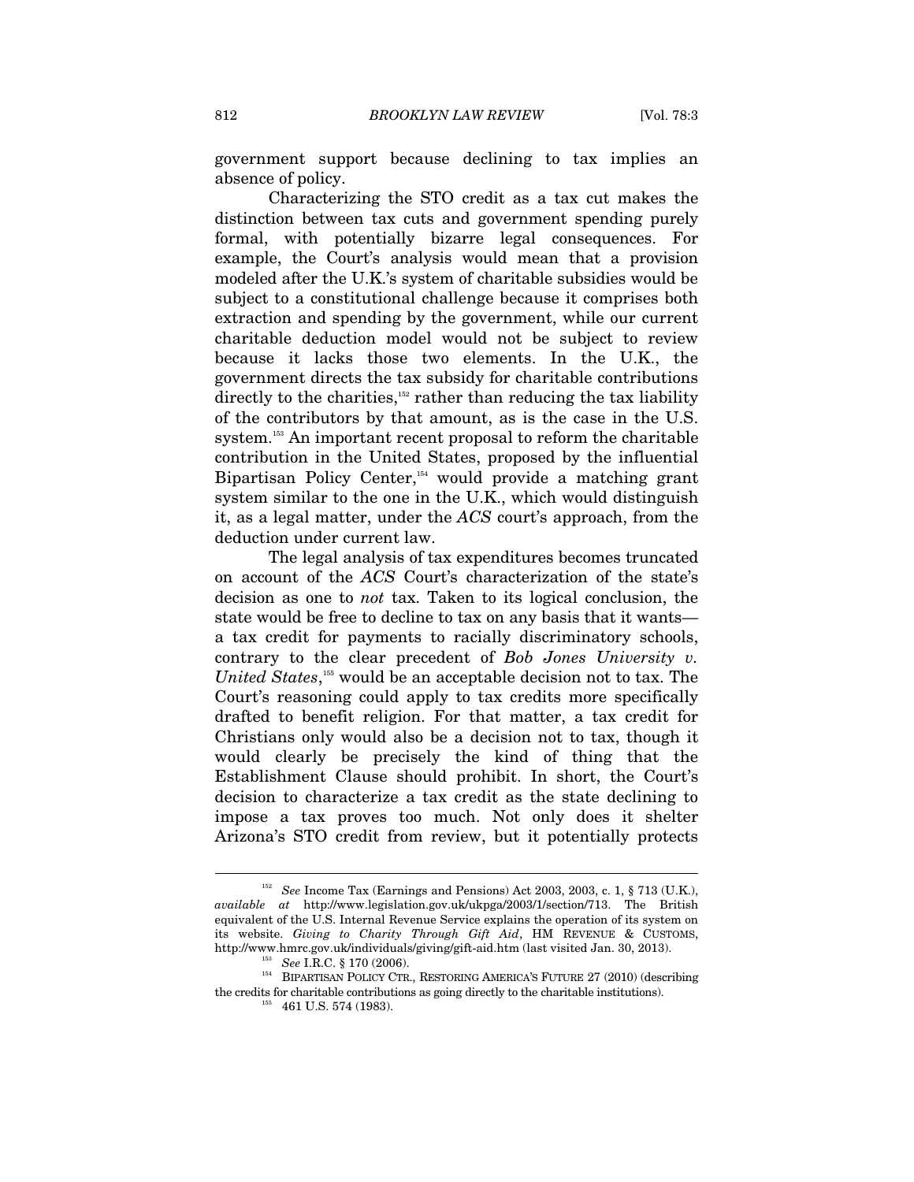government support because declining to tax implies an absence of policy.

Characterizing the STO credit as a tax cut makes the distinction between tax cuts and government spending purely formal, with potentially bizarre legal consequences. For example, the Court's analysis would mean that a provision modeled after the U.K.'s system of charitable subsidies would be subject to a constitutional challenge because it comprises both extraction and spending by the government, while our current charitable deduction model would not be subject to review because it lacks those two elements. In the U.K., the government directs the tax subsidy for charitable contributions directly to the charities,[152] rather than reducing the tax liability of the contributors by that amount, as is the case in the U.S. system.[153] An important recent proposal to reform the charitable contribution in the United States, proposed by the influential Bipartisan Policy Center,[154] would provide a matching grant system similar to the one in the U.K., which would distinguish it, as a legal matter, under the *ACS* court's approach, from the deduction under current law.

The legal analysis of tax expenditures becomes truncated on account of the *ACS* Court's characterization of the state's decision as one to *not* tax. Taken to its logical conclusion, the state would be free to decline to tax on any basis that it wants—a tax credit for payments to racially discriminatory schools, contrary to the clear precedent of *Bob Jones University v. United States*,[155] would be an acceptable decision not to tax. The Court's reasoning could apply to tax credits more specifically drafted to benefit religion. For that matter, a tax credit for Christians only would also be a decision not to tax, though it would clearly be precisely the kind of thing that the Establishment Clause should prohibit. In short, the Court's decision to characterize a tax credit as the state declining to impose a tax proves too much. Not only does it shelter Arizona's STO credit from review, but it potentially protects

---

[152] *See* Income Tax (Earnings and Pensions) Act 2003, 2003, c. 1, § 713 (U.K.), *available at* http://www.legislation.gov.uk/ukpga/2003/1/section/713. The British equivalent of the U.S. Internal Revenue Service explains the operation of its system on its website. *Giving to Charity Through Gift Aid*, HM REVENUE & CUSTOMS, http://www.hmrc.gov.uk/individuals/giving/gift-aid.htm (last visited Jan. 30, 2013).

[153] *See* I.R.C. § 170 (2006).

[154] BIPARTISAN POLICY CTR., RESTORING AMERICA'S FUTURE 27 (2010) (describing the credits for charitable contributions as going directly to the charitable institutions).

[155] 461 U.S. 574 (1983).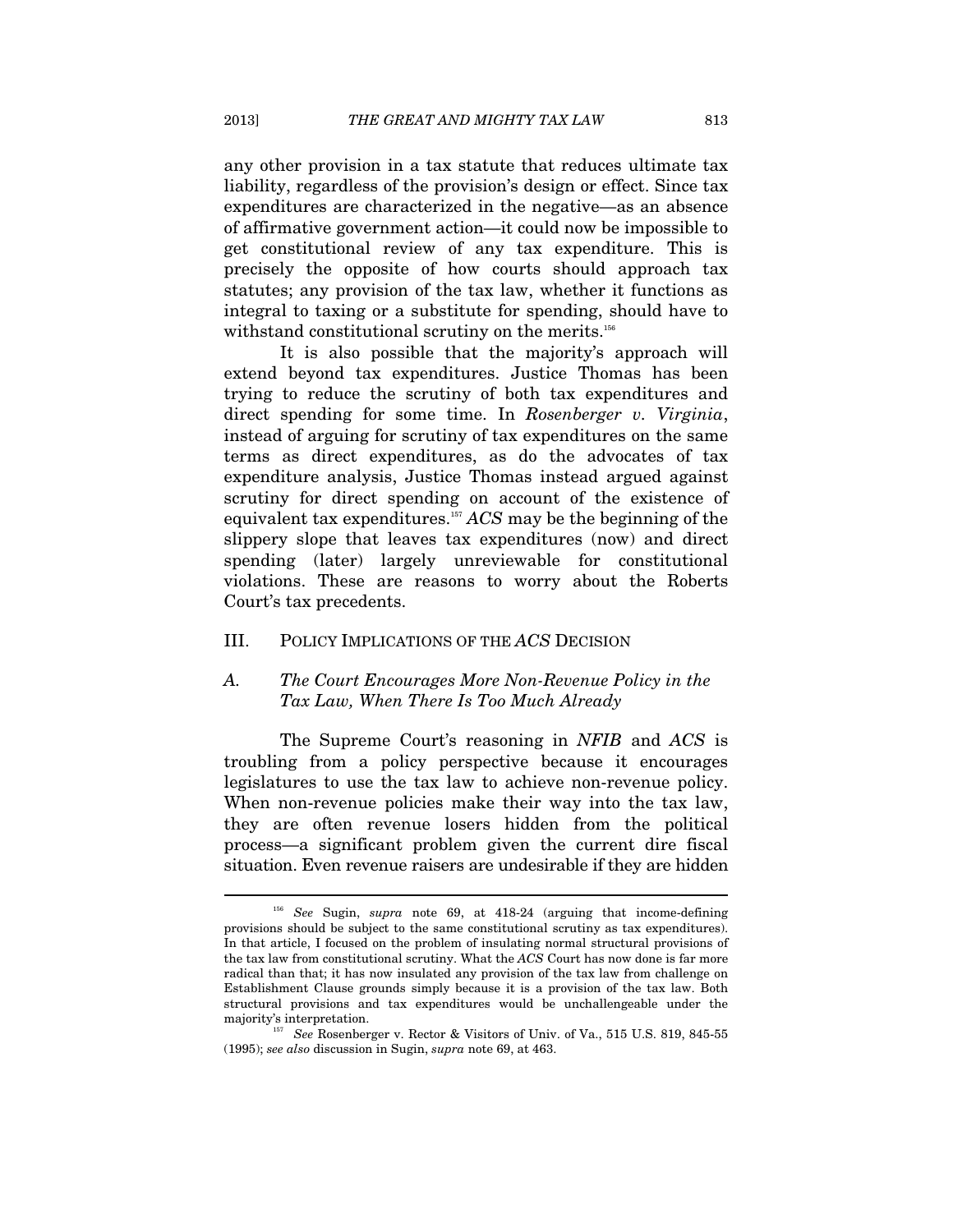any other provision in a tax statute that reduces ultimate tax liability, regardless of the provision's design or effect. Since tax expenditures are characterized in the negative—as an absence of affirmative government action—it could now be impossible to get constitutional review of any tax expenditure. This is precisely the opposite of how courts should approach tax statutes; any provision of the tax law, whether it functions as integral to taxing or a substitute for spending, should have to withstand constitutional scrutiny on the merits.[156]

It is also possible that the majority's approach will extend beyond tax expenditures. Justice Thomas has been trying to reduce the scrutiny of both tax expenditures and direct spending for some time. In *Rosenberger v. Virginia*, instead of arguing for scrutiny of tax expenditures on the same terms as direct expenditures, as do the advocates of tax expenditure analysis, Justice Thomas instead argued against scrutiny for direct spending on account of the existence of equivalent tax expenditures.[157] *ACS* may be the beginning of the slippery slope that leaves tax expenditures (now) and direct spending (later) largely unreviewable for constitutional violations. These are reasons to worry about the Roberts Court's tax precedents.

## III. POLICY IMPLICATIONS OF THE *ACS* DECISION

### A. *The Court Encourages More Non-Revenue Policy in the Tax Law, When There Is Too Much Already*

The Supreme Court's reasoning in *NFIB* and *ACS* is troubling from a policy perspective because it encourages legislatures to use the tax law to achieve non-revenue policy. When non-revenue policies make their way into the tax law, they are often revenue losers hidden from the political process—a significant problem given the current dire fiscal situation. Even revenue raisers are undesirable if they are hidden

---

[156] *See* Sugin, *supra* note 69, at 418-24 (arguing that income-defining provisions should be subject to the same constitutional scrutiny as tax expenditures). In that article, I focused on the problem of insulating normal structural provisions of the tax law from constitutional scrutiny. What the *ACS* Court has now done is far more radical than that; it has now insulated any provision of the tax law from challenge on Establishment Clause grounds simply because it is a provision of the tax law. Both structural provisions and tax expenditures would be unchallengeable under the majority's interpretation.

[157] *See* Rosenberger v. Rector & Visitors of Univ. of Va., 515 U.S. 819, 845-55 (1995); *see also* discussion in Sugin, *supra* note 69, at 463.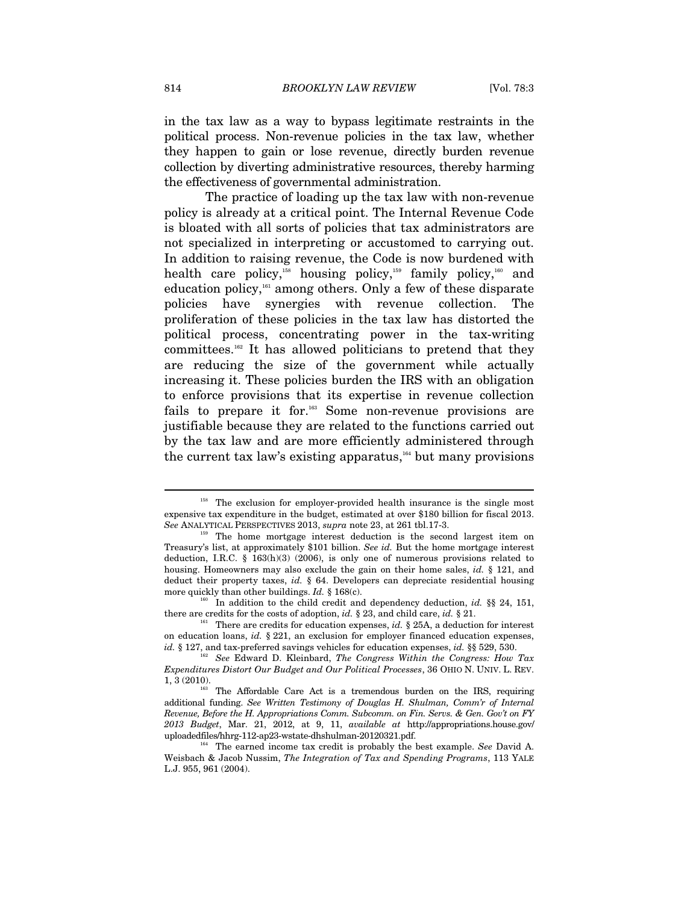in the tax law as a way to bypass legitimate restraints in the political process. Non-revenue policies in the tax law, whether they happen to gain or lose revenue, directly burden revenue collection by diverting administrative resources, thereby harming the effectiveness of governmental administration.

The practice of loading up the tax law with non-revenue policy is already at a critical point. The Internal Revenue Code is bloated with all sorts of policies that tax administrators are not specialized in interpreting or accustomed to carrying out. In addition to raising revenue, the Code is now burdened with health care policy,[158] housing policy,[159] family policy,[160] and education policy,[161] among others. Only a few of these disparate policies have synergies with revenue collection. The proliferation of these policies in the tax law has distorted the political process, concentrating power in the tax-writing committees.[162] It has allowed politicians to pretend that they are reducing the size of the government while actually increasing it. These policies burden the IRS with an obligation to enforce provisions that its expertise in revenue collection fails to prepare it for.[163] Some non-revenue provisions are justifiable because they are related to the functions carried out by the tax law and are more efficiently administered through the current tax law's existing apparatus,[164] but many provisions

---

[158] The exclusion for employer-provided health insurance is the single most expensive tax expenditure in the budget, estimated at over $180 billion for fiscal 2013. *See* ANALYTICAL PERSPECTIVES 2013, *supra* note 23, at 261 tbl.17-3.

[159] The home mortgage interest deduction is the second largest item on Treasury's list, at approximately $101 billion. *See id.* But the home mortgage interest deduction, I.R.C. § 163(h)(3) (2006), is only one of numerous provisions related to housing. Homeowners may also exclude the gain on their home sales, *id.* § 121, and deduct their property taxes, *id.* § 64. Developers can depreciate residential housing more quickly than other buildings. *Id.* § 168(c).

[160] In addition to the child credit and dependency deduction, *id.* §§ 24, 151, there are credits for the costs of adoption, *id.* § 23, and child care, *id.* § 21.

[161] There are credits for education expenses, *id.* § 25A, a deduction for interest on education loans, *id.* § 221, an exclusion for employer financed education expenses, *id.* § 127, and tax-preferred savings vehicles for education expenses, *id.* §§ 529, 530.

[162] *See* Edward D. Kleinbard, *The Congress Within the Congress: How Tax Expenditures Distort Our Budget and Our Political Processes*, 36 OHIO N. UNIV. L. REV. 1, 3 (2010).

[163] The Affordable Care Act is a tremendous burden on the IRS, requiring additional funding. *See Written Testimony of Douglas H. Shulman, Comm'r of Internal Revenue, Before the H. Appropriations Comm. Subcomm. on Fin. Servs. & Gen. Gov't on FY 2013 Budget*, Mar. 21, 2012, at 9, 11, *available at* http://appropriations.house.gov/uploadedfiles/hhrg-112-ap23-wstate-dhshulman-20120321.pdf.

[164] The earned income tax credit is probably the best example. *See* David A. Weisbach & Jacob Nussim, *The Integration of Tax and Spending Programs*, 113 YALE L.J. 955, 961 (2004).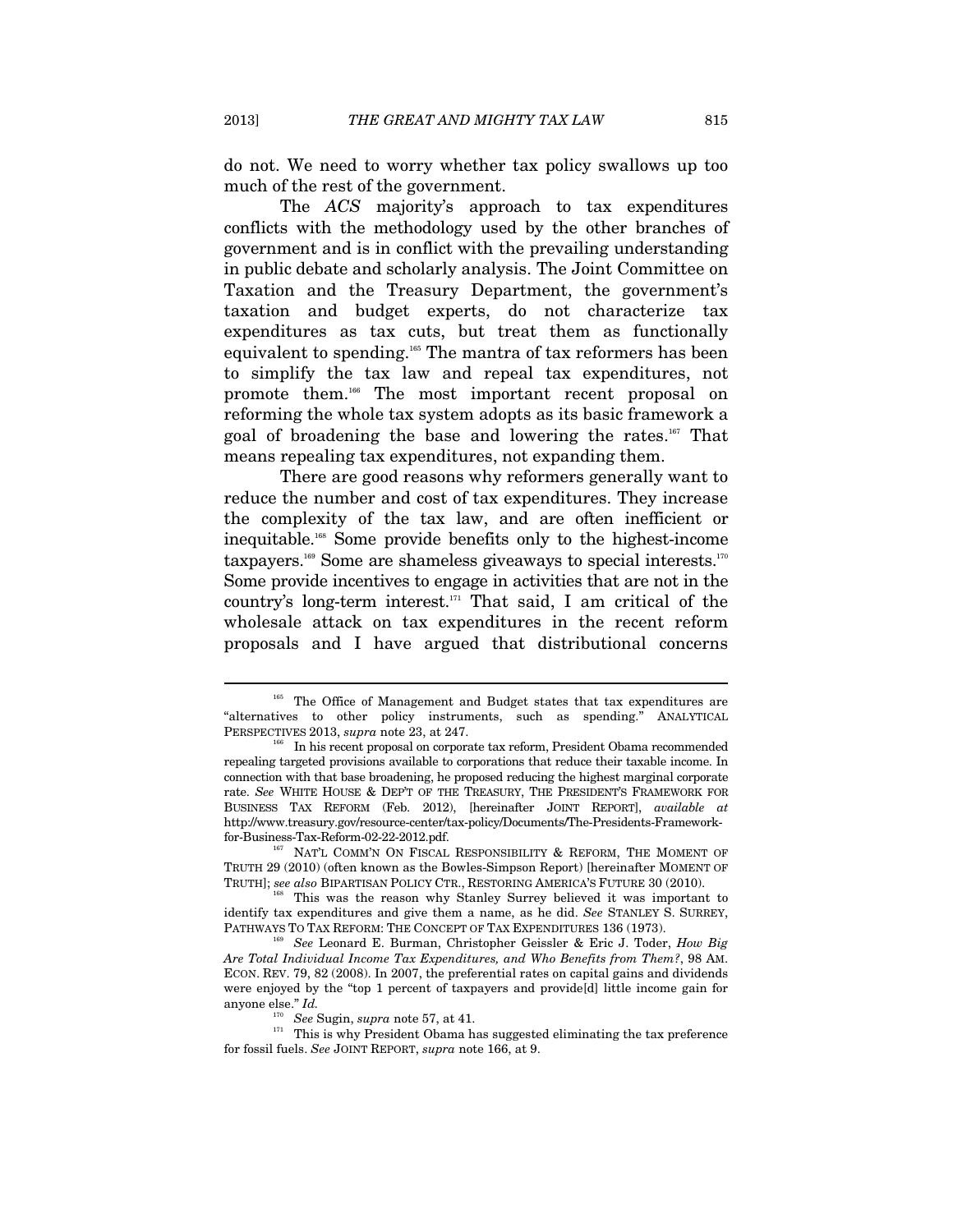do not. We need to worry whether tax policy swallows up too much of the rest of the government.

The *ACS* majority's approach to tax expenditures conflicts with the methodology used by the other branches of government and is in conflict with the prevailing understanding in public debate and scholarly analysis. The Joint Committee on Taxation and the Treasury Department, the government's taxation and budget experts, do not characterize tax expenditures as tax cuts, but treat them as functionally equivalent to spending.[165] The mantra of tax reformers has been to simplify the tax law and repeal tax expenditures, not promote them.[166] The most important recent proposal on reforming the whole tax system adopts as its basic framework a goal of broadening the base and lowering the rates.[167] That means repealing tax expenditures, not expanding them.

There are good reasons why reformers generally want to reduce the number and cost of tax expenditures. They increase the complexity of the tax law, and are often inefficient or inequitable.[168] Some provide benefits only to the highest-income taxpayers.[169] Some are shameless giveaways to special interests.[170] Some provide incentives to engage in activities that are not in the country's long-term interest.[171] That said, I am critical of the wholesale attack on tax expenditures in the recent reform proposals and I have argued that distributional concerns

---

[165] The Office of Management and Budget states that tax expenditures are "alternatives to other policy instruments, such as spending." ANALYTICAL PERSPECTIVES 2013, *supra* note 23, at 247.

[166] In his recent proposal on corporate tax reform, President Obama recommended repealing targeted provisions available to corporations that reduce their taxable income. In connection with that base broadening, he proposed reducing the highest marginal corporate rate. *See* WHITE HOUSE & DEP'T OF THE TREASURY, THE PRESIDENT'S FRAMEWORK FOR BUSINESS TAX REFORM (Feb. 2012), [hereinafter JOINT REPORT], *available at* http://www.treasury.gov/resource-center/tax-policy/Documents/The-Presidents-Framework-for-Business-Tax-Reform-02-22-2012.pdf.

[167] NAT'L COMM'N ON FISCAL RESPONSIBILITY & REFORM, THE MOMENT OF TRUTH 29 (2010) (often known as the Bowles-Simpson Report) [hereinafter MOMENT OF TRUTH]; *see also* BIPARTISAN POLICY CTR., RESTORING AMERICA'S FUTURE 30 (2010).

[168] This was the reason why Stanley Surrey believed it was important to identify tax expenditures and give them a name, as he did. *See* STANLEY S. SURREY, PATHWAYS TO TAX REFORM: THE CONCEPT OF TAX EXPENDITURES 136 (1973).

[169] *See* Leonard E. Burman, Christopher Geissler & Eric J. Toder, *How Big Are Total Individual Income Tax Expenditures, and Who Benefits from Them?*, 98 AM. ECON. REV. 79, 82 (2008). In 2007, the preferential rates on capital gains and dividends were enjoyed by the "top 1 percent of taxpayers and provide[d] little income gain for anyone else." *Id.*

[170] *See* Sugin, *supra* note 57, at 41.

[171] This is why President Obama has suggested eliminating the tax preference for fossil fuels. *See* JOINT REPORT, *supra* note 166, at 9.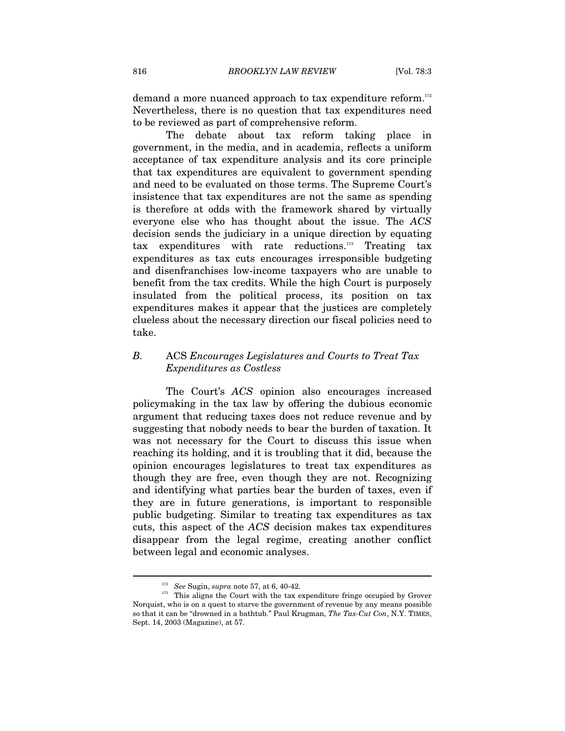demand a more nuanced approach to tax expenditure reform.[172] Nevertheless, there is no question that tax expenditures need to be reviewed as part of comprehensive reform.

The debate about tax reform taking place in government, in the media, and in academia, reflects a uniform acceptance of tax expenditure analysis and its core principle that tax expenditures are equivalent to government spending and need to be evaluated on those terms. The Supreme Court's insistence that tax expenditures are not the same as spending is therefore at odds with the framework shared by virtually everyone else who has thought about the issue. The *ACS* decision sends the judiciary in a unique direction by equating tax expenditures with rate reductions.[173] Treating tax expenditures as tax cuts encourages irresponsible budgeting and disenfranchises low-income taxpayers who are unable to benefit from the tax credits. While the high Court is purposely insulated from the political process, its position on tax expenditures makes it appear that the justices are completely clueless about the necessary direction our fiscal policies need to take.

### *B.* ACS *Encourages Legislatures and Courts to Treat Tax Expenditures as Costless*

The Court's *ACS* opinion also encourages increased policymaking in the tax law by offering the dubious economic argument that reducing taxes does not reduce revenue and by suggesting that nobody needs to bear the burden of taxation. It was not necessary for the Court to discuss this issue when reaching its holding, and it is troubling that it did, because the opinion encourages legislatures to treat tax expenditures as though they are free, even though they are not. Recognizing and identifying what parties bear the burden of taxes, even if they are in future generations, is important to responsible public budgeting. Similar to treating tax expenditures as tax cuts, this aspect of the *ACS* decision makes tax expenditures disappear from the legal regime, creating another conflict between legal and economic analyses.

---

[172] *See* Sugin, *supra* note 57, at 6, 40-42.

[173] This aligns the Court with the tax expenditure fringe occupied by Grover Norquist, who is on a quest to starve the government of revenue by any means possible so that it can be "drowned in a bathtub." Paul Krugman, *The Tax-Cut Con*, N.Y. TIMES, Sept. 14, 2003 (Magazine), at 57.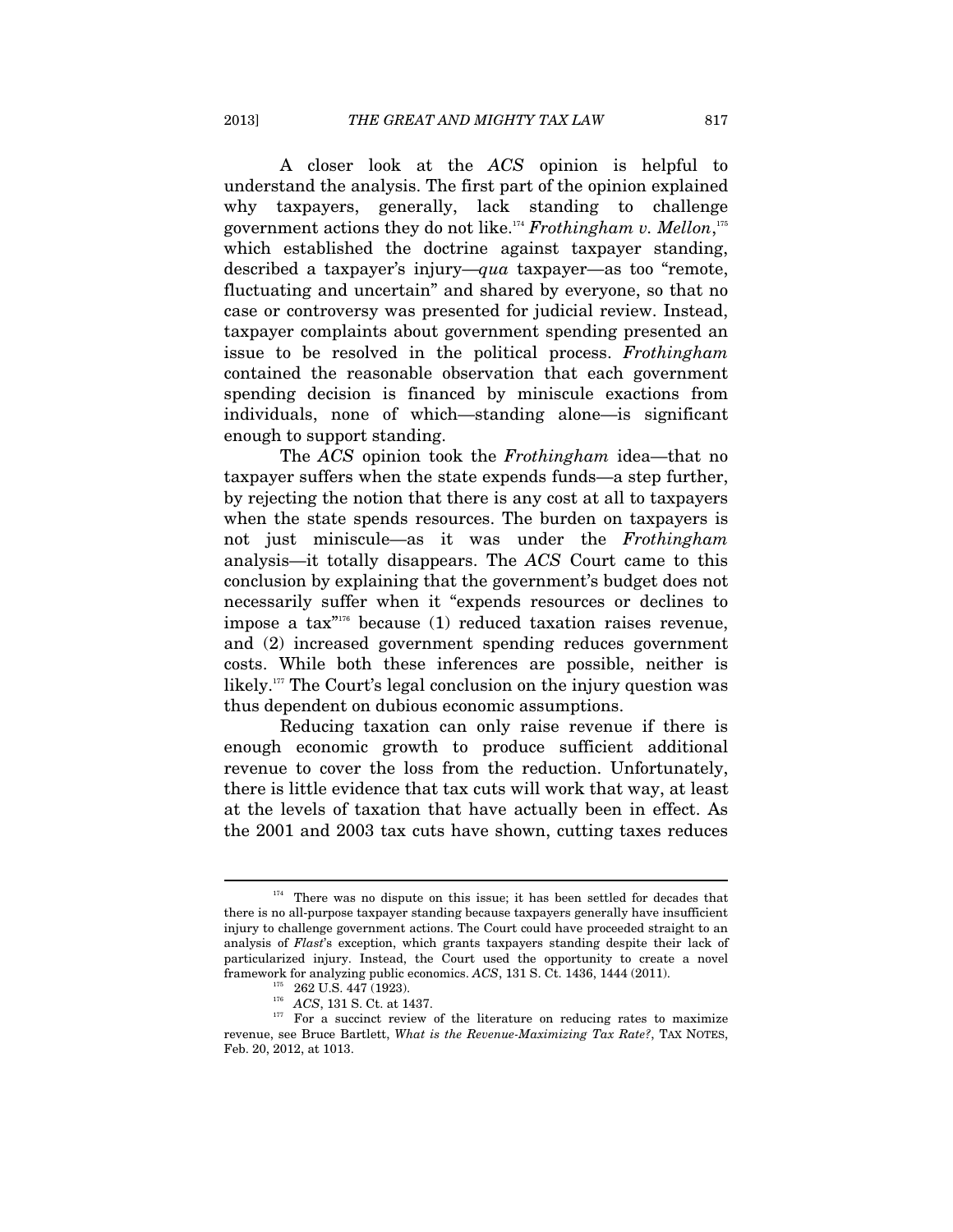A closer look at the *ACS* opinion is helpful to understand the analysis. The first part of the opinion explained why taxpayers, generally, lack standing to challenge government actions they do not like.[174] *Frothingham v. Mellon*,[175] which established the doctrine against taxpayer standing, described a taxpayer's injury—*qua* taxpayer—as too "remote, fluctuating and uncertain" and shared by everyone, so that no case or controversy was presented for judicial review. Instead, taxpayer complaints about government spending presented an issue to be resolved in the political process. *Frothingham* contained the reasonable observation that each government spending decision is financed by miniscule exactions from individuals, none of which—standing alone—is significant enough to support standing.

The *ACS* opinion took the *Frothingham* idea—that no taxpayer suffers when the state expends funds—a step further, by rejecting the notion that there is any cost at all to taxpayers when the state spends resources. The burden on taxpayers is not just miniscule—as it was under the *Frothingham* analysis—it totally disappears. The *ACS* Court came to this conclusion by explaining that the government's budget does not necessarily suffer when it "expends resources or declines to impose a tax"[176] because (1) reduced taxation raises revenue, and (2) increased government spending reduces government costs. While both these inferences are possible, neither is likely.[177] The Court's legal conclusion on the injury question was thus dependent on dubious economic assumptions.

Reducing taxation can only raise revenue if there is enough economic growth to produce sufficient additional revenue to cover the loss from the reduction. Unfortunately, there is little evidence that tax cuts will work that way, at least at the levels of taxation that have actually been in effect. As the 2001 and 2003 tax cuts have shown, cutting taxes reduces

---

[174] There was no dispute on this issue; it has been settled for decades that there is no all-purpose taxpayer standing because taxpayers generally have insufficient injury to challenge government actions. The Court could have proceeded straight to an analysis of *Flast*'s exception, which grants taxpayers standing despite their lack of particularized injury. Instead, the Court used the opportunity to create a novel framework for analyzing public economics. *ACS*, 131 S. Ct. 1436, 1444 (2011).

[175] 262 U.S. 447 (1923).

[176] *ACS*, 131 S. Ct. at 1437.

[177] For a succinct review of the literature on reducing rates to maximize revenue, see Bruce Bartlett, *What is the Revenue-Maximizing Tax Rate?*, TAX NOTES, Feb. 20, 2012, at 1013.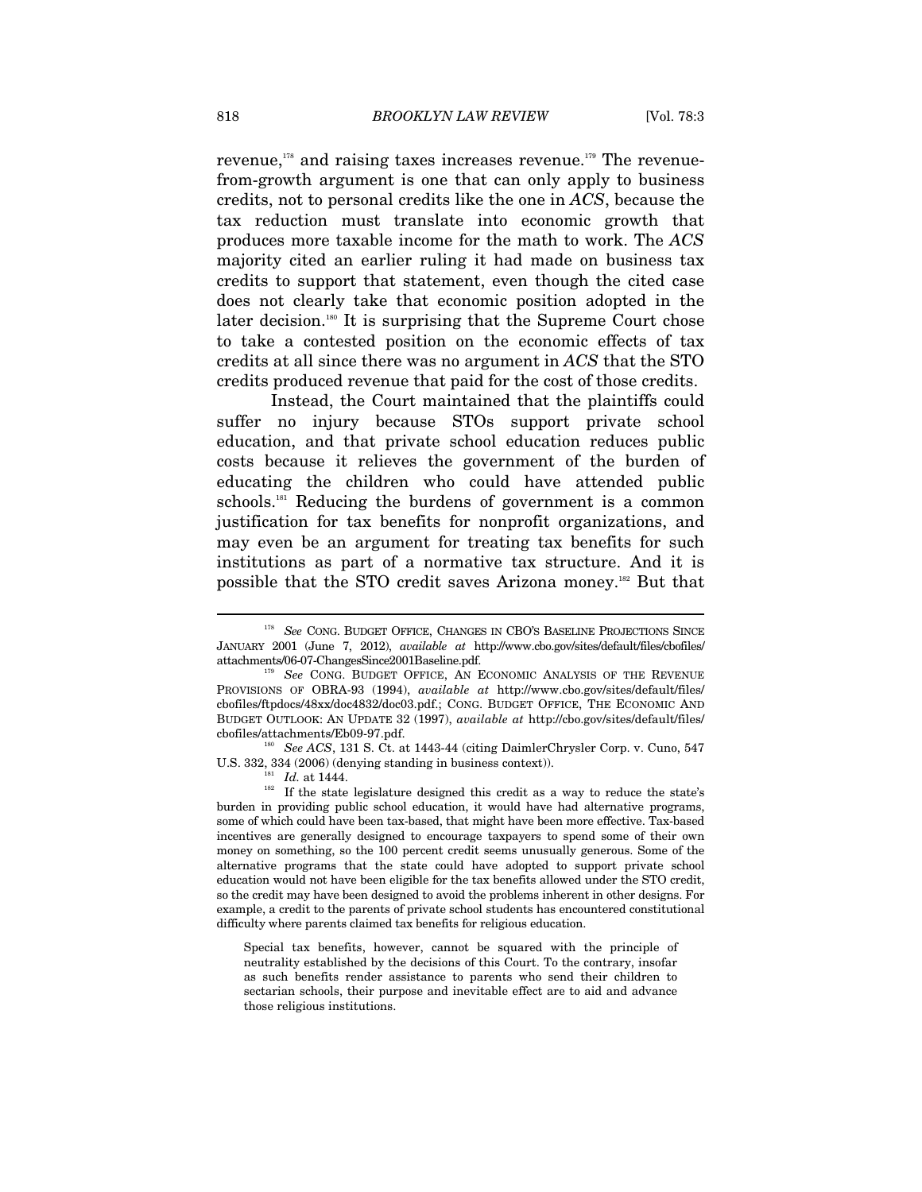revenue,[178] and raising taxes increases revenue.[179] The revenue-from-growth argument is one that can only apply to business credits, not to personal credits like the one in *ACS*, because the tax reduction must translate into economic growth that produces more taxable income for the math to work. The *ACS* majority cited an earlier ruling it had made on business tax credits to support that statement, even though the cited case does not clearly take that economic position adopted in the later decision.[180] It is surprising that the Supreme Court chose to take a contested position on the economic effects of tax credits at all since there was no argument in *ACS* that the STO credits produced revenue that paid for the cost of those credits.

Instead, the Court maintained that the plaintiffs could suffer no injury because STOs support private school education, and that private school education reduces public costs because it relieves the government of the burden of educating the children who could have attended public schools.[181] Reducing the burdens of government is a common justification for tax benefits for nonprofit organizations, and may even be an argument for treating tax benefits for such institutions as part of a normative tax structure. And it is possible that the STO credit saves Arizona money.[182] But that

---

[178] *See* CONG. BUDGET OFFICE, CHANGES IN CBO'S BASELINE PROJECTIONS SINCE JANUARY 2001 (June 7, 2012), *available at* http://www.cbo.gov/sites/default/files/cbofiles/attachments/06-07-ChangesSince2001Baseline.pdf.

[179] *See* CONG. BUDGET OFFICE, AN ECONOMIC ANALYSIS OF THE REVENUE PROVISIONS OF OBRA-93 (1994), *available at* http://www.cbo.gov/sites/default/files/cbofiles/ftpdocs/48xx/doc4832/doc03.pdf.; CONG. BUDGET OFFICE, THE ECONOMIC AND BUDGET OUTLOOK: AN UPDATE 32 (1997), *available at* http://cbo.gov/sites/default/files/cbofiles/attachments/Eb09-97.pdf.

[180] *See ACS*, 131 S. Ct. at 1443-44 (citing DaimlerChrysler Corp. v. Cuno, 547 U.S. 332, 334 (2006) (denying standing in business context)).

[181] *Id.* at 1444.

[182] If the state legislature designed this credit as a way to reduce the state's burden in providing public school education, it would have had alternative programs, some of which could have been tax-based, that might have been more effective. Tax-based incentives are generally designed to encourage taxpayers to spend some of their own money on something, so the 100 percent credit seems unusually generous. Some of the alternative programs that the state could have adopted to support private school education would not have been eligible for the tax benefits allowed under the STO credit, so the credit may have been designed to avoid the problems inherent in other designs. For example, a credit to the parents of private school students has encountered constitutional difficulty where parents claimed tax benefits for religious education.

> Special tax benefits, however, cannot be squared with the principle of neutrality established by the decisions of this Court. To the contrary, insofar as such benefits render assistance to parents who send their children to sectarian schools, their purpose and inevitable effect are to aid and advance those religious institutions.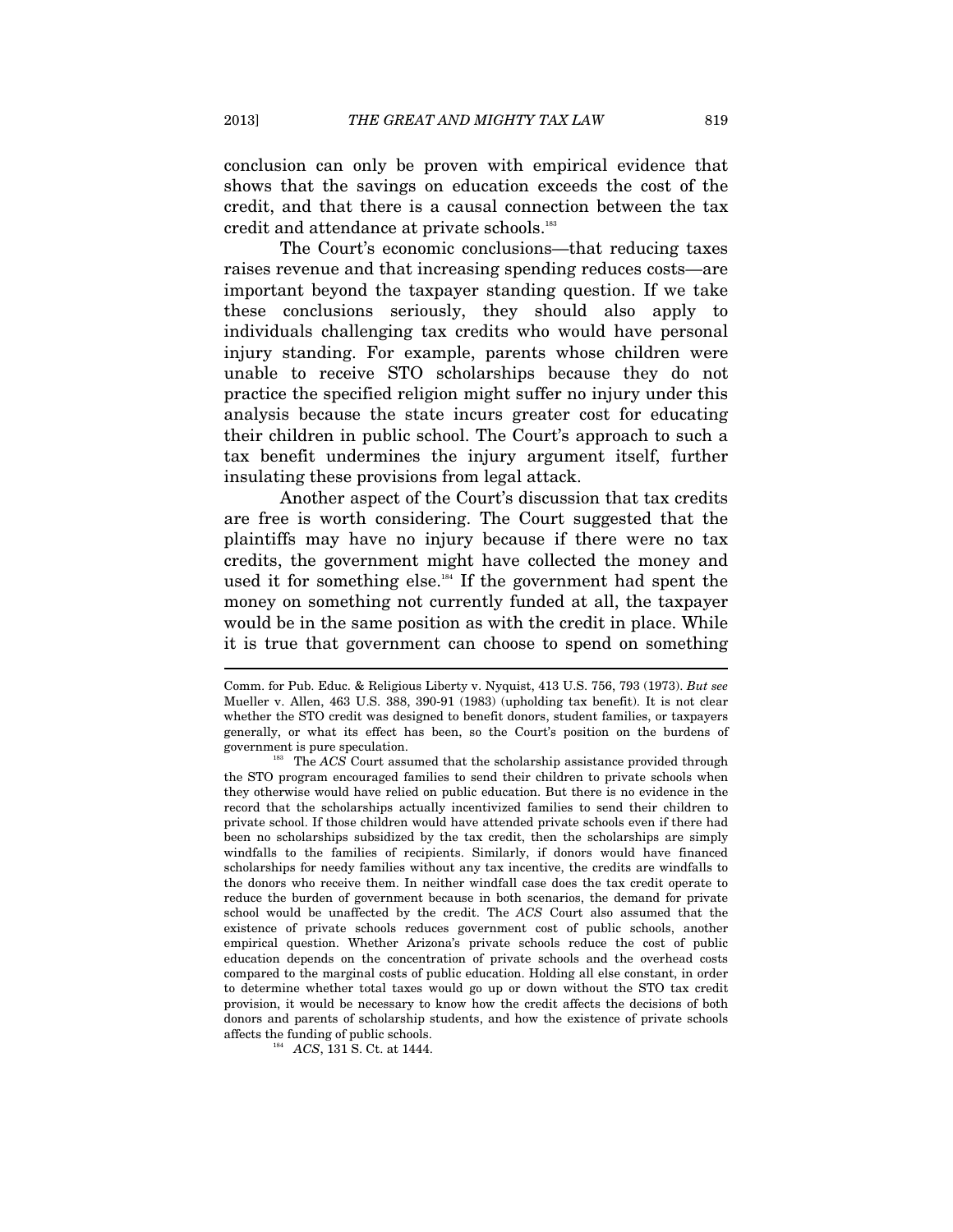conclusion can only be proven with empirical evidence that shows that the savings on education exceeds the cost of the credit, and that there is a causal connection between the tax credit and attendance at private schools.[183]

The Court's economic conclusions—that reducing taxes raises revenue and that increasing spending reduces costs—are important beyond the taxpayer standing question. If we take these conclusions seriously, they should also apply to individuals challenging tax credits who would have personal injury standing. For example, parents whose children were unable to receive STO scholarships because they do not practice the specified religion might suffer no injury under this analysis because the state incurs greater cost for educating their children in public school. The Court's approach to such a tax benefit undermines the injury argument itself, further insulating these provisions from legal attack.

Another aspect of the Court's discussion that tax credits are free is worth considering. The Court suggested that the plaintiffs may have no injury because if there were no tax credits, the government might have collected the money and used it for something else.[184] If the government had spent the money on something not currently funded at all, the taxpayer would be in the same position as with the credit in place. While it is true that government can choose to spend on something

---

Comm. for Pub. Educ. & Religious Liberty v. Nyquist, 413 U.S. 756, 793 (1973). *But see* Mueller v. Allen, 463 U.S. 388, 390-91 (1983) (upholding tax benefit). It is not clear whether the STO credit was designed to benefit donors, student families, or taxpayers generally, or what its effect has been, so the Court's position on the burdens of government is pure speculation.

[183] The *ACS* Court assumed that the scholarship assistance provided through the STO program encouraged families to send their children to private schools when they otherwise would have relied on public education. But there is no evidence in the record that the scholarships actually incentivized families to send their children to private school. If those children would have attended private schools even if there had been no scholarships subsidized by the tax credit, then the scholarships are simply windfalls to the families of recipients. Similarly, if donors would have financed scholarships for needy families without any tax incentive, the credits are windfalls to the donors who receive them. In neither windfall case does the tax credit operate to reduce the burden of government because in both scenarios, the demand for private school would be unaffected by the credit. The *ACS* Court also assumed that the existence of private schools reduces government cost of public schools, another empirical question. Whether Arizona's private schools reduce the cost of public education depends on the concentration of private schools and the overhead costs compared to the marginal costs of public education. Holding all else constant, in order to determine whether total taxes would go up or down without the STO tax credit provision, it would be necessary to know how the credit affects the decisions of both donors and parents of scholarship students, and how the existence of private schools affects the funding of public schools.

[184] *ACS*, 131 S. Ct. at 1444.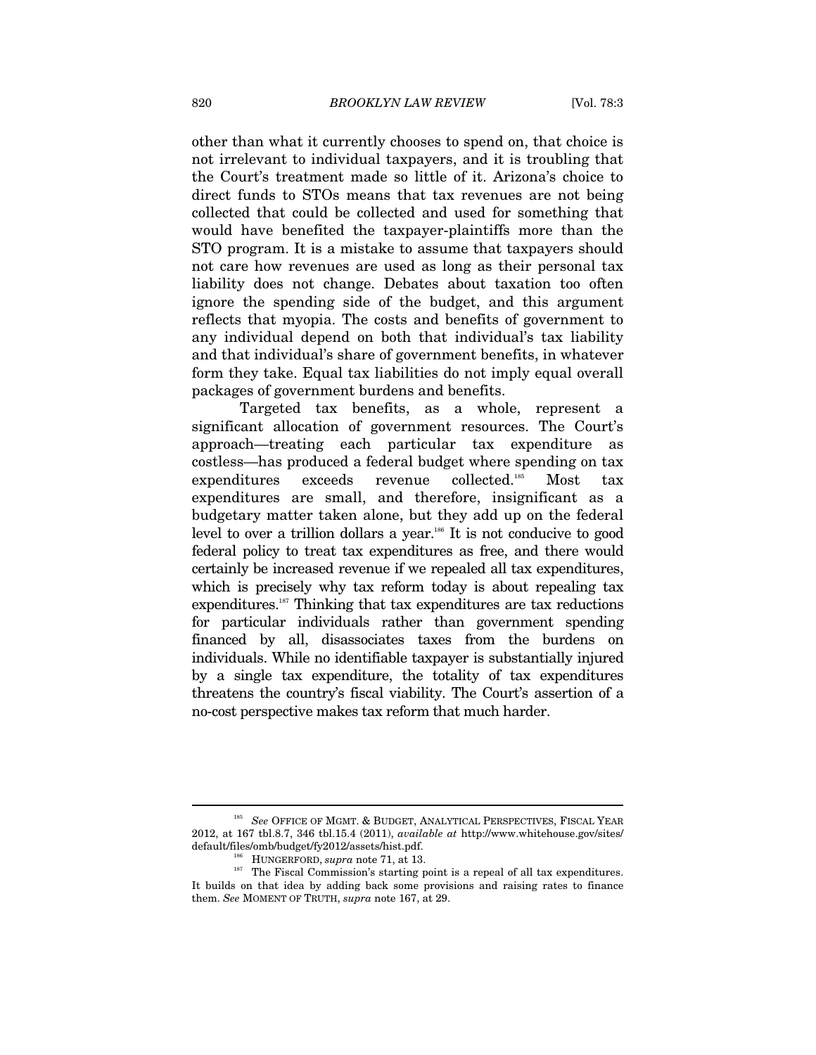other than what it currently chooses to spend on, that choice is not irrelevant to individual taxpayers, and it is troubling that the Court's treatment made so little of it. Arizona's choice to direct funds to STOs means that tax revenues are not being collected that could be collected and used for something that would have benefited the taxpayer-plaintiffs more than the STO program. It is a mistake to assume that taxpayers should not care how revenues are used as long as their personal tax liability does not change. Debates about taxation too often ignore the spending side of the budget, and this argument reflects that myopia. The costs and benefits of government to any individual depend on both that individual's tax liability and that individual's share of government benefits, in whatever form they take. Equal tax liabilities do not imply equal overall packages of government burdens and benefits.

Targeted tax benefits, as a whole, represent a significant allocation of government resources. The Court's approach—treating each particular tax expenditure as costless—has produced a federal budget where spending on tax expenditures exceeds revenue collected.[185] Most tax expenditures are small, and therefore, insignificant as a budgetary matter taken alone, but they add up on the federal level to over a trillion dollars a year.[186] It is not conducive to good federal policy to treat tax expenditures as free, and there would certainly be increased revenue if we repealed all tax expenditures, which is precisely why tax reform today is about repealing tax expenditures.[187] Thinking that tax expenditures are tax reductions for particular individuals rather than government spending financed by all, disassociates taxes from the burdens on individuals. While no identifiable taxpayer is substantially injured by a single tax expenditure, the totality of tax expenditures threatens the country's fiscal viability. The Court's assertion of a no-cost perspective makes tax reform that much harder.

---

[185] *See* OFFICE OF MGMT. & BUDGET, ANALYTICAL PERSPECTIVES, FISCAL YEAR 2012, at 167 tbl.8.7, 346 tbl.15.4 (2011), *available at* http://www.whitehouse.gov/sites/default/files/omb/budget/fy2012/assets/hist.pdf.

[186] HUNGERFORD, *supra* note 71, at 13.

[187] The Fiscal Commission's starting point is a repeal of all tax expenditures. It builds on that idea by adding back some provisions and raising rates to finance them. *See* MOMENT OF TRUTH, *supra* note 167, at 29.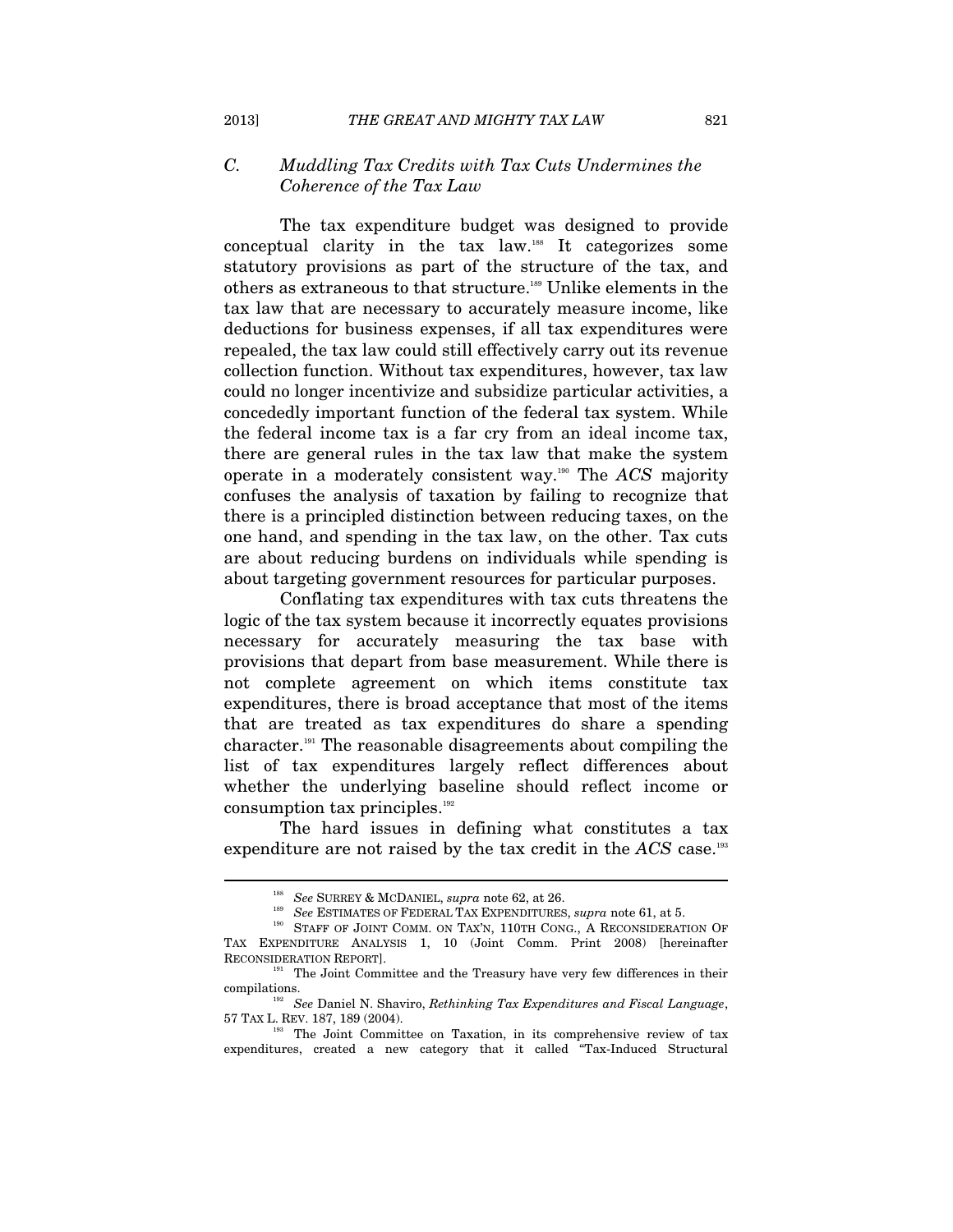### C. *Muddling Tax Credits with Tax Cuts Undermines the Coherence of the Tax Law*

The tax expenditure budget was designed to provide conceptual clarity in the tax law.[188] It categorizes some statutory provisions as part of the structure of the tax, and others as extraneous to that structure.[189] Unlike elements in the tax law that are necessary to accurately measure income, like deductions for business expenses, if all tax expenditures were repealed, the tax law could still effectively carry out its revenue collection function. Without tax expenditures, however, tax law could no longer incentivize and subsidize particular activities, a concededly important function of the federal tax system. While the federal income tax is a far cry from an ideal income tax, there are general rules in the tax law that make the system operate in a moderately consistent way.[190] The *ACS* majority confuses the analysis of taxation by failing to recognize that there is a principled distinction between reducing taxes, on the one hand, and spending in the tax law, on the other. Tax cuts are about reducing burdens on individuals while spending is about targeting government resources for particular purposes.

Conflating tax expenditures with tax cuts threatens the logic of the tax system because it incorrectly equates provisions necessary for accurately measuring the tax base with provisions that depart from base measurement. While there is not complete agreement on which items constitute tax expenditures, there is broad acceptance that most of the items that are treated as tax expenditures do share a spending character.[191] The reasonable disagreements about compiling the list of tax expenditures largely reflect differences about whether the underlying baseline should reflect income or consumption tax principles.[192]

The hard issues in defining what constitutes a tax expenditure are not raised by the tax credit in the *ACS* case.[193]

---

[188] *See* SURREY & MCDANIEL, *supra* note 62, at 26.

[189] *See* ESTIMATES OF FEDERAL TAX EXPENDITURES, *supra* note 61, at 5.

[190] STAFF OF JOINT COMM. ON TAX'N, 110TH CONG., A RECONSIDERATION OF TAX EXPENDITURE ANALYSIS 1, 10 (Joint Comm. Print 2008) [hereinafter RECONSIDERATION REPORT].

[191] The Joint Committee and the Treasury have very few differences in their compilations.

[192] *See* Daniel N. Shaviro, *Rethinking Tax Expenditures and Fiscal Language*, 57 TAX L. REV. 187, 189 (2004).

[193] The Joint Committee on Taxation, in its comprehensive review of tax expenditures, created a new category that it called "Tax-Induced Structural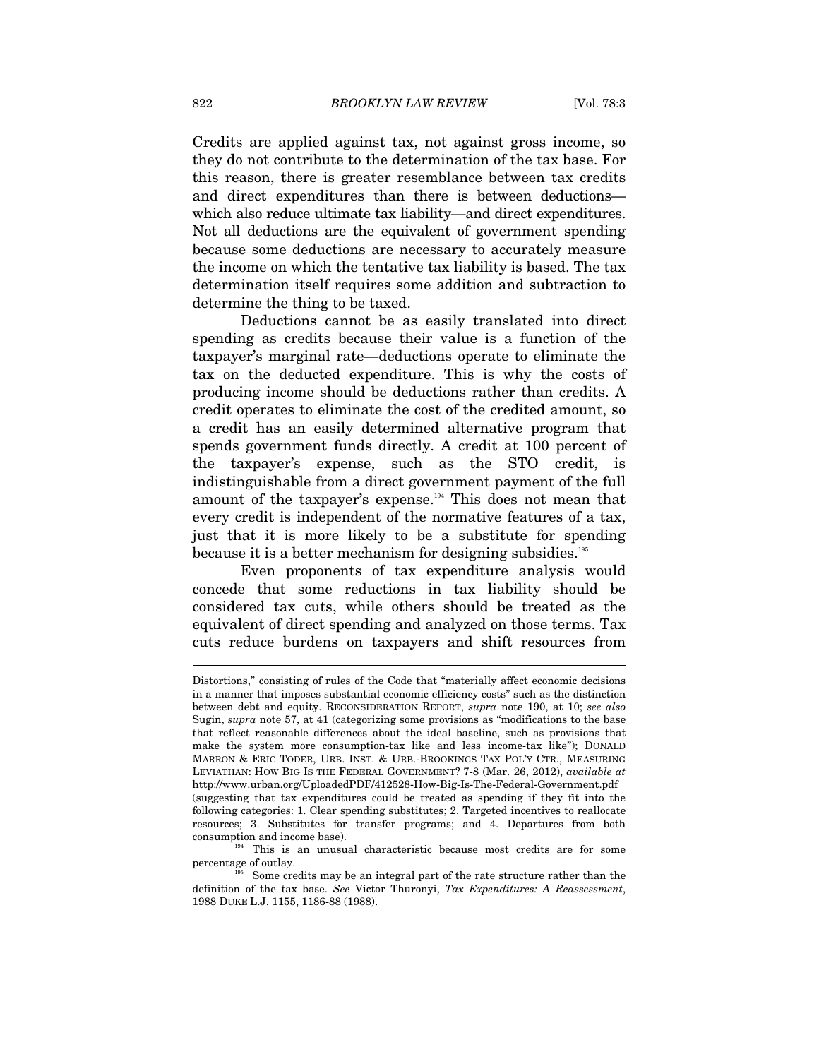Credits are applied against tax, not against gross income, so they do not contribute to the determination of the tax base. For this reason, there is greater resemblance between tax credits and direct expenditures than there is between deductions—which also reduce ultimate tax liability—and direct expenditures. Not all deductions are the equivalent of government spending because some deductions are necessary to accurately measure the income on which the tentative tax liability is based. The tax determination itself requires some addition and subtraction to determine the thing to be taxed.

Deductions cannot be as easily translated into direct spending as credits because their value is a function of the taxpayer's marginal rate—deductions operate to eliminate the tax on the deducted expenditure. This is why the costs of producing income should be deductions rather than credits. A credit operates to eliminate the cost of the credited amount, so a credit has an easily determined alternative program that spends government funds directly. A credit at 100 percent of the taxpayer's expense, such as the STO credit, is indistinguishable from a direct government payment of the full amount of the taxpayer's expense.[194] This does not mean that every credit is independent of the normative features of a tax, just that it is more likely to be a substitute for spending because it is a better mechanism for designing subsidies.[195]

Even proponents of tax expenditure analysis would concede that some reductions in tax liability should be considered tax cuts, while others should be treated as the equivalent of direct spending and analyzed on those terms. Tax cuts reduce burdens on taxpayers and shift resources from

---

Distortions," consisting of rules of the Code that "materially affect economic decisions in a manner that imposes substantial economic efficiency costs" such as the distinction between debt and equity. RECONSIDERATION REPORT, *supra* note 190, at 10; *see also* Sugin, *supra* note 57, at 41 (categorizing some provisions as "modifications to the base that reflect reasonable differences about the ideal baseline, such as provisions that make the system more consumption-tax like and less income-tax like"); DONALD MARRON & ERIC TODER, URB. INST. & URB.-BROOKINGS TAX POL'Y CTR., MEASURING LEVIATHAN: HOW BIG IS THE FEDERAL GOVERNMENT? 7-8 (Mar. 26, 2012), *available at* http://www.urban.org/UploadedPDF/412528-How-Big-Is-The-Federal-Government.pdf (suggesting that tax expenditures could be treated as spending if they fit into the following categories: 1. Clear spending substitutes; 2. Targeted incentives to reallocate resources; 3. Substitutes for transfer programs; and 4. Departures from both consumption and income base).

[194] This is an unusual characteristic because most credits are for some percentage of outlay.

[195] Some credits may be an integral part of the rate structure rather than the definition of the tax base. *See* Victor Thuronyi, *Tax Expenditures: A Reassessment*, 1988 DUKE L.J. 1155, 1186-88 (1988).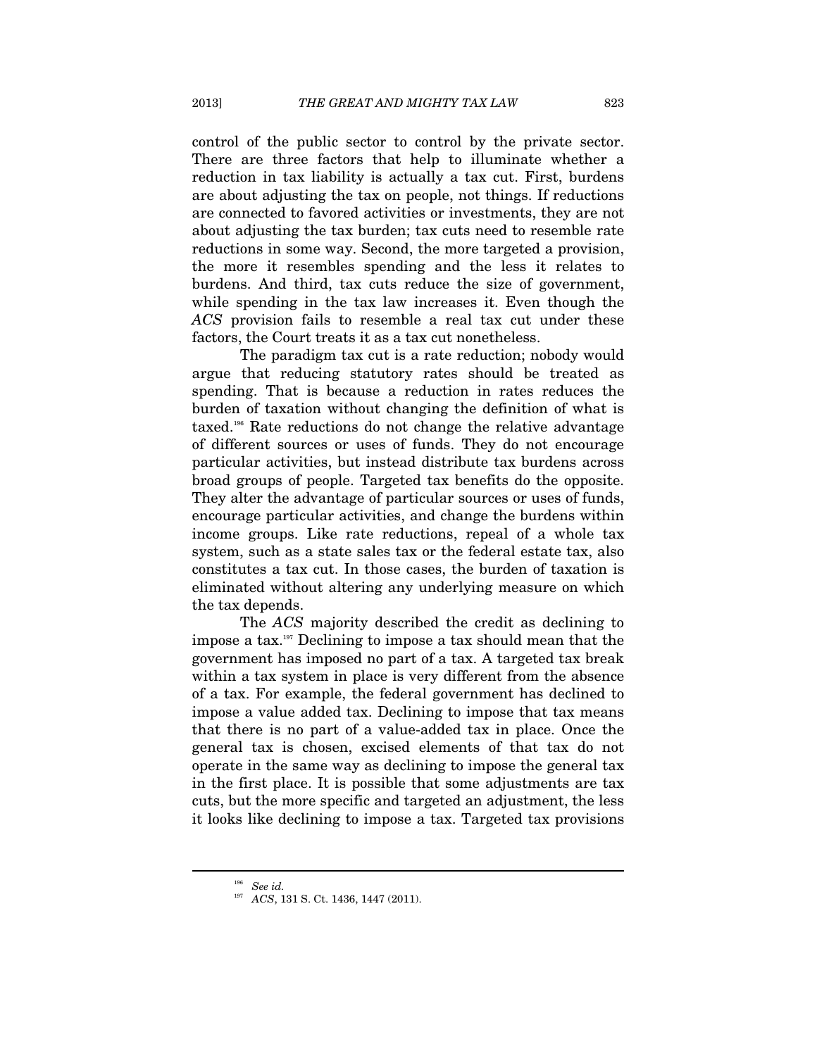control of the public sector to control by the private sector. There are three factors that help to illuminate whether a reduction in tax liability is actually a tax cut. First, burdens are about adjusting the tax on people, not things. If reductions are connected to favored activities or investments, they are not about adjusting the tax burden; tax cuts need to resemble rate reductions in some way. Second, the more targeted a provision, the more it resembles spending and the less it relates to burdens. And third, tax cuts reduce the size of government, while spending in the tax law increases it. Even though the *ACS* provision fails to resemble a real tax cut under these factors, the Court treats it as a tax cut nonetheless.

The paradigm tax cut is a rate reduction; nobody would argue that reducing statutory rates should be treated as spending. That is because a reduction in rates reduces the burden of taxation without changing the definition of what is taxed.[196] Rate reductions do not change the relative advantage of different sources or uses of funds. They do not encourage particular activities, but instead distribute tax burdens across broad groups of people. Targeted tax benefits do the opposite. They alter the advantage of particular sources or uses of funds, encourage particular activities, and change the burdens within income groups. Like rate reductions, repeal of a whole tax system, such as a state sales tax or the federal estate tax, also constitutes a tax cut. In those cases, the burden of taxation is eliminated without altering any underlying measure on which the tax depends.

The *ACS* majority described the credit as declining to impose a tax.[197] Declining to impose a tax should mean that the government has imposed no part of a tax. A targeted tax break within a tax system in place is very different from the absence of a tax. For example, the federal government has declined to impose a value added tax. Declining to impose that tax means that there is no part of a value-added tax in place. Once the general tax is chosen, excised elements of that tax do not operate in the same way as declining to impose the general tax in the first place. It is possible that some adjustments are tax cuts, but the more specific and targeted an adjustment, the less it looks like declining to impose a tax. Targeted tax provisions

---

[196] *See id.*

[197] *ACS*, 131 S. Ct. 1436, 1447 (2011).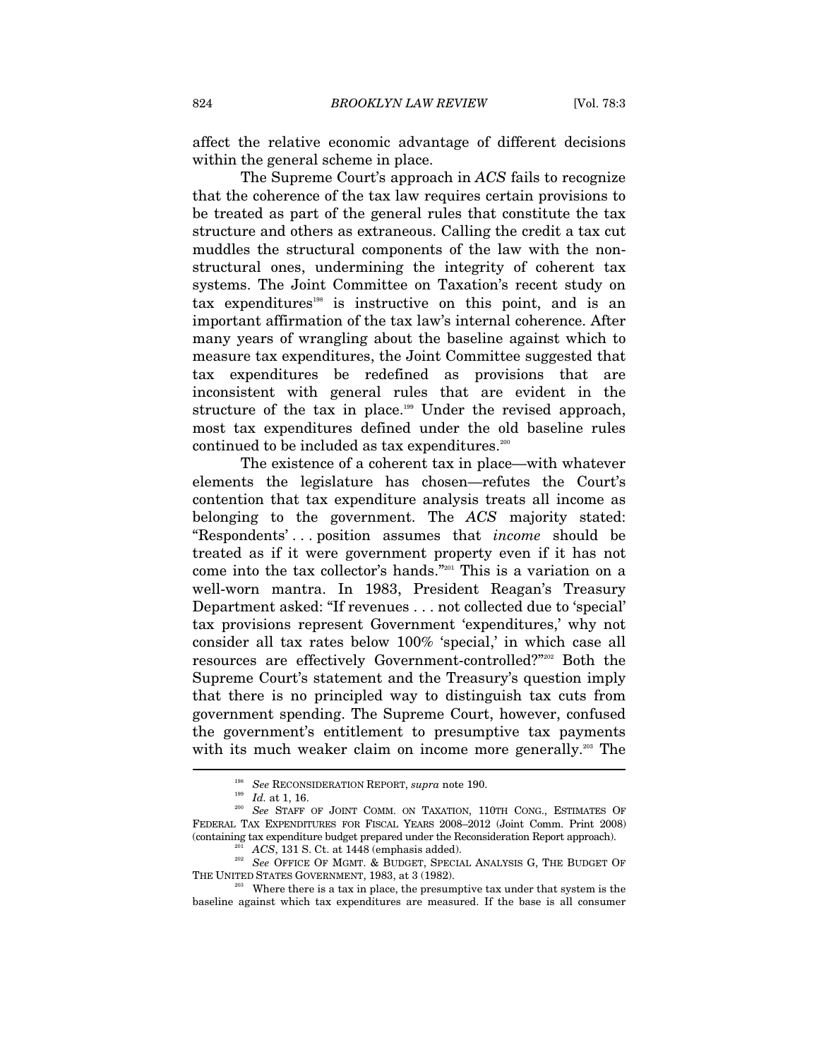affect the relative economic advantage of different decisions within the general scheme in place.

The Supreme Court's approach in *ACS* fails to recognize that the coherence of the tax law requires certain provisions to be treated as part of the general rules that constitute the tax structure and others as extraneous. Calling the credit a tax cut muddles the structural components of the law with the non-structural ones, undermining the integrity of coherent tax systems. The Joint Committee on Taxation's recent study on tax expenditures[198] is instructive on this point, and is an important affirmation of the tax law's internal coherence. After many years of wrangling about the baseline against which to measure tax expenditures, the Joint Committee suggested that tax expenditures be redefined as provisions that are inconsistent with general rules that are evident in the structure of the tax in place.[199] Under the revised approach, most tax expenditures defined under the old baseline rules continued to be included as tax expenditures.[200]

The existence of a coherent tax in place—with whatever elements the legislature has chosen—refutes the Court's contention that tax expenditure analysis treats all income as belonging to the government. The *ACS* majority stated: "Respondents' . . . position assumes that *income* should be treated as if it were government property even if it has not come into the tax collector's hands."[201] This is a variation on a well-worn mantra. In 1983, President Reagan's Treasury Department asked: "If revenues . . . not collected due to 'special' tax provisions represent Government 'expenditures,' why not consider all tax rates below 100% 'special,' in which case all resources are effectively Government-controlled?"[202] Both the Supreme Court's statement and the Treasury's question imply that there is no principled way to distinguish tax cuts from government spending. The Supreme Court, however, confused the government's entitlement to presumptive tax payments with its much weaker claim on income more generally.[203] The

---

[198] *See* RECONSIDERATION REPORT, *supra* note 190.

[199] *Id.* at 1, 16.

[200] *See* STAFF OF JOINT COMM. ON TAXATION, 110TH CONG., ESTIMATES OF FEDERAL TAX EXPENDITURES FOR FISCAL YEARS 2008–2012 (Joint Comm. Print 2008) (containing tax expenditure budget prepared under the Reconsideration Report approach).

[201] *ACS*, 131 S. Ct. at 1448 (emphasis added).

[202] *See* OFFICE OF MGMT. & BUDGET, SPECIAL ANALYSIS G, THE BUDGET OF THE UNITED STATES GOVERNMENT, 1983, at 3 (1982).

[203] Where there is a tax in place, the presumptive tax under that system is the baseline against which tax expenditures are measured. If the base is all consumer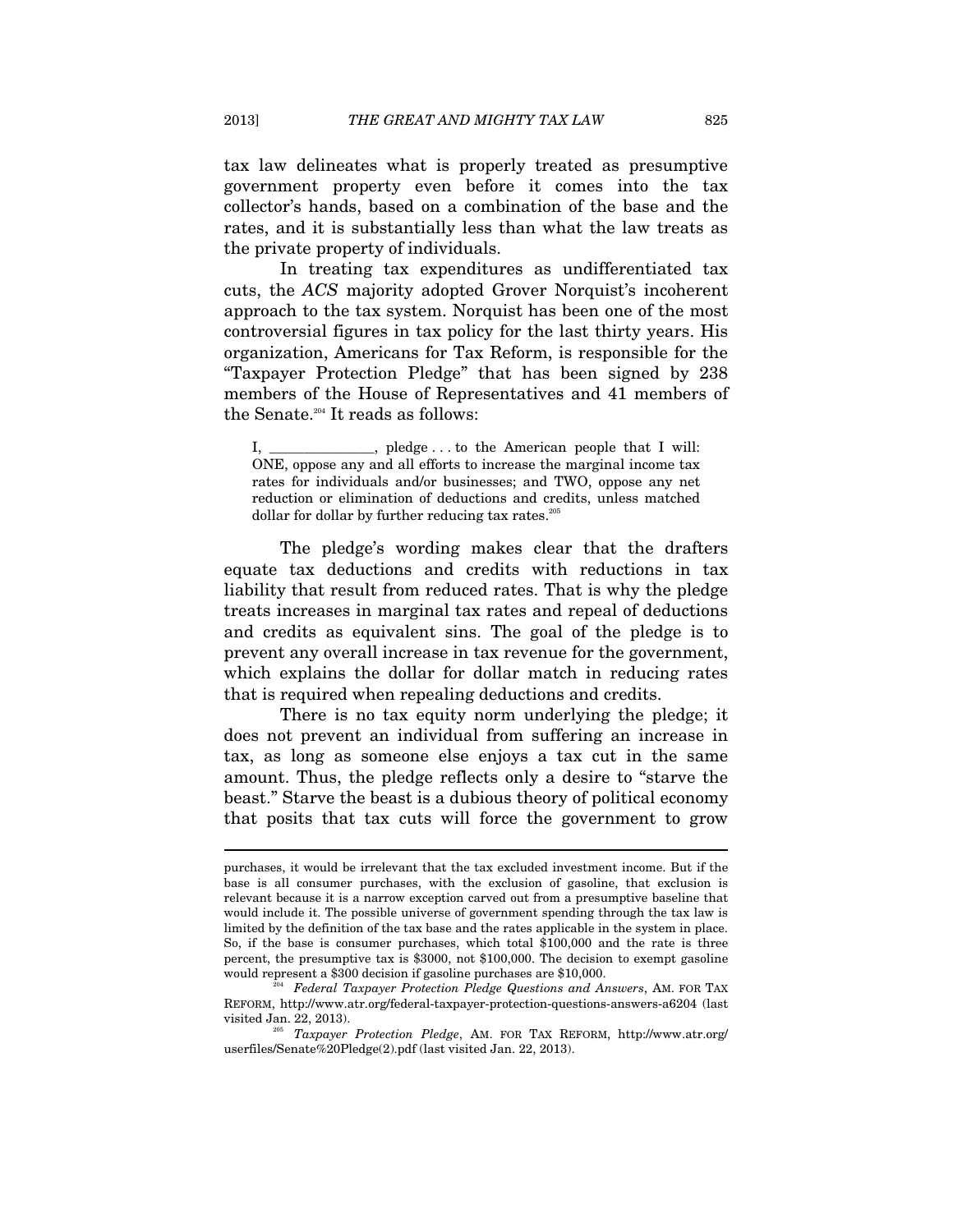tax law delineates what is properly treated as presumptive government property even before it comes into the tax collector's hands, based on a combination of the base and the rates, and it is substantially less than what the law treats as the private property of individuals.

In treating tax expenditures as undifferentiated tax cuts, the *ACS* majority adopted Grover Norquist's incoherent approach to the tax system. Norquist has been one of the most controversial figures in tax policy for the last thirty years. His organization, Americans for Tax Reform, is responsible for the "Taxpayer Protection Pledge" that has been signed by 238 members of the House of Representatives and 41 members of the Senate.[204] It reads as follows:

> I, _______________, pledge . . . to the American people that I will: ONE, oppose any and all efforts to increase the marginal income tax rates for individuals and/or businesses; and TWO, oppose any net reduction or elimination of deductions and credits, unless matched dollar for dollar by further reducing tax rates.[205]

The pledge's wording makes clear that the drafters equate tax deductions and credits with reductions in tax liability that result from reduced rates. That is why the pledge treats increases in marginal tax rates and repeal of deductions and credits as equivalent sins. The goal of the pledge is to prevent any overall increase in tax revenue for the government, which explains the dollar for dollar match in reducing rates that is required when repealing deductions and credits.

There is no tax equity norm underlying the pledge; it does not prevent an individual from suffering an increase in tax, as long as someone else enjoys a tax cut in the same amount. Thus, the pledge reflects only a desire to "starve the beast." Starve the beast is a dubious theory of political economy that posits that tax cuts will force the government to grow

---

purchases, it would be irrelevant that the tax excluded investment income. But if the base is all consumer purchases, with the exclusion of gasoline, that exclusion is relevant because it is a narrow exception carved out from a presumptive baseline that would include it. The possible universe of government spending through the tax law is limited by the definition of the tax base and the rates applicable in the system in place. So, if the base is consumer purchases, which total $100,000 and the rate is three percent, the presumptive tax is $3000, not $100,000. The decision to exempt gasoline would represent a $300 decision if gasoline purchases are $10,000.

[204] *Federal Taxpayer Protection Pledge Questions and Answers*, AM. FOR TAX REFORM, http://www.atr.org/federal-taxpayer-protection-questions-answers-a6204 (last visited Jan. 22, 2013).

[205] *Taxpayer Protection Pledge*, AM. FOR TAX REFORM, http://www.atr.org/userfiles/Senate%20Pledge(2).pdf (last visited Jan. 22, 2013).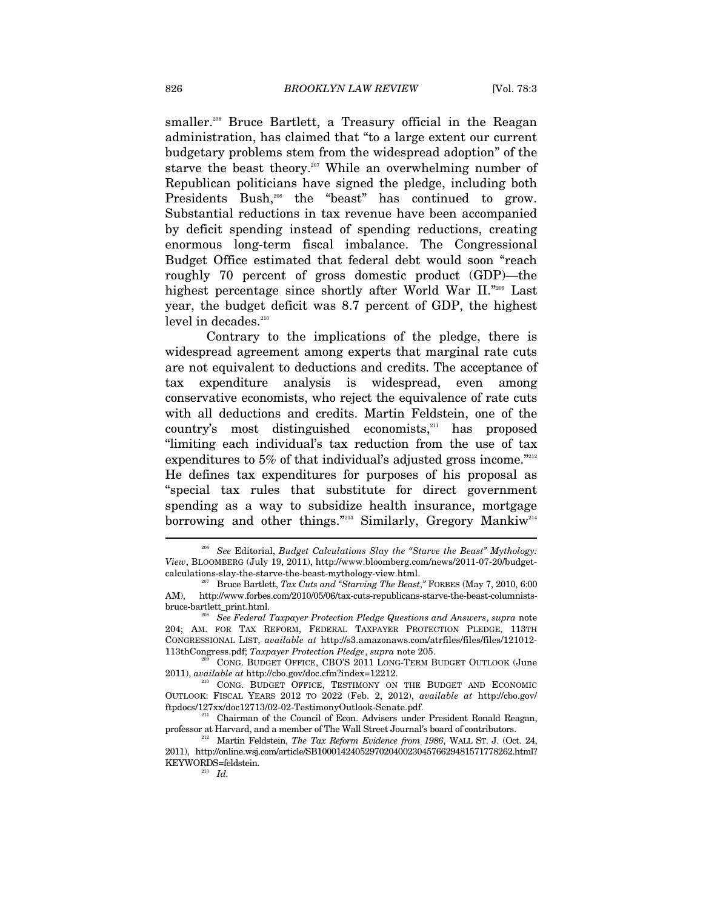smaller.[206] Bruce Bartlett, a Treasury official in the Reagan administration, has claimed that "to a large extent our current budgetary problems stem from the widespread adoption" of the starve the beast theory.[207] While an overwhelming number of Republican politicians have signed the pledge, including both Presidents Bush,[208] the "beast" has continued to grow. Substantial reductions in tax revenue have been accompanied by deficit spending instead of spending reductions, creating enormous long-term fiscal imbalance. The Congressional Budget Office estimated that federal debt would soon "reach roughly 70 percent of gross domestic product (GDP)—the highest percentage since shortly after World War II."[209] Last year, the budget deficit was 8.7 percent of GDP, the highest level in decades.[210]

Contrary to the implications of the pledge, there is widespread agreement among experts that marginal rate cuts are not equivalent to deductions and credits. The acceptance of tax expenditure analysis is widespread, even among conservative economists, who reject the equivalence of rate cuts with all deductions and credits. Martin Feldstein, one of the country's most distinguished economists,[211] has proposed "limiting each individual's tax reduction from the use of tax expenditures to 5% of that individual's adjusted gross income."[212] He defines tax expenditures for purposes of his proposal as "special tax rules that substitute for direct government spending as a way to subsidize health insurance, mortgage borrowing and other things."[213] Similarly, Gregory Mankiw[214]

---

[206] *See* Editorial, *Budget Calculations Slay the "Starve the Beast" Mythology: View*, BLOOMBERG (July 19, 2011), http://www.bloomberg.com/news/2011-07-20/budget-calculations-slay-the-starve-the-beast-mythology-view.html.

[207] Bruce Bartlett, *Tax Cuts and "Starving The Beast*,*"* FORBES (May 7, 2010, 6:00 AM), http://www.forbes.com/2010/05/06/tax-cuts-republicans-starve-the-beast-columnists-bruce-bartlett_print.html.

[208] *See Federal Taxpayer Protection Pledge Questions and Answers*, *supra* note 204; AM. FOR TAX REFORM, FEDERAL TAXPAYER PROTECTION PLEDGE, 113TH CONGRESSIONAL LIST, *available at* http://s3.amazonaws.com/atrfiles/files/files/121012-113thCongress.pdf; *Taxpayer Protection Pledge*, *supra* note 205.

[209] CONG. BUDGET OFFICE, CBO'S 2011 LONG-TERM BUDGET OUTLOOK (June 2011), *available at* http://cbo.gov/doc.cfm?index=12212.

[210] CONG. BUDGET OFFICE, TESTIMONY ON THE BUDGET AND ECONOMIC OUTLOOK: FISCAL YEARS 2012 TO 2022 (Feb. 2, 2012), *available at* http://cbo.gov/ftpdocs/127xx/doc12713/02-02-TestimonyOutlook-Senate.pdf.

[211] Chairman of the Council of Econ. Advisers under President Ronald Reagan, professor at Harvard, and a member of The Wall Street Journal's board of contributors.

[212] Martin Feldstein, *The Tax Reform Evidence from 1986*, WALL ST. J. (Oct. 24, 2011), http://online.wsj.com/article/SB10001424052970204002304576629481571778262.html?KEYWORDS=feldstein.

[213] *Id.*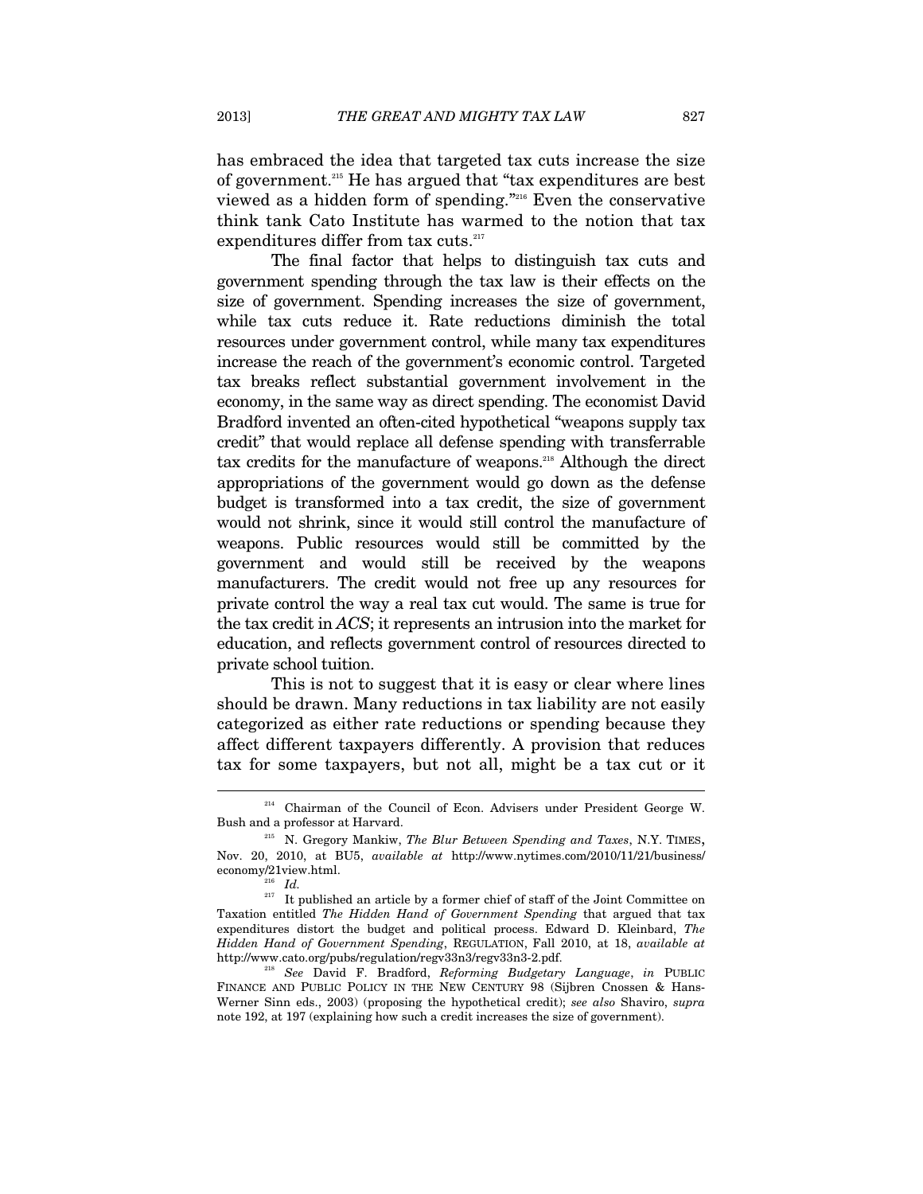has embraced the idea that targeted tax cuts increase the size of government.[215] He has argued that "tax expenditures are best viewed as a hidden form of spending."[216] Even the conservative think tank Cato Institute has warmed to the notion that tax expenditures differ from tax cuts.[217]

The final factor that helps to distinguish tax cuts and government spending through the tax law is their effects on the size of government. Spending increases the size of government, while tax cuts reduce it. Rate reductions diminish the total resources under government control, while many tax expenditures increase the reach of the government's economic control. Targeted tax breaks reflect substantial government involvement in the economy, in the same way as direct spending. The economist David Bradford invented an often-cited hypothetical "weapons supply tax credit" that would replace all defense spending with transferrable tax credits for the manufacture of weapons.[218] Although the direct appropriations of the government would go down as the defense budget is transformed into a tax credit, the size of government would not shrink, since it would still control the manufacture of weapons. Public resources would still be committed by the government and would still be received by the weapons manufacturers. The credit would not free up any resources for private control the way a real tax cut would. The same is true for the tax credit in *ACS*; it represents an intrusion into the market for education, and reflects government control of resources directed to private school tuition.

This is not to suggest that it is easy or clear where lines should be drawn. Many reductions in tax liability are not easily categorized as either rate reductions or spending because they affect different taxpayers differently. A provision that reduces tax for some taxpayers, but not all, might be a tax cut or it

---

[214] Chairman of the Council of Econ. Advisers under President George W. Bush and a professor at Harvard.

[215] N. Gregory Mankiw, *The Blur Between Spending and Taxes*, N.Y. TIMES, Nov. 20, 2010, at BU5, *available at* http://www.nytimes.com/2010/11/21/business/economy/21view.html.

[216] *Id.*

[217] It published an article by a former chief of staff of the Joint Committee on Taxation entitled *The Hidden Hand of Government Spending* that argued that tax expenditures distort the budget and political process. Edward D. Kleinbard, *The Hidden Hand of Government Spending*, REGULATION, Fall 2010, at 18, *available at* http://www.cato.org/pubs/regulation/regv33n3/regv33n3-2.pdf.

[218] *See* David F. Bradford, *Reforming Budgetary Language*, *in* PUBLIC FINANCE AND PUBLIC POLICY IN THE NEW CENTURY 98 (Sijbren Cnossen & Hans-Werner Sinn eds., 2003) (proposing the hypothetical credit); *see also* Shaviro, *supra* note 192, at 197 (explaining how such a credit increases the size of government).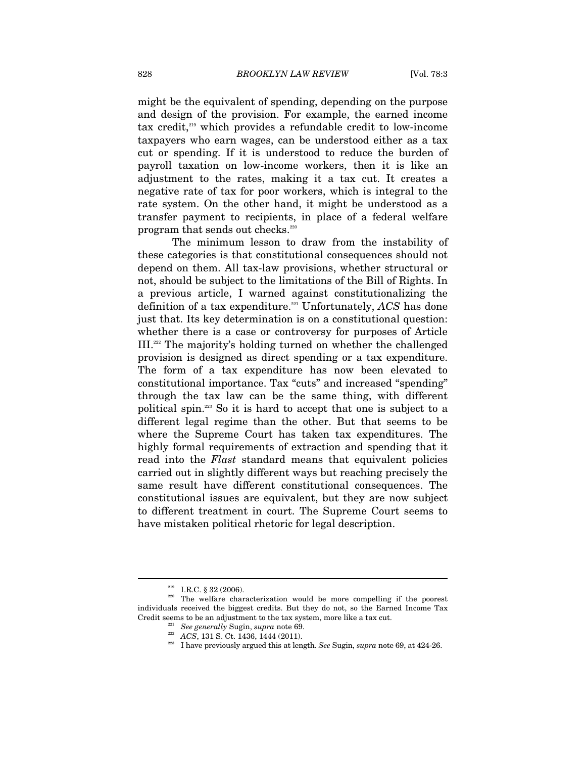might be the equivalent of spending, depending on the purpose and design of the provision. For example, the earned income tax credit,[219] which provides a refundable credit to low-income taxpayers who earn wages, can be understood either as a tax cut or spending. If it is understood to reduce the burden of payroll taxation on low-income workers, then it is like an adjustment to the rates, making it a tax cut. It creates a negative rate of tax for poor workers, which is integral to the rate system. On the other hand, it might be understood as a transfer payment to recipients, in place of a federal welfare program that sends out checks.[220]

The minimum lesson to draw from the instability of these categories is that constitutional consequences should not depend on them. All tax-law provisions, whether structural or not, should be subject to the limitations of the Bill of Rights. In a previous article, I warned against constitutionalizing the definition of a tax expenditure.[221] Unfortunately, *ACS* has done just that. Its key determination is on a constitutional question: whether there is a case or controversy for purposes of Article III.[222] The majority's holding turned on whether the challenged provision is designed as direct spending or a tax expenditure. The form of a tax expenditure has now been elevated to constitutional importance. Tax "cuts" and increased "spending" through the tax law can be the same thing, with different political spin.[223] So it is hard to accept that one is subject to a different legal regime than the other. But that seems to be where the Supreme Court has taken tax expenditures. The highly formal requirements of extraction and spending that it read into the *Flast* standard means that equivalent policies carried out in slightly different ways but reaching precisely the same result have different constitutional consequences. The constitutional issues are equivalent, but they are now subject to different treatment in court. The Supreme Court seems to have mistaken political rhetoric for legal description.

---

[219] I.R.C. § 32 (2006).

[220] The welfare characterization would be more compelling if the poorest individuals received the biggest credits. But they do not, so the Earned Income Tax Credit seems to be an adjustment to the tax system, more like a tax cut.

[221] *See generally* Sugin, *supra* note 69.

[222] *ACS*, 131 S. Ct. 1436, 1444 (2011).

[223] I have previously argued this at length. *See* Sugin, *supra* note 69, at 424-26.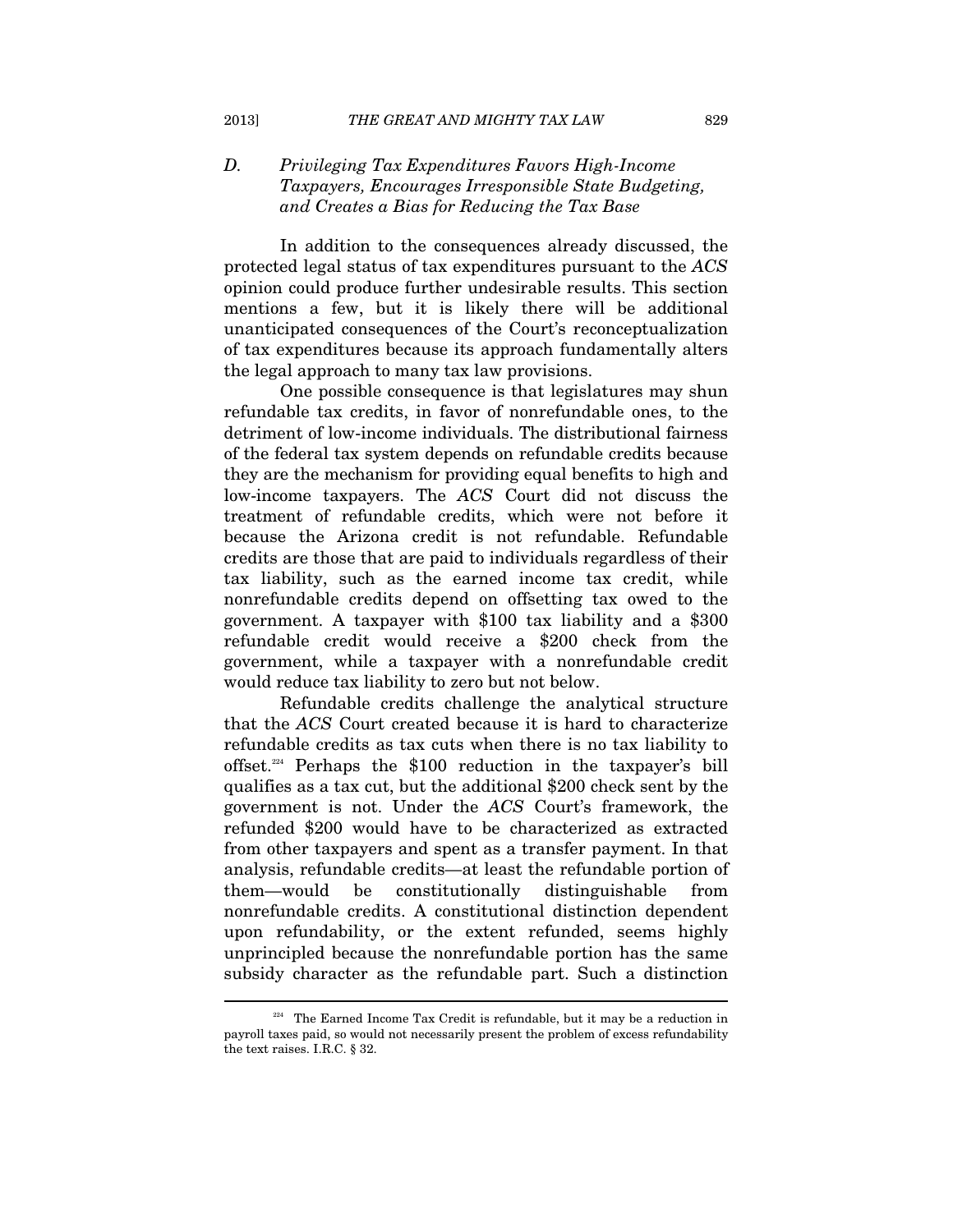### *D. Privileging Tax Expenditures Favors High-Income Taxpayers, Encourages Irresponsible State Budgeting, and Creates a Bias for Reducing the Tax Base*

In addition to the consequences already discussed, the protected legal status of tax expenditures pursuant to the *ACS* opinion could produce further undesirable results. This section mentions a few, but it is likely there will be additional unanticipated consequences of the Court's reconceptualization of tax expenditures because its approach fundamentally alters the legal approach to many tax law provisions.

One possible consequence is that legislatures may shun refundable tax credits, in favor of nonrefundable ones, to the detriment of low-income individuals. The distributional fairness of the federal tax system depends on refundable credits because they are the mechanism for providing equal benefits to high and low-income taxpayers. The *ACS* Court did not discuss the treatment of refundable credits, which were not before it because the Arizona credit is not refundable. Refundable credits are those that are paid to individuals regardless of their tax liability, such as the earned income tax credit, while nonrefundable credits depend on offsetting tax owed to the government. A taxpayer with $100 tax liability and a $300 refundable credit would receive a $200 check from the government, while a taxpayer with a nonrefundable credit would reduce tax liability to zero but not below.

Refundable credits challenge the analytical structure that the *ACS* Court created because it is hard to characterize refundable credits as tax cuts when there is no tax liability to offset.[224] Perhaps the $100 reduction in the taxpayer's bill qualifies as a tax cut, but the additional $200 check sent by the government is not. Under the *ACS* Court's framework, the refunded $200 would have to be characterized as extracted from other taxpayers and spent as a transfer payment. In that analysis, refundable credits—at least the refundable portion of them—would be constitutionally distinguishable from nonrefundable credits. A constitutional distinction dependent upon refundability, or the extent refunded, seems highly unprincipled because the nonrefundable portion has the same subsidy character as the refundable part. Such a distinction

---

[224] The Earned Income Tax Credit is refundable, but it may be a reduction in payroll taxes paid, so would not necessarily present the problem of excess refundability the text raises. I.R.C. § 32.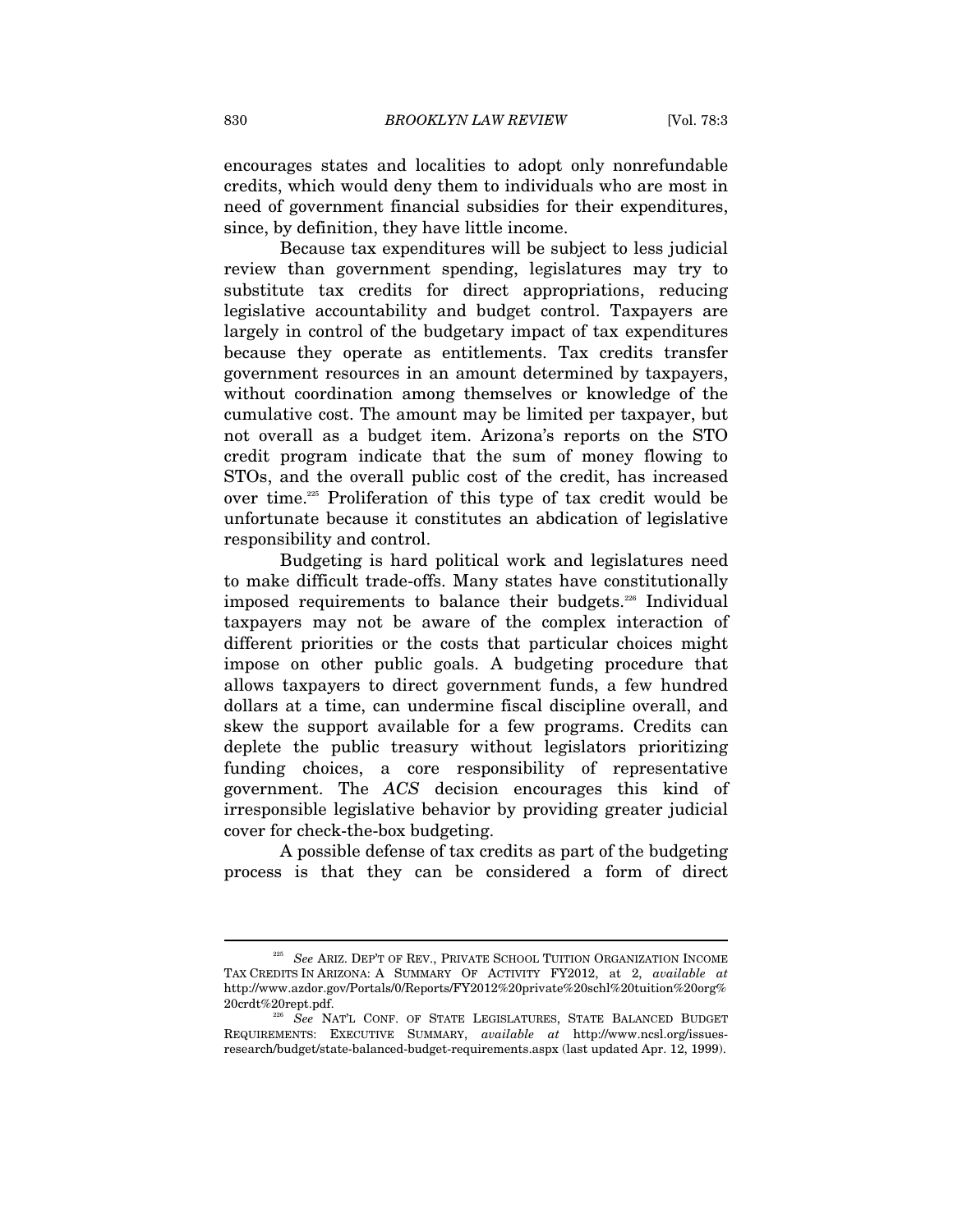encourages states and localities to adopt only nonrefundable credits, which would deny them to individuals who are most in need of government financial subsidies for their expenditures, since, by definition, they have little income.

Because tax expenditures will be subject to less judicial review than government spending, legislatures may try to substitute tax credits for direct appropriations, reducing legislative accountability and budget control. Taxpayers are largely in control of the budgetary impact of tax expenditures because they operate as entitlements. Tax credits transfer government resources in an amount determined by taxpayers, without coordination among themselves or knowledge of the cumulative cost. The amount may be limited per taxpayer, but not overall as a budget item. Arizona's reports on the STO credit program indicate that the sum of money flowing to STOs, and the overall public cost of the credit, has increased over time.[225] Proliferation of this type of tax credit would be unfortunate because it constitutes an abdication of legislative responsibility and control.

Budgeting is hard political work and legislatures need to make difficult trade-offs. Many states have constitutionally imposed requirements to balance their budgets.[226] Individual taxpayers may not be aware of the complex interaction of different priorities or the costs that particular choices might impose on other public goals. A budgeting procedure that allows taxpayers to direct government funds, a few hundred dollars at a time, can undermine fiscal discipline overall, and skew the support available for a few programs. Credits can deplete the public treasury without legislators prioritizing funding choices, a core responsibility of representative government. The *ACS* decision encourages this kind of irresponsible legislative behavior by providing greater judicial cover for check-the-box budgeting.

A possible defense of tax credits as part of the budgeting process is that they can be considered a form of direct

---

[225] *See* ARIZ. DEP'T OF REV., PRIVATE SCHOOL TUITION ORGANIZATION INCOME TAX CREDITS IN ARIZONA: A SUMMARY OF ACTIVITY FY2012, at 2, *available at* http://www.azdor.gov/Portals/0/Reports/FY2012%20private%20schl%20tuition%20org%20crdt%20rept.pdf.

[226] *See* NAT'L CONF. OF STATE LEGISLATURES, STATE BALANCED BUDGET REQUIREMENTS: EXECUTIVE SUMMARY, *available at* http://www.ncsl.org/issues-research/budget/state-balanced-budget-requirements.aspx (last updated Apr. 12, 1999).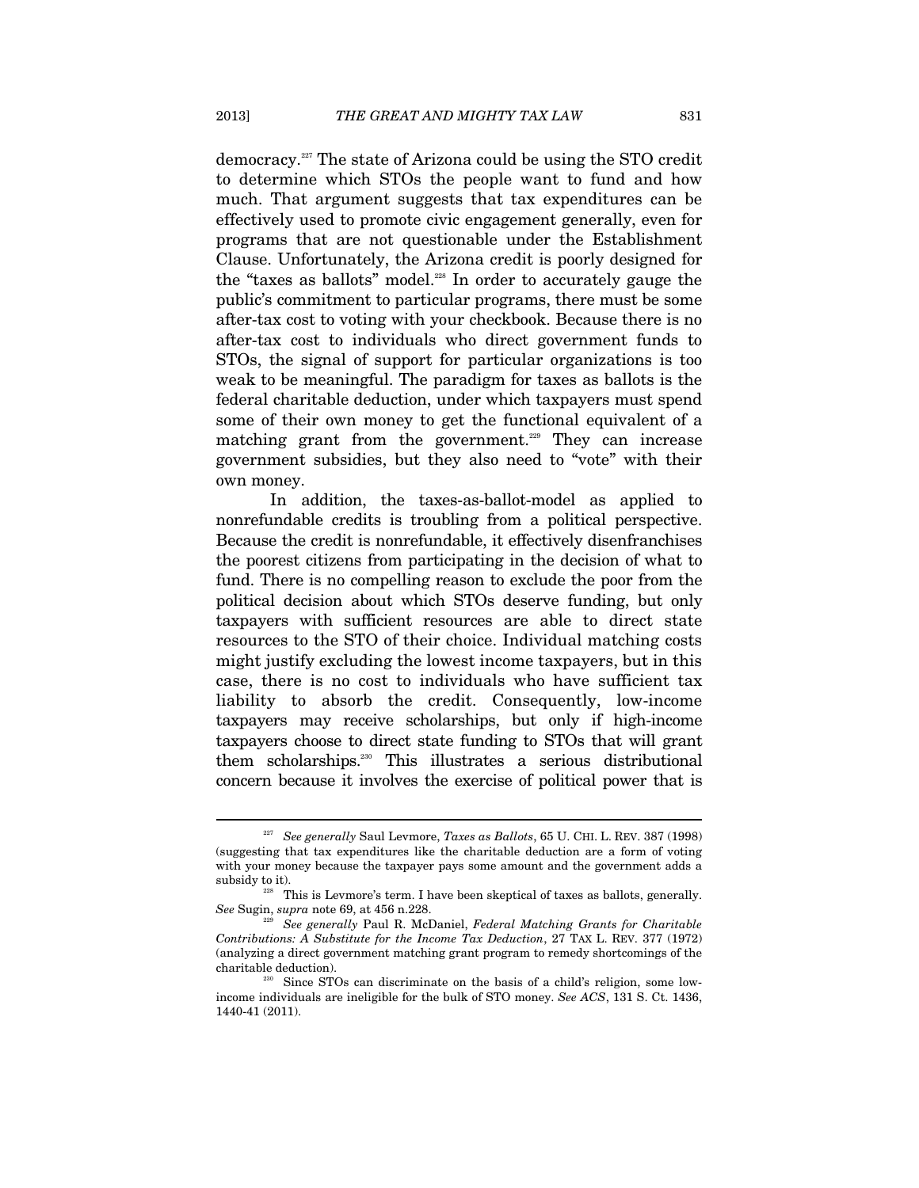democracy.[227] The state of Arizona could be using the STO credit to determine which STOs the people want to fund and how much. That argument suggests that tax expenditures can be effectively used to promote civic engagement generally, even for programs that are not questionable under the Establishment Clause. Unfortunately, the Arizona credit is poorly designed for the "taxes as ballots" model.[228] In order to accurately gauge the public's commitment to particular programs, there must be some after-tax cost to voting with your checkbook. Because there is no after-tax cost to individuals who direct government funds to STOs, the signal of support for particular organizations is too weak to be meaningful. The paradigm for taxes as ballots is the federal charitable deduction, under which taxpayers must spend some of their own money to get the functional equivalent of a matching grant from the government.[229] They can increase government subsidies, but they also need to "vote" with their own money.

In addition, the taxes-as-ballot-model as applied to nonrefundable credits is troubling from a political perspective. Because the credit is nonrefundable, it effectively disenfranchises the poorest citizens from participating in the decision of what to fund. There is no compelling reason to exclude the poor from the political decision about which STOs deserve funding, but only taxpayers with sufficient resources are able to direct state resources to the STO of their choice. Individual matching costs might justify excluding the lowest income taxpayers, but in this case, there is no cost to individuals who have sufficient tax liability to absorb the credit. Consequently, low-income taxpayers may receive scholarships, but only if high-income taxpayers choose to direct state funding to STOs that will grant them scholarships.[230] This illustrates a serious distributional concern because it involves the exercise of political power that is

---

[227] *See generally* Saul Levmore, *Taxes as Ballots*, 65 U. CHI. L. REV. 387 (1998) (suggesting that tax expenditures like the charitable deduction are a form of voting with your money because the taxpayer pays some amount and the government adds a subsidy to it).

[228] This is Levmore's term. I have been skeptical of taxes as ballots, generally. *See* Sugin, *supra* note 69, at 456 n.228.

[229] *See generally* Paul R. McDaniel, *Federal Matching Grants for Charitable Contributions: A Substitute for the Income Tax Deduction*, 27 TAX L. REV. 377 (1972) (analyzing a direct government matching grant program to remedy shortcomings of the charitable deduction).

[230] Since STOs can discriminate on the basis of a child's religion, some low-income individuals are ineligible for the bulk of STO money. *See ACS*, 131 S. Ct. 1436, 1440-41 (2011).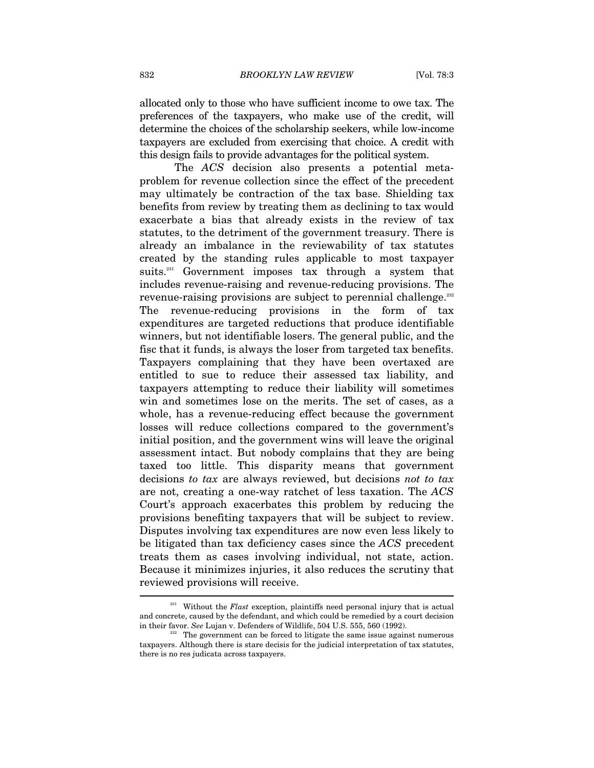allocated only to those who have sufficient income to owe tax. The preferences of the taxpayers, who make use of the credit, will determine the choices of the scholarship seekers, while low-income taxpayers are excluded from exercising that choice. A credit with this design fails to provide advantages for the political system.

The *ACS* decision also presents a potential meta-problem for revenue collection since the effect of the precedent may ultimately be contraction of the tax base. Shielding tax benefits from review by treating them as declining to tax would exacerbate a bias that already exists in the review of tax statutes, to the detriment of the government treasury. There is already an imbalance in the reviewability of tax statutes created by the standing rules applicable to most taxpayer suits.[231] Government imposes tax through a system that includes revenue-raising and revenue-reducing provisions. The revenue-raising provisions are subject to perennial challenge.[232] The revenue-reducing provisions in the form of tax expenditures are targeted reductions that produce identifiable winners, but not identifiable losers. The general public, and the fisc that it funds, is always the loser from targeted tax benefits. Taxpayers complaining that they have been overtaxed are entitled to sue to reduce their assessed tax liability, and taxpayers attempting to reduce their liability will sometimes win and sometimes lose on the merits. The set of cases, as a whole, has a revenue-reducing effect because the government losses will reduce collections compared to the government's initial position, and the government wins will leave the original assessment intact. But nobody complains that they are being taxed too little. This disparity means that government decisions *to tax* are always reviewed, but decisions *not to tax* are not, creating a one-way ratchet of less taxation. The *ACS* Court's approach exacerbates this problem by reducing the provisions benefiting taxpayers that will be subject to review. Disputes involving tax expenditures are now even less likely to be litigated than tax deficiency cases since the *ACS* precedent treats them as cases involving individual, not state, action. Because it minimizes injuries, it also reduces the scrutiny that reviewed provisions will receive.

---

[231] Without the *Flast* exception, plaintiffs need personal injury that is actual and concrete, caused by the defendant, and which could be remedied by a court decision in their favor. *See* Lujan v. Defenders of Wildlife, 504 U.S. 555, 560 (1992).

[232] The government can be forced to litigate the same issue against numerous taxpayers. Although there is stare decisis for the judicial interpretation of tax statutes, there is no res judicata across taxpayers.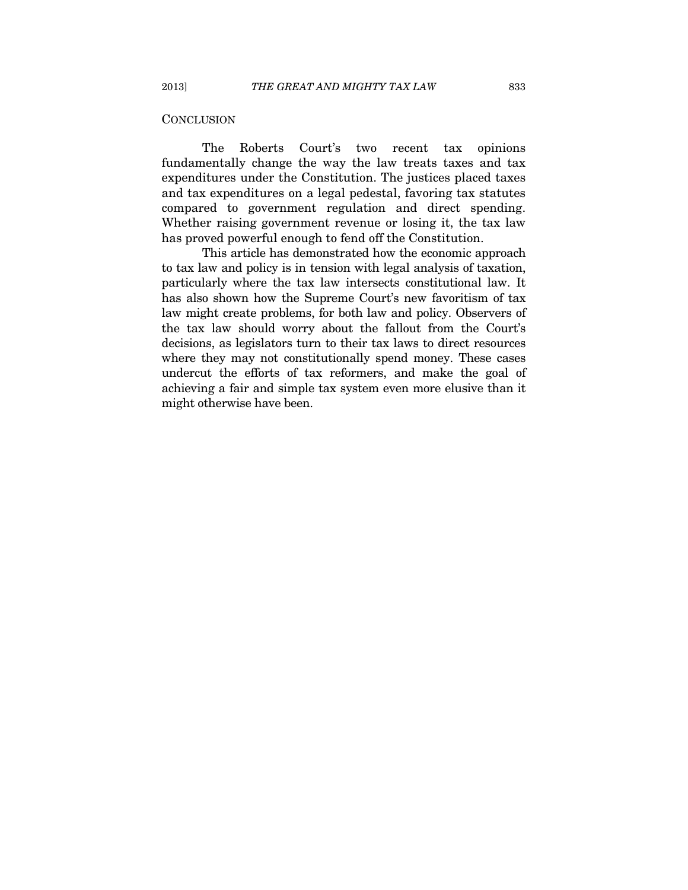## CONCLUSION

The Roberts Court's two recent tax opinions fundamentally change the way the law treats taxes and tax expenditures under the Constitution. The justices placed taxes and tax expenditures on a legal pedestal, favoring tax statutes compared to government regulation and direct spending. Whether raising government revenue or losing it, the tax law has proved powerful enough to fend off the Constitution.

This article has demonstrated how the economic approach to tax law and policy is in tension with legal analysis of taxation, particularly where the tax law intersects constitutional law. It has also shown how the Supreme Court's new favoritism of tax law might create problems, for both law and policy. Observers of the tax law should worry about the fallout from the Court's decisions, as legislators turn to their tax laws to direct resources where they may not constitutionally spend money. These cases undercut the efforts of tax reformers, and make the goal of achieving a fair and simple tax system even more elusive than it might otherwise have been.